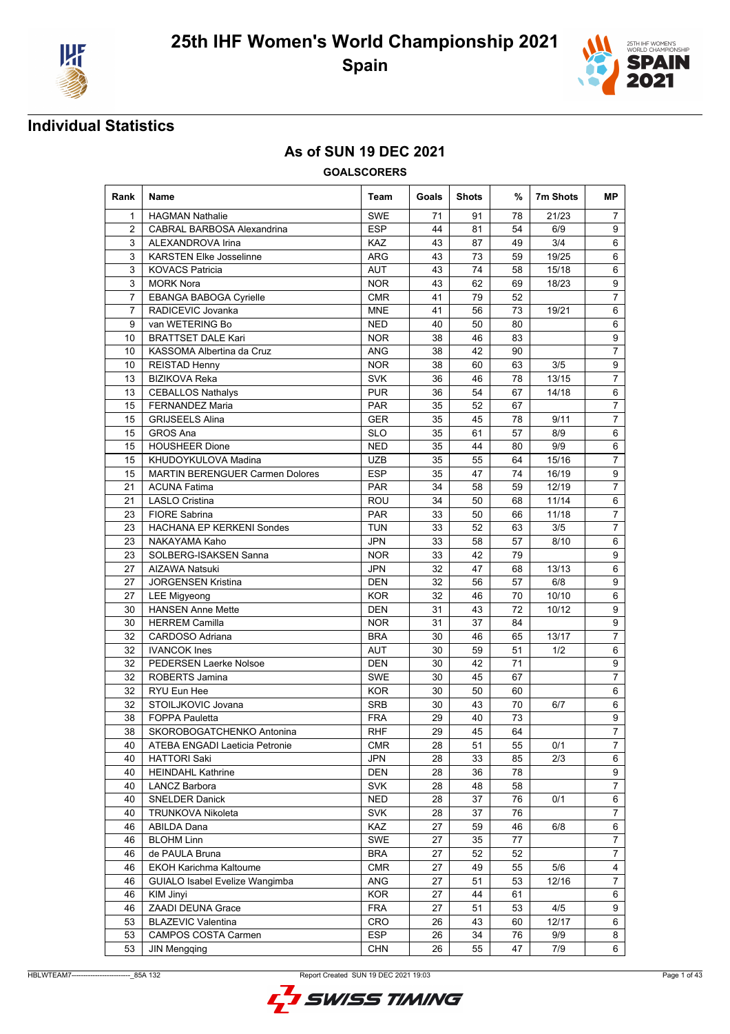# 25th IHF Women's World Championship 2021

## Spain

## Individual Statistics

### As of SUN 19 DEC 2021

**GOALSCORERS**

| Rank | Name | Team | Goals | Shots | % | 7m Shots | MP |
|---|---|---|---|---|---|---|---|
| 1 | HAGMAN Nathalie | SWE | 71 | 91 | 78 | 21/23 | 7 |
| 2 | CABRAL BARBOSA Alexandrina | ESP | 44 | 81 | 54 | 6/9 | 9 |
| 3 | ALEXANDROVA Irina | KAZ | 43 | 87 | 49 | 3/4 | 6 |
| 3 | KARSTEN Elke Josselinne | ARG | 43 | 73 | 59 | 19/25 | 6 |
| 3 | KOVACS Patricia | AUT | 43 | 74 | 58 | 15/18 | 6 |
| 3 | MORK Nora | NOR | 43 | 62 | 69 | 18/23 | 9 |
| 7 | EBANGA BABOGA Cyrielle | CMR | 41 | 79 | 52 | | 7 |
| 7 | RADICEVIC Jovanka | MNE | 41 | 56 | 73 | 19/21 | 6 |
| 9 | van WETERING Bo | NED | 40 | 50 | 80 | | 6 |
| 10 | BRATTSET DALE Kari | NOR | 38 | 46 | 83 | | 9 |
| 10 | KASSOMA Albertina da Cruz | ANG | 38 | 42 | 90 | | 7 |
| 10 | REISTAD Henny | NOR | 38 | 60 | 63 | 3/5 | 9 |
| 13 | BIZIKOVA Reka | SVK | 36 | 46 | 78 | 13/15 | 7 |
| 13 | CEBALLOS Nathalys | PUR | 36 | 54 | 67 | 14/18 | 6 |
| 15 | FERNANDEZ Maria | PAR | 35 | 52 | 67 | | 7 |
| 15 | GRIJSEELS Alina | GER | 35 | 45 | 78 | 9/11 | 7 |
| 15 | GROS Ana | SLO | 35 | 61 | 57 | 8/9 | 6 |
| 15 | HOUSHEER Dione | NED | 35 | 44 | 80 | 9/9 | 6 |
| 15 | KHUDOYKULOVA Madina | UZB | 35 | 55 | 64 | 15/16 | 7 |
| 15 | MARTIN BERENGUER Carmen Dolores | ESP | 35 | 47 | 74 | 16/19 | 9 |
| 21 | ACUNA Fatima | PAR | 34 | 58 | 59 | 12/19 | 7 |
| 21 | LASLO Cristina | ROU | 34 | 50 | 68 | 11/14 | 6 |
| 23 | FIORE Sabrina | PAR | 33 | 50 | 66 | 11/18 | 7 |
| 23 | HACHANA EP KERKENI Sondes | TUN | 33 | 52 | 63 | 3/5 | 7 |
| 23 | NAKAYAMA Kaho | JPN | 33 | 58 | 57 | 8/10 | 6 |
| 23 | SOLBERG-ISAKSEN Sanna | NOR | 33 | 42 | 79 | | 9 |
| 27 | AIZAWA Natsuki | JPN | 32 | 47 | 68 | 13/13 | 6 |
| 27 | JORGENSEN Kristina | DEN | 32 | 56 | 57 | 6/8 | 9 |
| 27 | LEE Migyeong | KOR | 32 | 46 | 70 | 10/10 | 6 |
| 30 | HANSEN Anne Mette | DEN | 31 | 43 | 72 | 10/12 | 9 |
| 30 | HERREM Camilla | NOR | 31 | 37 | 84 | | 9 |
| 32 | CARDOSO Adriana | BRA | 30 | 46 | 65 | 13/17 | 7 |
| 32 | IVANCOK Ines | AUT | 30 | 59 | 51 | 1/2 | 6 |
| 32 | PEDERSEN Laerke Nolsoe | DEN | 30 | 42 | 71 | | 9 |
| 32 | ROBERTS Jamina | SWE | 30 | 45 | 67 | | 7 |
| 32 | RYU Eun Hee | KOR | 30 | 50 | 60 | | 6 |
| 32 | STOILJKOVIC Jovana | SRB | 30 | 43 | 70 | 6/7 | 6 |
| 38 | FOPPA Pauletta | FRA | 29 | 40 | 73 | | 9 |
| 38 | SKOROBOGATCHENKO Antonina | RHF | 29 | 45 | 64 | | 7 |
| 40 | ATEBA ENGADI Laeticia Petronie | CMR | 28 | 51 | 55 | 0/1 | 7 |
| 40 | HATTORI Saki | JPN | 28 | 33 | 85 | 2/3 | 6 |
| 40 | HEINDAHL Kathrine | DEN | 28 | 36 | 78 | | 9 |
| 40 | LANCZ Barbora | SVK | 28 | 48 | 58 | | 7 |
| 40 | SNELDER Danick | NED | 28 | 37 | 76 | 0/1 | 6 |
| 40 | TRUNKOVA Nikoleta | SVK | 28 | 37 | 76 | | 7 |
| 46 | ABILDA Dana | KAZ | 27 | 59 | 46 | 6/8 | 6 |
| 46 | BLOHM Linn | SWE | 27 | 35 | 77 | | 7 |
| 46 | de PAULA Bruna | BRA | 27 | 52 | 52 | | 7 |
| 46 | EKOH Karichma Kaltoume | CMR | 27 | 49 | 55 | 5/6 | 4 |
| 46 | GUIALO Isabel Evelize Wangimba | ANG | 27 | 51 | 53 | 12/16 | 7 |
| 46 | KIM Jinyi | KOR | 27 | 44 | 61 | | 6 |
| 46 | ZAADI DEUNA Grace | FRA | 27 | 51 | 53 | 4/5 | 9 |
| 53 | BLAZEVIC Valentina | CRO | 26 | 43 | 60 | 12/17 | 6 |
| 53 | CAMPOS COSTA Carmen | ESP | 26 | 34 | 76 | 9/9 | 8 |
| 53 | JIN Mengqing | CHN | 26 | 55 | 47 | 7/9 | 6 |

HBLWTEAM7-------------------------_85A 132 Report Created SUN 19 DEC 2021 19:03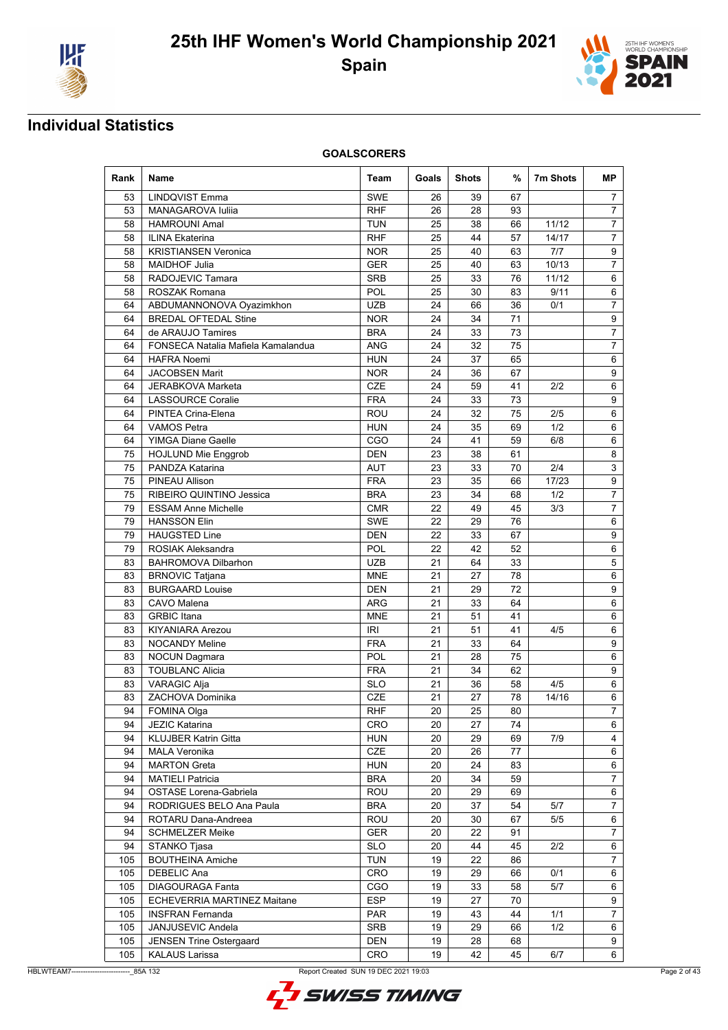# 25th IHF Women's World Championship 2021

## Spain

## Individual Statistics

### GOALSCORERS

| Rank | Name | Team | Goals | Shots | % | 7m Shots | MP |
|---|---|---|---|---|---|---|---|
| 53 | LINDQVIST Emma | SWE | 26 | 39 | 67 | | 7 |
| 53 | MANAGAROVA Iuliia | RHF | 26 | 28 | 93 | | 7 |
| 58 | HAMROUNI Amal | TUN | 25 | 38 | 66 | 11/12 | 7 |
| 58 | ILINA Ekaterina | RHF | 25 | 44 | 57 | 14/17 | 7 |
| 58 | KRISTIANSEN Veronica | NOR | 25 | 40 | 63 | 7/7 | 9 |
| 58 | MAIDHOF Julia | GER | 25 | 40 | 63 | 10/13 | 7 |
| 58 | RADOJEVIC Tamara | SRB | 25 | 33 | 76 | 11/12 | 6 |
| 58 | ROSZAK Romana | POL | 25 | 30 | 83 | 9/11 | 6 |
| 64 | ABDUMANNONOVA Oyazimkhon | UZB | 24 | 66 | 36 | 0/1 | 7 |
| 64 | BREDAL OFTEDAL Stine | NOR | 24 | 34 | 71 | | 9 |
| 64 | de ARAUJO Tamires | BRA | 24 | 33 | 73 | | 7 |
| 64 | FONSECA Natalia Mafiela Kamalandua | ANG | 24 | 32 | 75 | | 7 |
| 64 | HAFRA Noemi | HUN | 24 | 37 | 65 | | 6 |
| 64 | JACOBSEN Marit | NOR | 24 | 36 | 67 | | 9 |
| 64 | JERABKOVA Marketa | CZE | 24 | 59 | 41 | 2/2 | 6 |
| 64 | LASSOURCE Coralie | FRA | 24 | 33 | 73 | | 9 |
| 64 | PINTEA Crina-Elena | ROU | 24 | 32 | 75 | 2/5 | 6 |
| 64 | VAMOS Petra | HUN | 24 | 35 | 69 | 1/2 | 6 |
| 64 | YIMGA Diane Gaelle | CGO | 24 | 41 | 59 | 6/8 | 6 |
| 75 | HOJLUND Mie Enggrob | DEN | 23 | 38 | 61 | | 8 |
| 75 | PANDZA Katarina | AUT | 23 | 33 | 70 | 2/4 | 3 |
| 75 | PINEAU Allison | FRA | 23 | 35 | 66 | 17/23 | 9 |
| 75 | RIBEIRO QUINTINO Jessica | BRA | 23 | 34 | 68 | 1/2 | 7 |
| 79 | ESSAM Anne Michelle | CMR | 22 | 49 | 45 | 3/3 | 7 |
| 79 | HANSSON Elin | SWE | 22 | 29 | 76 | | 6 |
| 79 | HAUGSTED Line | DEN | 22 | 33 | 67 | | 9 |
| 79 | ROSIAK Aleksandra | POL | 22 | 42 | 52 | | 6 |
| 83 | BAHROMOVA Dilbarhon | UZB | 21 | 64 | 33 | | 5 |
| 83 | BRNOVIC Tatjana | MNE | 21 | 27 | 78 | | 6 |
| 83 | BURGAARD Louise | DEN | 21 | 29 | 72 | | 9 |
| 83 | CAVO Malena | ARG | 21 | 33 | 64 | | 6 |
| 83 | GRBIC Itana | MNE | 21 | 51 | 41 | | 6 |
| 83 | KIYANIARA Arezou | IRI | 21 | 51 | 41 | 4/5 | 6 |
| 83 | NOCANDY Meline | FRA | 21 | 33 | 64 | | 9 |
| 83 | NOCUN Dagmara | POL | 21 | 28 | 75 | | 6 |
| 83 | TOUBLANC Alicia | FRA | 21 | 34 | 62 | | 9 |
| 83 | VARAGIC Alja | SLO | 21 | 36 | 58 | 4/5 | 6 |
| 83 | ZACHOVA Dominika | CZE | 21 | 27 | 78 | 14/16 | 6 |
| 94 | FOMINA Olga | RHF | 20 | 25 | 80 | | 7 |
| 94 | JEZIC Katarina | CRO | 20 | 27 | 74 | | 6 |
| 94 | KLUJBER Katrin Gitta | HUN | 20 | 29 | 69 | 7/9 | 4 |
| 94 | MALA Veronika | CZE | 20 | 26 | 77 | | 6 |
| 94 | MARTON Greta | HUN | 20 | 24 | 83 | | 6 |
| 94 | MATIELI Patricia | BRA | 20 | 34 | 59 | | 7 |
| 94 | OSTASE Lorena-Gabriela | ROU | 20 | 29 | 69 | | 6 |
| 94 | RODRIGUES BELO Ana Paula | BRA | 20 | 37 | 54 | 5/7 | 7 |
| 94 | ROTARU Dana-Andreea | ROU | 20 | 30 | 67 | 5/5 | 6 |
| 94 | SCHMELZER Meike | GER | 20 | 22 | 91 | | 7 |
| 94 | STANKO Tjasa | SLO | 20 | 44 | 45 | 2/2 | 6 |
| 105 | BOUTHEINA Amiche | TUN | 19 | 22 | 86 | | 7 |
| 105 | DEBELIC Ana | CRO | 19 | 29 | 66 | 0/1 | 6 |
| 105 | DIAGOURAGA Fanta | CGO | 19 | 33 | 58 | 5/7 | 6 |
| 105 | ECHEVERRIA MARTINEZ Maitane | ESP | 19 | 27 | 70 | | 9 |
| 105 | INSFRAN Fernanda | PAR | 19 | 43 | 44 | 1/1 | 7 |
| 105 | JANJUSEVIC Andela | SRB | 19 | 29 | 66 | 1/2 | 6 |
| 105 | JENSEN Trine Ostergaard | DEN | 19 | 28 | 68 | | 9 |
| 105 | KALAUS Larissa | CRO | 19 | 42 | 45 | 6/7 | 6 |

HBLWTEAM7-------------------------_85A 132 Report Created SUN 19 DEC 2021 19:03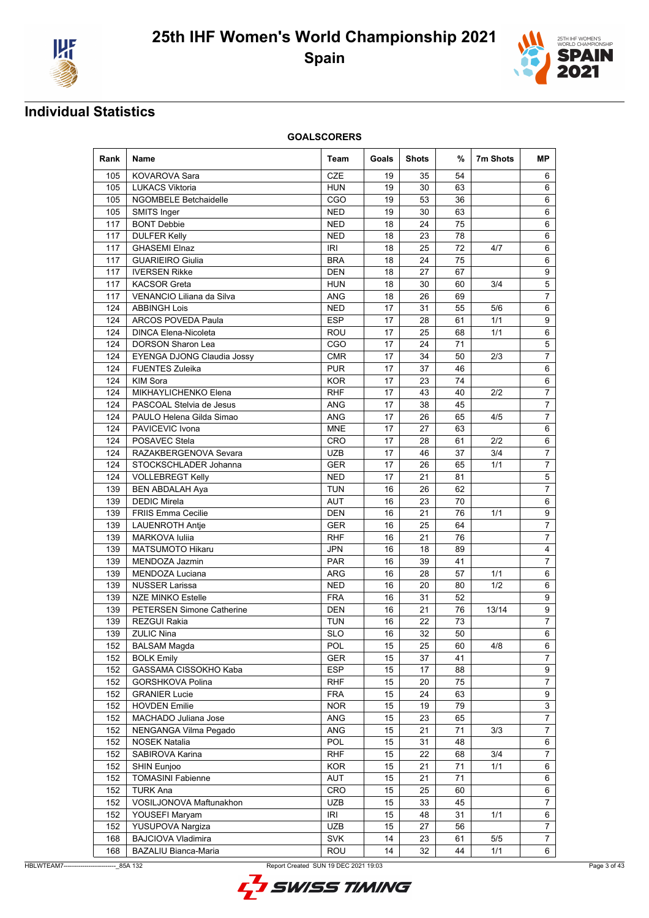# 25th IHF Women's World Championship 2021

**Spain**

## Individual Statistics

### GOALSCORERS

| Rank | Name | Team | Goals | Shots | % | 7m Shots | MP |
|---|---|---|---|---|---|---|---|
| 105 | KOVAROVA Sara | CZE | 19 | 35 | 54 | | 6 |
| 105 | LUKACS Viktoria | HUN | 19 | 30 | 63 | | 6 |
| 105 | NGOMBELE Betchaidelle | CGO | 19 | 53 | 36 | | 6 |
| 105 | SMITS Inger | NED | 19 | 30 | 63 | | 6 |
| 117 | BONT Debbie | NED | 18 | 24 | 75 | | 6 |
| 117 | DULFER Kelly | NED | 18 | 23 | 78 | | 6 |
| 117 | GHASEMI Elnaz | IRI | 18 | 25 | 72 | 4/7 | 6 |
| 117 | GUARIEIRO Giulia | BRA | 18 | 24 | 75 | | 6 |
| 117 | IVERSEN Rikke | DEN | 18 | 27 | 67 | | 9 |
| 117 | KACSOR Greta | HUN | 18 | 30 | 60 | 3/4 | 5 |
| 117 | VENANCIO Liliana da Silva | ANG | 18 | 26 | 69 | | 7 |
| 124 | ABBINGH Lois | NED | 17 | 31 | 55 | 5/6 | 6 |
| 124 | ARCOS POVEDA Paula | ESP | 17 | 28 | 61 | 1/1 | 9 |
| 124 | DINCA Elena-Nicoleta | ROU | 17 | 25 | 68 | 1/1 | 6 |
| 124 | DORSON Sharon Lea | CGO | 17 | 24 | 71 | | 5 |
| 124 | EYENGA DJONG Claudia Jossy | CMR | 17 | 34 | 50 | 2/3 | 7 |
| 124 | FUENTES Zuleika | PUR | 17 | 37 | 46 | | 6 |
| 124 | KIM Sora | KOR | 17 | 23 | 74 | | 6 |
| 124 | MIKHAYLICHENKO Elena | RHF | 17 | 43 | 40 | 2/2 | 7 |
| 124 | PASCOAL Stelvia de Jesus | ANG | 17 | 38 | 45 | | 7 |
| 124 | PAULO Helena Gilda Simao | ANG | 17 | 26 | 65 | 4/5 | 7 |
| 124 | PAVICEVIC Ivona | MNE | 17 | 27 | 63 | | 6 |
| 124 | POSAVEC Stela | CRO | 17 | 28 | 61 | 2/2 | 6 |
| 124 | RAZAKBERGENOVA Sevara | UZB | 17 | 46 | 37 | 3/4 | 7 |
| 124 | STOCKSCHLADER Johanna | GER | 17 | 26 | 65 | 1/1 | 7 |
| 124 | VOLLEBREGT Kelly | NED | 17 | 21 | 81 | | 5 |
| 139 | BEN ABDALAH Aya | TUN | 16 | 26 | 62 | | 7 |
| 139 | DEDIC Mirela | AUT | 16 | 23 | 70 | | 6 |
| 139 | FRIIS Emma Cecilie | DEN | 16 | 21 | 76 | 1/1 | 9 |
| 139 | LAUENROTH Antje | GER | 16 | 25 | 64 | | 7 |
| 139 | MARKOVA Iuliia | RHF | 16 | 21 | 76 | | 7 |
| 139 | MATSUMOTO Hikaru | JPN | 16 | 18 | 89 | | 4 |
| 139 | MENDOZA Jazmin | PAR | 16 | 39 | 41 | | 7 |
| 139 | MENDOZA Luciana | ARG | 16 | 28 | 57 | 1/1 | 6 |
| 139 | NUSSER Larissa | NED | 16 | 20 | 80 | 1/2 | 6 |
| 139 | NZE MINKO Estelle | FRA | 16 | 31 | 52 | | 9 |
| 139 | PETERSEN Simone Catherine | DEN | 16 | 21 | 76 | 13/14 | 9 |
| 139 | REZGUI Rakia | TUN | 16 | 22 | 73 | | 7 |
| 139 | ZULIC Nina | SLO | 16 | 32 | 50 | | 6 |
| 152 | BALSAM Magda | POL | 15 | 25 | 60 | 4/8 | 6 |
| 152 | BOLK Emily | GER | 15 | 37 | 41 | | 7 |
| 152 | GASSAMA CISSOKHO Kaba | ESP | 15 | 17 | 88 | | 9 |
| 152 | GORSHKOVA Polina | RHF | 15 | 20 | 75 | | 7 |
| 152 | GRANIER Lucie | FRA | 15 | 24 | 63 | | 9 |
| 152 | HOVDEN Emilie | NOR | 15 | 19 | 79 | | 3 |
| 152 | MACHADO Juliana Jose | ANG | 15 | 23 | 65 | | 7 |
| 152 | NENGANGA Vilma Pegado | ANG | 15 | 21 | 71 | 3/3 | 7 |
| 152 | NOSEK Natalia | POL | 15 | 31 | 48 | | 6 |
| 152 | SABIROVA Karina | RHF | 15 | 22 | 68 | 3/4 | 7 |
| 152 | SHIN Eunjoo | KOR | 15 | 21 | 71 | 1/1 | 6 |
| 152 | TOMASINI Fabienne | AUT | 15 | 21 | 71 | | 6 |
| 152 | TURK Ana | CRO | 15 | 25 | 60 | | 6 |
| 152 | VOSILJONOVA Maftunakhon | UZB | 15 | 33 | 45 | | 7 |
| 152 | YOUSEFI Maryam | IRI | 15 | 48 | 31 | 1/1 | 6 |
| 152 | YUSUPOVA Nargiza | UZB | 15 | 27 | 56 | | 7 |
| 168 | BAJCIOVA Vladimira | SVK | 14 | 23 | 61 | 5/5 | 7 |
| 168 | BAZALIU Bianca-Maria | ROU | 14 | 32 | 44 | 1/1 | 6 |

HBLWTEAM7-------------------------_85A 132 Report Created SUN 19 DEC 2021 19:03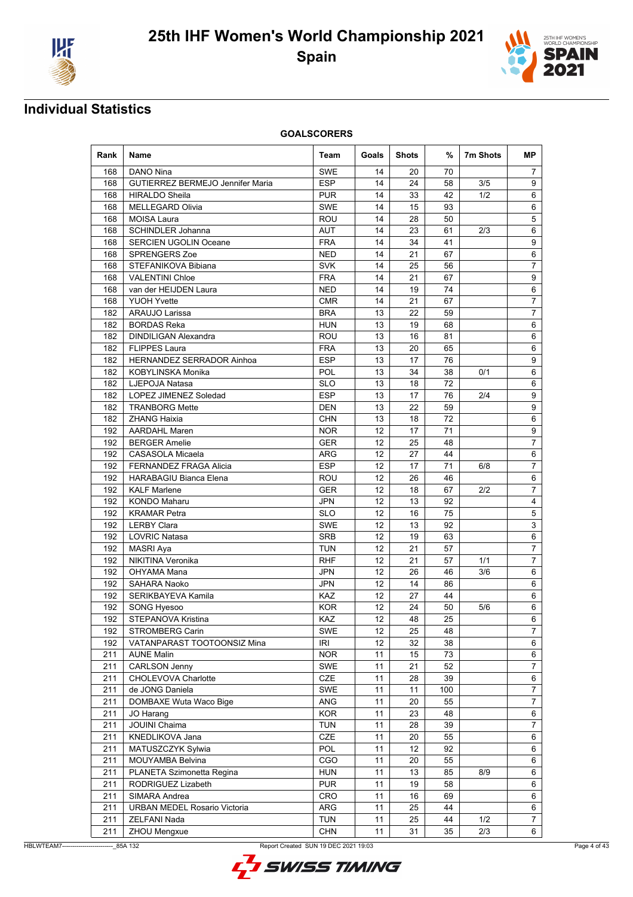# 25th IHF Women's World Championship 2021

## Spain

## Individual Statistics

### GOALSCORERS

| Rank | Name | Team | Goals | Shots | % | 7m Shots | MP |
|---|---|---|---|---|---|---|---|
| 168 | DANO Nina | SWE | 14 | 20 | 70 | | 7 |
| 168 | GUTIERREZ BERMEJO Jennifer Maria | ESP | 14 | 24 | 58 | 3/5 | 9 |
| 168 | HIRALDO Sheila | PUR | 14 | 33 | 42 | 1/2 | 6 |
| 168 | MELLEGARD Olivia | SWE | 14 | 15 | 93 | | 6 |
| 168 | MOISA Laura | ROU | 14 | 28 | 50 | | 5 |
| 168 | SCHINDLER Johanna | AUT | 14 | 23 | 61 | 2/3 | 6 |
| 168 | SERCIEN UGOLIN Oceane | FRA | 14 | 34 | 41 | | 9 |
| 168 | SPRENGERS Zoe | NED | 14 | 21 | 67 | | 6 |
| 168 | STEFANIKOVA Bibiana | SVK | 14 | 25 | 56 | | 7 |
| 168 | VALENTINI Chloe | FRA | 14 | 21 | 67 | | 9 |
| 168 | van der HEIJDEN Laura | NED | 14 | 19 | 74 | | 6 |
| 168 | YUOH Yvette | CMR | 14 | 21 | 67 | | 7 |
| 182 | ARAUJO Larissa | BRA | 13 | 22 | 59 | | 7 |
| 182 | BORDAS Reka | HUN | 13 | 19 | 68 | | 6 |
| 182 | DINDILIGAN Alexandra | ROU | 13 | 16 | 81 | | 6 |
| 182 | FLIPPES Laura | FRA | 13 | 20 | 65 | | 6 |
| 182 | HERNANDEZ SERRADOR Ainhoa | ESP | 13 | 17 | 76 | | 9 |
| 182 | KOBYLINSKA Monika | POL | 13 | 34 | 38 | 0/1 | 6 |
| 182 | LJEPOJA Natasa | SLO | 13 | 18 | 72 | | 6 |
| 182 | LOPEZ JIMENEZ Soledad | ESP | 13 | 17 | 76 | 2/4 | 9 |
| 182 | TRANBORG Mette | DEN | 13 | 22 | 59 | | 9 |
| 182 | ZHANG Haixia | CHN | 13 | 18 | 72 | | 6 |
| 192 | AARDAHL Maren | NOR | 12 | 17 | 71 | | 9 |
| 192 | BERGER Amelie | GER | 12 | 25 | 48 | | 7 |
| 192 | CASASOLA Micaela | ARG | 12 | 27 | 44 | | 6 |
| 192 | FERNANDEZ FRAGA Alicia | ESP | 12 | 17 | 71 | 6/8 | 7 |
| 192 | HARABAGIU Bianca Elena | ROU | 12 | 26 | 46 | | 6 |
| 192 | KALF Marlene | GER | 12 | 18 | 67 | 2/2 | 7 |
| 192 | KONDO Maharu | JPN | 12 | 13 | 92 | | 4 |
| 192 | KRAMAR Petra | SLO | 12 | 16 | 75 | | 5 |
| 192 | LERBY Clara | SWE | 12 | 13 | 92 | | 3 |
| 192 | LOVRIC Natasa | SRB | 12 | 19 | 63 | | 6 |
| 192 | MASRI Aya | TUN | 12 | 21 | 57 | | 7 |
| 192 | NIKITINA Veronika | RHF | 12 | 21 | 57 | 1/1 | 7 |
| 192 | OHYAMA Mana | JPN | 12 | 26 | 46 | 3/6 | 6 |
| 192 | SAHARA Naoko | JPN | 12 | 14 | 86 | | 6 |
| 192 | SERIKBAYEVA Kamila | KAZ | 12 | 27 | 44 | | 6 |
| 192 | SONG Hyesoo | KOR | 12 | 24 | 50 | 5/6 | 6 |
| 192 | STEPANOVA Kristina | KAZ | 12 | 48 | 25 | | 6 |
| 192 | STROMBERG Carin | SWE | 12 | 25 | 48 | | 7 |
| 192 | VATANPARAST TOOTOONSIZ Mina | IRI | 12 | 32 | 38 | | 6 |
| 211 | AUNE Malin | NOR | 11 | 15 | 73 | | 6 |
| 211 | CARLSON Jenny | SWE | 11 | 21 | 52 | | 7 |
| 211 | CHOLEVOVA Charlotte | CZE | 11 | 28 | 39 | | 6 |
| 211 | de JONG Daniela | SWE | 11 | 11 | 100 | | 7 |
| 211 | DOMBAXE Wuta Waco Bige | ANG | 11 | 20 | 55 | | 7 |
| 211 | JO Harang | KOR | 11 | 23 | 48 | | 6 |
| 211 | JOUINI Chaima | TUN | 11 | 28 | 39 | | 7 |
| 211 | KNEDLIKOVA Jana | CZE | 11 | 20 | 55 | | 6 |
| 211 | MATUSZCZYK Sylwia | POL | 11 | 12 | 92 | | 6 |
| 211 | MOUYAMBA Belvina | CGO | 11 | 20 | 55 | | 6 |
| 211 | PLANETA Szimonetta Regina | HUN | 11 | 13 | 85 | 8/9 | 6 |
| 211 | RODRIGUEZ Lizabeth | PUR | 11 | 19 | 58 | | 6 |
| 211 | SIMARA Andrea | CRO | 11 | 16 | 69 | | 6 |
| 211 | URBAN MEDEL Rosario Victoria | ARG | 11 | 25 | 44 | | 6 |
| 211 | ZELFANI Nada | TUN | 11 | 25 | 44 | 1/2 | 7 |
| 211 | ZHOU Mengxue | CHN | 11 | 31 | 35 | 2/3 | 6 |

HBLWTEAM7-------------------------_85A 132 Report Created SUN 19 DEC 2021 19:03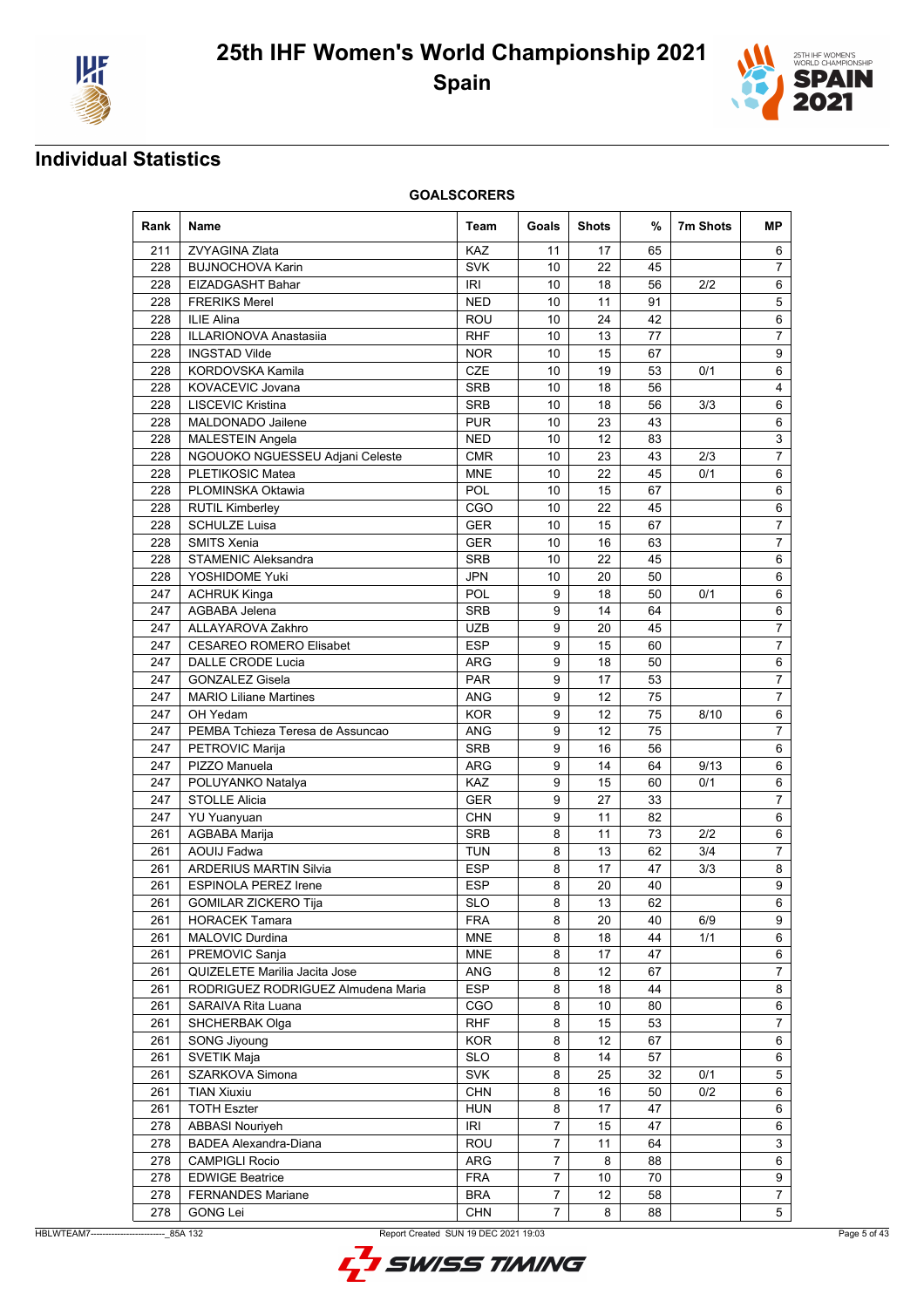# 25th IHF Women's World Championship 2021

## Spain

## Individual Statistics

### GOALSCORERS

| Rank | Name | Team | Goals | Shots | % | 7m Shots | MP |
|---|---|---|---|---|---|---|---|
| 211 | ZVYAGINA Zlata | KAZ | 11 | 17 | 65 | | 6 |
| 228 | BUJNOCHOVA Karin | SVK | 10 | 22 | 45 | | 7 |
| 228 | EIZADGASHT Bahar | IRI | 10 | 18 | 56 | 2/2 | 6 |
| 228 | FRERIKS Merel | NED | 10 | 11 | 91 | | 5 |
| 228 | ILIE Alina | ROU | 10 | 24 | 42 | | 6 |
| 228 | ILLARIONOVA Anastasiia | RHF | 10 | 13 | 77 | | 7 |
| 228 | INGSTAD Vilde | NOR | 10 | 15 | 67 | | 9 |
| 228 | KORDOVSKA Kamila | CZE | 10 | 19 | 53 | 0/1 | 6 |
| 228 | KOVACEVIC Jovana | SRB | 10 | 18 | 56 | | 4 |
| 228 | LISCEVIC Kristina | SRB | 10 | 18 | 56 | 3/3 | 6 |
| 228 | MALDONADO Jailene | PUR | 10 | 23 | 43 | | 6 |
| 228 | MALESTEIN Angela | NED | 10 | 12 | 83 | | 3 |
| 228 | NGOUOKO NGUESSEU Adjani Celeste | CMR | 10 | 23 | 43 | 2/3 | 7 |
| 228 | PLETIKOSIC Matea | MNE | 10 | 22 | 45 | 0/1 | 6 |
| 228 | PLOMINSKA Oktawia | POL | 10 | 15 | 67 | | 6 |
| 228 | RUTIL Kimberley | CGO | 10 | 22 | 45 | | 6 |
| 228 | SCHULZE Luisa | GER | 10 | 15 | 67 | | 7 |
| 228 | SMITS Xenia | GER | 10 | 16 | 63 | | 7 |
| 228 | STAMENIC Aleksandra | SRB | 10 | 22 | 45 | | 6 |
| 228 | YOSHIDOME Yuki | JPN | 10 | 20 | 50 | | 6 |
| 247 | ACHRUK Kinga | POL | 9 | 18 | 50 | 0/1 | 6 |
| 247 | AGBABA Jelena | SRB | 9 | 14 | 64 | | 6 |
| 247 | ALLAYAROVA Zakhro | UZB | 9 | 20 | 45 | | 7 |
| 247 | CESAREO ROMERO Elisabet | ESP | 9 | 15 | 60 | | 7 |
| 247 | DALLE CRODE Lucia | ARG | 9 | 18 | 50 | | 6 |
| 247 | GONZALEZ Gisela | PAR | 9 | 17 | 53 | | 7 |
| 247 | MARIO Liliane Martines | ANG | 9 | 12 | 75 | | 7 |
| 247 | OH Yedam | KOR | 9 | 12 | 75 | 8/10 | 6 |
| 247 | PEMBA Tchieza Teresa de Assuncao | ANG | 9 | 12 | 75 | | 7 |
| 247 | PETROVIC Marija | SRB | 9 | 16 | 56 | | 6 |
| 247 | PIZZO Manuela | ARG | 9 | 14 | 64 | 9/13 | 6 |
| 247 | POLUYANKO Natalya | KAZ | 9 | 15 | 60 | 0/1 | 6 |
| 247 | STOLLE Alicia | GER | 9 | 27 | 33 | | 7 |
| 247 | YU Yuanyuan | CHN | 9 | 11 | 82 | | 6 |
| 261 | AGBABA Marija | SRB | 8 | 11 | 73 | 2/2 | 6 |
| 261 | AOUIJ Fadwa | TUN | 8 | 13 | 62 | 3/4 | 7 |
| 261 | ARDERIUS MARTIN Silvia | ESP | 8 | 17 | 47 | 3/3 | 8 |
| 261 | ESPINOLA PEREZ Irene | ESP | 8 | 20 | 40 | | 9 |
| 261 | GOMILAR ZICKERO Tija | SLO | 8 | 13 | 62 | | 6 |
| 261 | HORACEK Tamara | FRA | 8 | 20 | 40 | 6/9 | 9 |
| 261 | MALOVIC Durdina | MNE | 8 | 18 | 44 | 1/1 | 6 |
| 261 | PREMOVIC Sanja | MNE | 8 | 17 | 47 | | 6 |
| 261 | QUIZELETE Marilia Jacita Jose | ANG | 8 | 12 | 67 | | 7 |
| 261 | RODRIGUEZ RODRIGUEZ Almudena Maria | ESP | 8 | 18 | 44 | | 8 |
| 261 | SARAIVA Rita Luana | CGO | 8 | 10 | 80 | | 6 |
| 261 | SHCHERBAK Olga | RHF | 8 | 15 | 53 | | 7 |
| 261 | SONG Jiyoung | KOR | 8 | 12 | 67 | | 6 |
| 261 | SVETIK Maja | SLO | 8 | 14 | 57 | | 6 |
| 261 | SZARKOVA Simona | SVK | 8 | 25 | 32 | 0/1 | 5 |
| 261 | TIAN Xiuxiu | CHN | 8 | 16 | 50 | 0/2 | 6 |
| 261 | TOTH Eszter | HUN | 8 | 17 | 47 | | 6 |
| 278 | ABBASI Nouriyeh | IRI | 7 | 15 | 47 | | 6 |
| 278 | BADEA Alexandra-Diana | ROU | 7 | 11 | 64 | | 3 |
| 278 | CAMPIGLI Rocio | ARG | 7 | 8 | 88 | | 6 |
| 278 | EDWIGE Beatrice | FRA | 7 | 10 | 70 | | 9 |
| 278 | FERNANDES Mariane | BRA | 7 | 12 | 58 | | 7 |
| 278 | GONG Lei | CHN | 7 | 8 | 88 | | 5 |

HBLWTEAM7-------------------------_85A 132 Report Created SUN 19 DEC 2021 19:03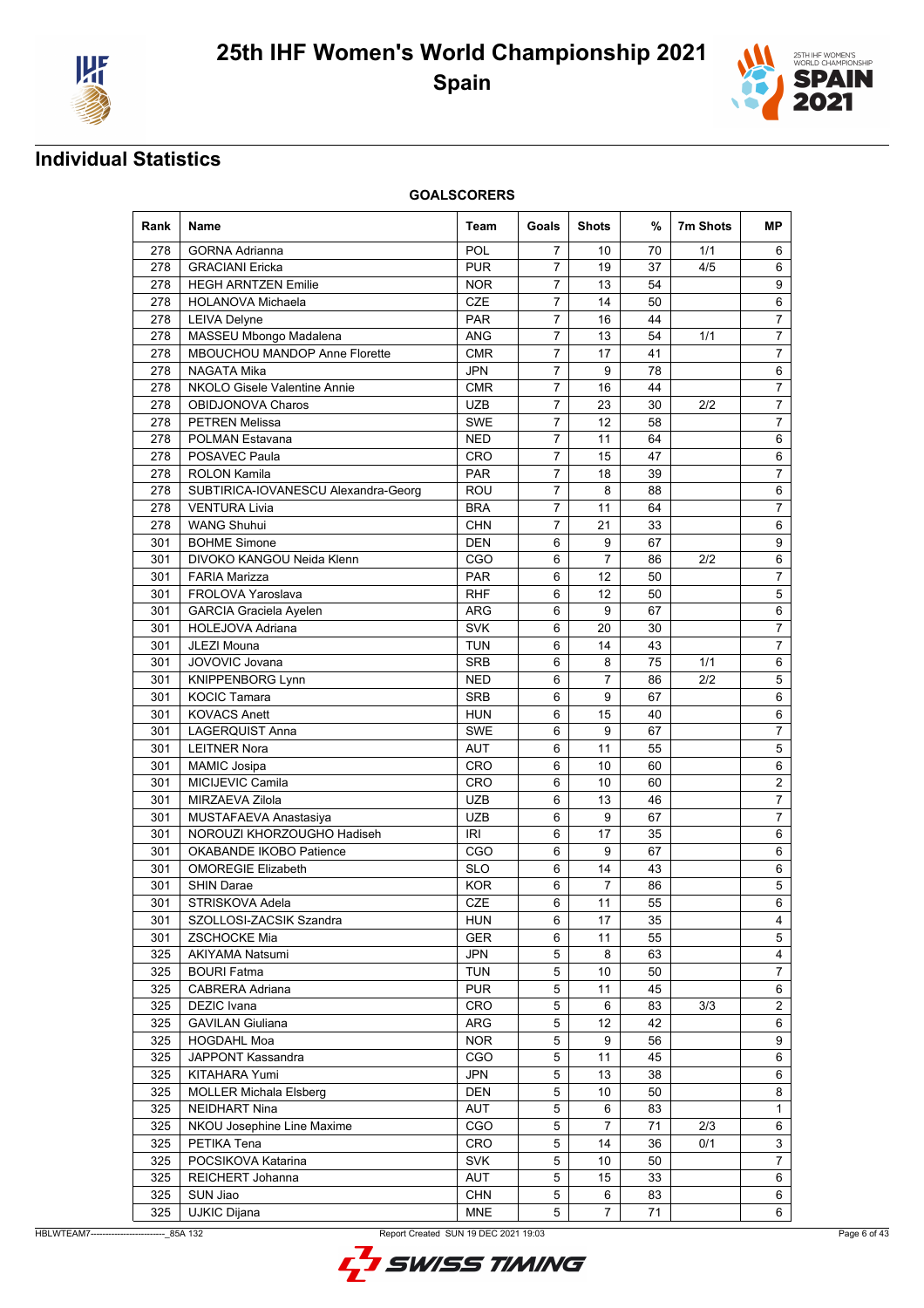# 25th IHF Women's World Championship 2021

# Spain

## Individual Statistics

### GOALSCORERS

| Rank | Name | Team | Goals | Shots | % | 7m Shots | MP |
|---|---|---|---|---|---|---|---|
| 278 | GORNA Adrianna | POL | 7 | 10 | 70 | 1/1 | 6 |
| 278 | GRACIANI Ericka | PUR | 7 | 19 | 37 | 4/5 | 6 |
| 278 | HEGH ARNTZEN Emilie | NOR | 7 | 13 | 54 | | 9 |
| 278 | HOLANOVA Michaela | CZE | 7 | 14 | 50 | | 6 |
| 278 | LEIVA Delyne | PAR | 7 | 16 | 44 | | 7 |
| 278 | MASSEU Mbongo Madalena | ANG | 7 | 13 | 54 | 1/1 | 7 |
| 278 | MBOUCHOU MANDOP Anne Florette | CMR | 7 | 17 | 41 | | 7 |
| 278 | NAGATA Mika | JPN | 7 | 9 | 78 | | 6 |
| 278 | NKOLO Gisele Valentine Annie | CMR | 7 | 16 | 44 | | 7 |
| 278 | OBIDJONOVA Charos | UZB | 7 | 23 | 30 | 2/2 | 7 |
| 278 | PETREN Melissa | SWE | 7 | 12 | 58 | | 7 |
| 278 | POLMAN Estavana | NED | 7 | 11 | 64 | | 6 |
| 278 | POSAVEC Paula | CRO | 7 | 15 | 47 | | 6 |
| 278 | ROLON Kamila | PAR | 7 | 18 | 39 | | 7 |
| 278 | SUBTIRICA-IOVANESCU Alexandra-Georg | ROU | 7 | 8 | 88 | | 6 |
| 278 | VENTURA Livia | BRA | 7 | 11 | 64 | | 7 |
| 278 | WANG Shuhui | CHN | 7 | 21 | 33 | | 6 |
| 301 | BOHME Simone | DEN | 6 | 9 | 67 | | 9 |
| 301 | DIVOKO KANGOU Neida Klenn | CGO | 6 | 7 | 86 | 2/2 | 6 |
| 301 | FARIA Marizza | PAR | 6 | 12 | 50 | | 7 |
| 301 | FROLOVA Yaroslava | RHF | 6 | 12 | 50 | | 5 |
| 301 | GARCIA Graciela Ayelen | ARG | 6 | 9 | 67 | | 6 |
| 301 | HOLEJOVA Adriana | SVK | 6 | 20 | 30 | | 7 |
| 301 | JLEZI Mouna | TUN | 6 | 14 | 43 | | 7 |
| 301 | JOVOVIC Jovana | SRB | 6 | 8 | 75 | 1/1 | 6 |
| 301 | KNIPPENBORG Lynn | NED | 6 | 7 | 86 | 2/2 | 5 |
| 301 | KOCIC Tamara | SRB | 6 | 9 | 67 | | 6 |
| 301 | KOVACS Anett | HUN | 6 | 15 | 40 | | 6 |
| 301 | LAGERQUIST Anna | SWE | 6 | 9 | 67 | | 7 |
| 301 | LEITNER Nora | AUT | 6 | 11 | 55 | | 5 |
| 301 | MAMIC Josipa | CRO | 6 | 10 | 60 | | 6 |
| 301 | MICIJEVIC Camila | CRO | 6 | 10 | 60 | | 2 |
| 301 | MIRZAEVA Zilola | UZB | 6 | 13 | 46 | | 7 |
| 301 | MUSTAFAEVA Anastasiya | UZB | 6 | 9 | 67 | | 7 |
| 301 | NOROUZI KHORZOUGHO Hadiseh | IRI | 6 | 17 | 35 | | 6 |
| 301 | OKABANDE IKOBO Patience | CGO | 6 | 9 | 67 | | 6 |
| 301 | OMOREGIE Elizabeth | SLO | 6 | 14 | 43 | | 6 |
| 301 | SHIN Darae | KOR | 6 | 7 | 86 | | 5 |
| 301 | STRISKOVA Adela | CZE | 6 | 11 | 55 | | 6 |
| 301 | SZOLLOSI-ZACSIK Szandra | HUN | 6 | 17 | 35 | | 4 |
| 301 | ZSCHOCKE Mia | GER | 6 | 11 | 55 | | 5 |
| 325 | AKIYAMA Natsumi | JPN | 5 | 8 | 63 | | 4 |
| 325 | BOURI Fatma | TUN | 5 | 10 | 50 | | 7 |
| 325 | CABRERA Adriana | PUR | 5 | 11 | 45 | | 6 |
| 325 | DEZIC Ivana | CRO | 5 | 6 | 83 | 3/3 | 2 |
| 325 | GAVILAN Giuliana | ARG | 5 | 12 | 42 | | 6 |
| 325 | HOGDAHL Moa | NOR | 5 | 9 | 56 | | 9 |
| 325 | JAPPONT Kassandra | CGO | 5 | 11 | 45 | | 6 |
| 325 | KITAHARA Yumi | JPN | 5 | 13 | 38 | | 6 |
| 325 | MOLLER Michala Elsberg | DEN | 5 | 10 | 50 | | 8 |
| 325 | NEIDHART Nina | AUT | 5 | 6 | 83 | | 1 |
| 325 | NKOU Josephine Line Maxime | CGO | 5 | 7 | 71 | 2/3 | 6 |
| 325 | PETIKA Tena | CRO | 5 | 14 | 36 | 0/1 | 3 |
| 325 | POCSIKOVA Katarina | SVK | 5 | 10 | 50 | | 7 |
| 325 | REICHERT Johanna | AUT | 5 | 15 | 33 | | 6 |
| 325 | SUN Jiao | CHN | 5 | 6 | 83 | | 6 |
| 325 | UJKIC Dijana | MNE | 5 | 7 | 71 | | 6 |

HBLWTEAM7-------------------------_85A 132 Report Created SUN 19 DEC 2021 19:03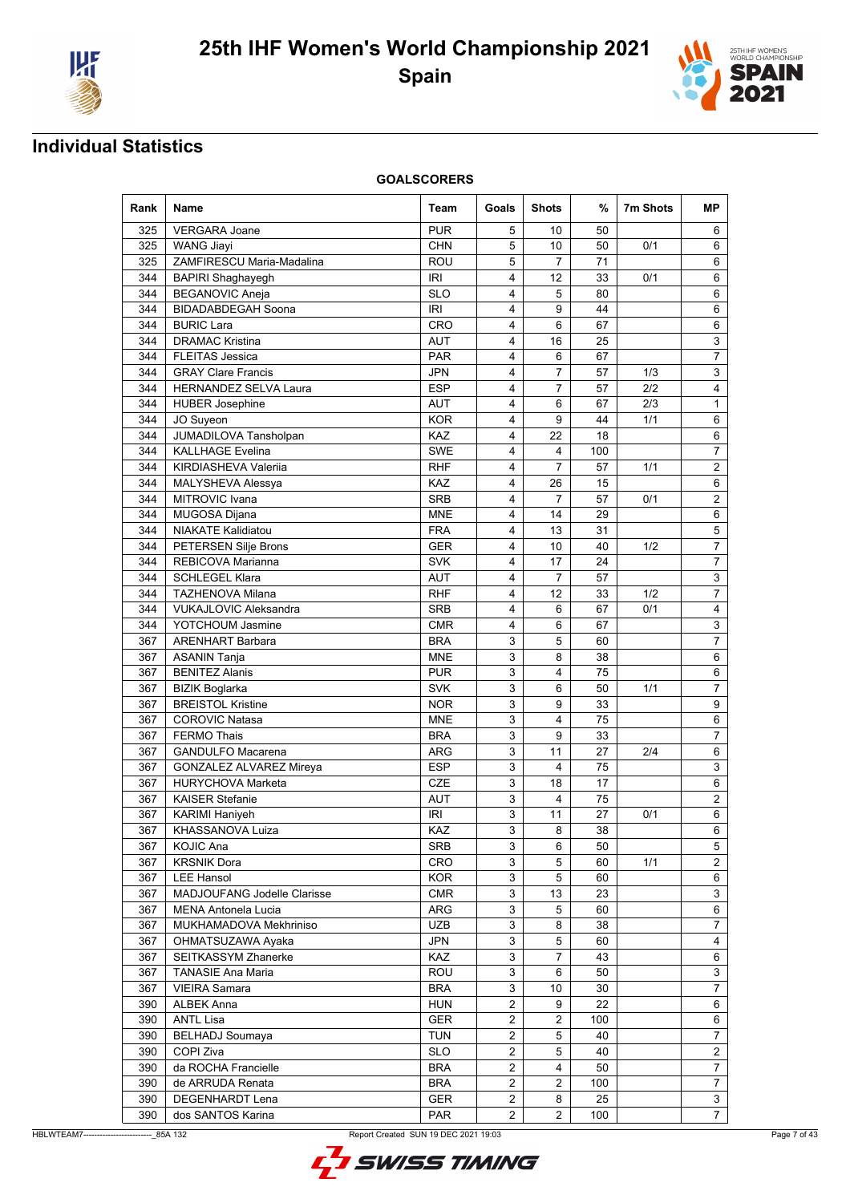# 25th IHF Women's World Championship 2021

## Spain

## Individual Statistics

### GOALSCORERS

| Rank | Name | Team | Goals | Shots | % | 7m Shots | MP |
|---|---|---|---|---|---|---|---|
| 325 | VERGARA Joane | PUR | 5 | 10 | 50 | | 6 |
| 325 | WANG Jiayi | CHN | 5 | 10 | 50 | 0/1 | 6 |
| 325 | ZAMFIRESCU Maria-Madalina | ROU | 5 | 7 | 71 | | 6 |
| 344 | BAPIRI Shaghayegh | IRI | 4 | 12 | 33 | 0/1 | 6 |
| 344 | BEGANOVIC Aneja | SLO | 4 | 5 | 80 | | 6 |
| 344 | BIDADABDEGAH Soona | IRI | 4 | 9 | 44 | | 6 |
| 344 | BURIC Lara | CRO | 4 | 6 | 67 | | 6 |
| 344 | DRAMAC Kristina | AUT | 4 | 16 | 25 | | 3 |
| 344 | FLEITAS Jessica | PAR | 4 | 6 | 67 | | 7 |
| 344 | GRAY Clare Francis | JPN | 4 | 7 | 57 | 1/3 | 3 |
| 344 | HERNANDEZ SELVA Laura | ESP | 4 | 7 | 57 | 2/2 | 4 |
| 344 | HUBER Josephine | AUT | 4 | 6 | 67 | 2/3 | 1 |
| 344 | JO Suyeon | KOR | 4 | 9 | 44 | 1/1 | 6 |
| 344 | JUMADILOVA Tansholpan | KAZ | 4 | 22 | 18 | | 6 |
| 344 | KALLHAGE Evelina | SWE | 4 | 4 | 100 | | 7 |
| 344 | KIRDIASHEVA Valeriia | RHF | 4 | 7 | 57 | 1/1 | 2 |
| 344 | MALYSHEVA Alessya | KAZ | 4 | 26 | 15 | | 6 |
| 344 | MITROVIC Ivana | SRB | 4 | 7 | 57 | 0/1 | 2 |
| 344 | MUGOSA Dijana | MNE | 4 | 14 | 29 | | 6 |
| 344 | NIAKATE Kalidiatou | FRA | 4 | 13 | 31 | | 5 |
| 344 | PETERSEN Silje Brons | GER | 4 | 10 | 40 | 1/2 | 7 |
| 344 | REBICOVA Marianna | SVK | 4 | 17 | 24 | | 7 |
| 344 | SCHLEGEL Klara | AUT | 4 | 7 | 57 | | 3 |
| 344 | TAZHENOVA Milana | RHF | 4 | 12 | 33 | 1/2 | 7 |
| 344 | VUKAJLOVIC Aleksandra | SRB | 4 | 6 | 67 | 0/1 | 4 |
| 344 | YOTCHOUM Jasmine | CMR | 4 | 6 | 67 | | 3 |
| 367 | ARENHART Barbara | BRA | 3 | 5 | 60 | | 7 |
| 367 | ASANIN Tanja | MNE | 3 | 8 | 38 | | 6 |
| 367 | BENITEZ Alanis | PUR | 3 | 4 | 75 | | 6 |
| 367 | BIZIK Boglarka | SVK | 3 | 6 | 50 | 1/1 | 7 |
| 367 | BREISTOL Kristine | NOR | 3 | 9 | 33 | | 9 |
| 367 | COROVIC Natasa | MNE | 3 | 4 | 75 | | 6 |
| 367 | FERMO Thais | BRA | 3 | 9 | 33 | | 7 |
| 367 | GANDULFO Macarena | ARG | 3 | 11 | 27 | 2/4 | 6 |
| 367 | GONZALEZ ALVAREZ Mireya | ESP | 3 | 4 | 75 | | 3 |
| 367 | HURYCHOVA Marketa | CZE | 3 | 18 | 17 | | 6 |
| 367 | KAISER Stefanie | AUT | 3 | 4 | 75 | | 2 |
| 367 | KARIMI Haniyeh | IRI | 3 | 11 | 27 | 0/1 | 6 |
| 367 | KHASSANOVA Luiza | KAZ | 3 | 8 | 38 | | 6 |
| 367 | KOJIC Ana | SRB | 3 | 6 | 50 | | 5 |
| 367 | KRSNIK Dora | CRO | 3 | 5 | 60 | 1/1 | 2 |
| 367 | LEE Hansol | KOR | 3 | 5 | 60 | | 6 |
| 367 | MADJOUFANG Jodelle Clarisse | CMR | 3 | 13 | 23 | | 3 |
| 367 | MENA Antonela Lucia | ARG | 3 | 5 | 60 | | 6 |
| 367 | MUKHAMADOVA Mekhriniso | UZB | 3 | 8 | 38 | | 7 |
| 367 | OHMATSUZAWA Ayaka | JPN | 3 | 5 | 60 | | 4 |
| 367 | SEITKASSYM Zhanerke | KAZ | 3 | 7 | 43 | | 6 |
| 367 | TANASIE Ana Maria | ROU | 3 | 6 | 50 | | 3 |
| 367 | VIEIRA Samara | BRA | 3 | 10 | 30 | | 7 |
| 390 | ALBEK Anna | HUN | 2 | 9 | 22 | | 6 |
| 390 | ANTL Lisa | GER | 2 | 2 | 100 | | 6 |
| 390 | BELHADJ Soumaya | TUN | 2 | 5 | 40 | | 7 |
| 390 | COPI Ziva | SLO | 2 | 5 | 40 | | 2 |
| 390 | da ROCHA Francielle | BRA | 2 | 4 | 50 | | 7 |
| 390 | de ARRUDA Renata | BRA | 2 | 2 | 100 | | 7 |
| 390 | DEGENHARDT Lena | GER | 2 | 8 | 25 | | 3 |
| 390 | dos SANTOS Karina | PAR | 2 | 2 | 100 | | 7 |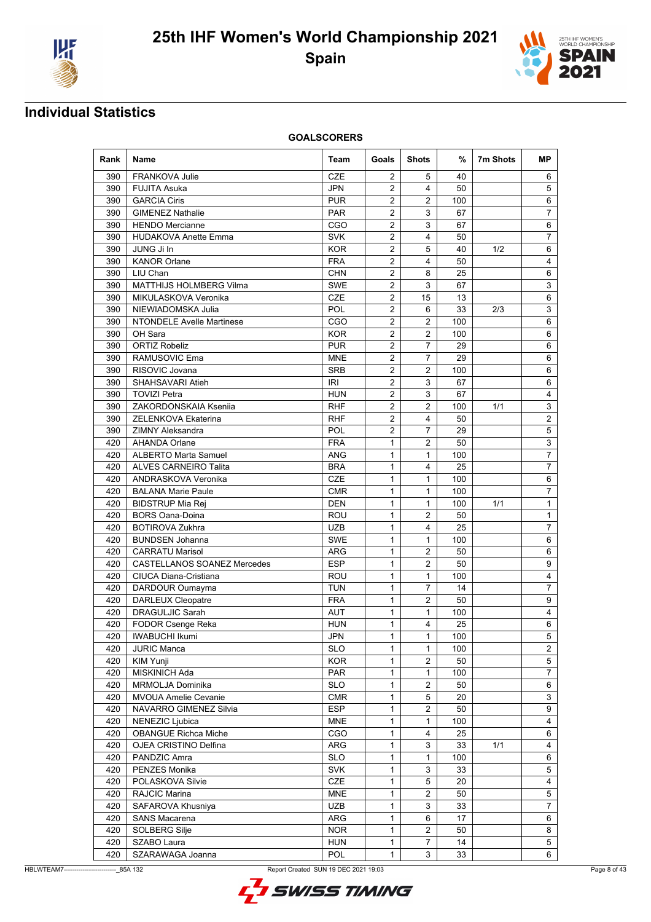# 25th IHF Women's World Championship 2021

## Spain

## Individual Statistics

### GOALSCORERS

| Rank | Name | Team | Goals | Shots | % | 7m Shots | MP |
|---|---|---|---|---|---|---|---|
| 390 | FRANKOVA Julie | CZE | 2 | 5 | 40 | | 6 |
| 390 | FUJITA Asuka | JPN | 2 | 4 | 50 | | 5 |
| 390 | GARCIA Ciris | PUR | 2 | 2 | 100 | | 6 |
| 390 | GIMENEZ Nathalie | PAR | 2 | 3 | 67 | | 7 |
| 390 | HENDO Mercianne | CGO | 2 | 3 | 67 | | 6 |
| 390 | HUDAKOVA Anette Emma | SVK | 2 | 4 | 50 | | 7 |
| 390 | JUNG Ji In | KOR | 2 | 5 | 40 | 1/2 | 6 |
| 390 | KANOR Orlane | FRA | 2 | 4 | 50 | | 4 |
| 390 | LIU Chan | CHN | 2 | 8 | 25 | | 6 |
| 390 | MATTHIJS HOLMBERG Vilma | SWE | 2 | 3 | 67 | | 3 |
| 390 | MIKULASKOVA Veronika | CZE | 2 | 15 | 13 | | 6 |
| 390 | NIEWIADOMSKA Julia | POL | 2 | 6 | 33 | 2/3 | 3 |
| 390 | NTONDELE Avelle Martinese | CGO | 2 | 2 | 100 | | 6 |
| 390 | OH Sara | KOR | 2 | 2 | 100 | | 6 |
| 390 | ORTIZ Robeliz | PUR | 2 | 7 | 29 | | 6 |
| 390 | RAMUSOVIC Ema | MNE | 2 | 7 | 29 | | 6 |
| 390 | RISOVIC Jovana | SRB | 2 | 2 | 100 | | 6 |
| 390 | SHAHSAVARI Atieh | IRI | 2 | 3 | 67 | | 6 |
| 390 | TOVIZI Petra | HUN | 2 | 3 | 67 | | 4 |
| 390 | ZAKORDONSKAIA Kseniia | RHF | 2 | 2 | 100 | 1/1 | 3 |
| 390 | ZELENKOVA Ekaterina | RHF | 2 | 4 | 50 | | 2 |
| 390 | ZIMNY Aleksandra | POL | 2 | 7 | 29 | | 5 |
| 420 | AHANDA Orlane | FRA | 1 | 2 | 50 | | 3 |
| 420 | ALBERTO Marta Samuel | ANG | 1 | 1 | 100 | | 7 |
| 420 | ALVES CARNEIRO Talita | BRA | 1 | 4 | 25 | | 7 |
| 420 | ANDRASKOVA Veronika | CZE | 1 | 1 | 100 | | 6 |
| 420 | BALANA Marie Paule | CMR | 1 | 1 | 100 | | 7 |
| 420 | BIDSTRUP Mia Rej | DEN | 1 | 1 | 100 | 1/1 | 1 |
| 420 | BORS Oana-Doina | ROU | 1 | 2 | 50 | | 1 |
| 420 | BOTIROVA Zukhra | UZB | 1 | 4 | 25 | | 7 |
| 420 | BUNDSEN Johanna | SWE | 1 | 1 | 100 | | 6 |
| 420 | CARRATU Marisol | ARG | 1 | 2 | 50 | | 6 |
| 420 | CASTELLANOS SOANEZ Mercedes | ESP | 1 | 2 | 50 | | 9 |
| 420 | CIUCA Diana-Cristiana | ROU | 1 | 1 | 100 | | 4 |
| 420 | DARDOUR Oumayma | TUN | 1 | 7 | 14 | | 7 |
| 420 | DARLEUX Cleopatre | FRA | 1 | 2 | 50 | | 9 |
| 420 | DRAGULJIC Sarah | AUT | 1 | 1 | 100 | | 4 |
| 420 | FODOR Csenge Reka | HUN | 1 | 4 | 25 | | 6 |
| 420 | IWABUCHI Ikumi | JPN | 1 | 1 | 100 | | 5 |
| 420 | JURIC Manca | SLO | 1 | 1 | 100 | | 2 |
| 420 | KIM Yunji | KOR | 1 | 2 | 50 | | 5 |
| 420 | MISKINICH Ada | PAR | 1 | 1 | 100 | | 7 |
| 420 | MRMOLJA Dominika | SLO | 1 | 2 | 50 | | 6 |
| 420 | MVOUA Amelie Cevanie | CMR | 1 | 5 | 20 | | 3 |
| 420 | NAVARRO GIMENEZ Silvia | ESP | 1 | 2 | 50 | | 9 |
| 420 | NENEZIC Ljubica | MNE | 1 | 1 | 100 | | 4 |
| 420 | OBANGUE Richca Miche | CGO | 1 | 4 | 25 | | 6 |
| 420 | OJEA CRISTINO Delfina | ARG | 1 | 3 | 33 | 1/1 | 4 |
| 420 | PANDZIC Amra | SLO | 1 | 1 | 100 | | 6 |
| 420 | PENZES Monika | SVK | 1 | 3 | 33 | | 5 |
| 420 | POLASKOVA Silvie | CZE | 1 | 5 | 20 | | 4 |
| 420 | RAJCIC Marina | MNE | 1 | 2 | 50 | | 5 |
| 420 | SAFAROVA Khusniya | UZB | 1 | 3 | 33 | | 7 |
| 420 | SANS Macarena | ARG | 1 | 6 | 17 | | 6 |
| 420 | SOLBERG Silje | NOR | 1 | 2 | 50 | | 8 |
| 420 | SZABO Laura | HUN | 1 | 7 | 14 | | 5 |
| 420 | SZARAWAGA Joanna | POL | 1 | 3 | 33 | | 6 |

HBLWTEAM7-------------------------_85A 132 Report Created SUN 19 DEC 2021 19:03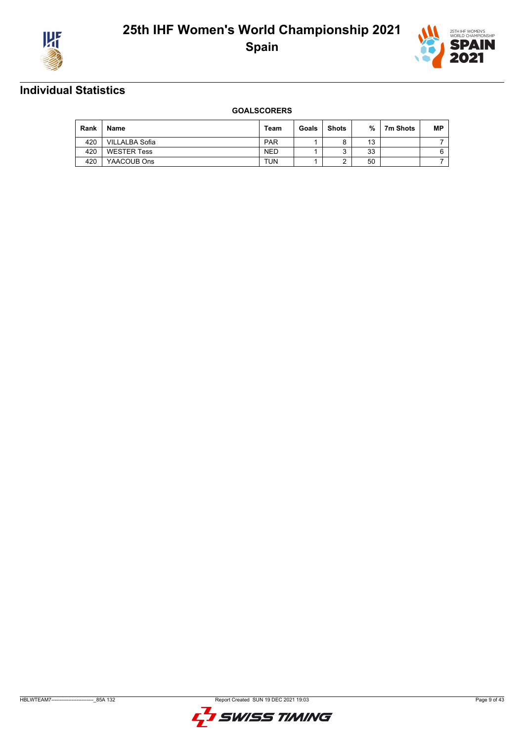## Individual Statistics

**GOALSCORERS**

| Rank | Name | Team | Goals | Shots | % | 7m Shots | MP |
|---|---|---|---|---|---|---|---|
| 420 | VILLALBA Sofia | PAR | 1 | 8 | 13 | | 7 |
| 420 | WESTER Tess | NED | 1 | 3 | 33 | | 6 |
| 420 | YAACOUB Ons | TUN | 1 | 2 | 50 | | 7 |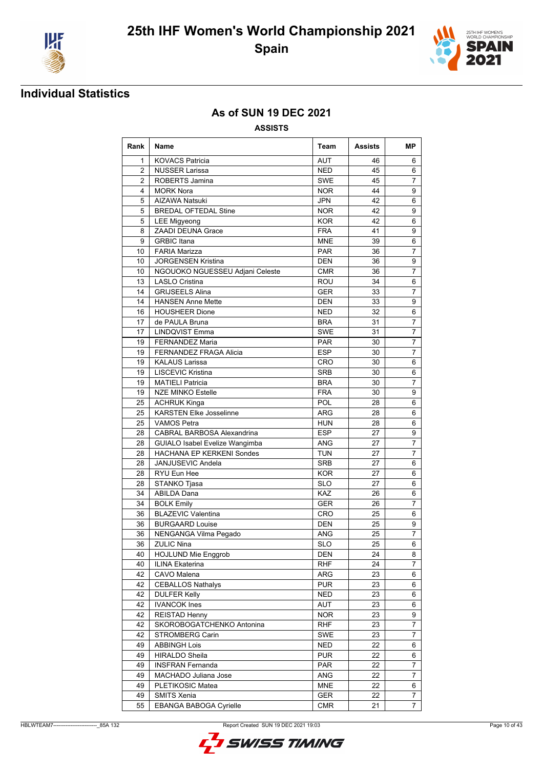# 25th IHF Women's World Championship 2021

## Spain

## Individual Statistics

### As of SUN 19 DEC 2021

**ASSISTS**

| Rank | Name | Team | Assists | MP |
|---|---|---|---|---|
| 1 | KOVACS Patricia | AUT | 46 | 6 |
| 2 | NUSSER Larissa | NED | 45 | 6 |
| 2 | ROBERTS Jamina | SWE | 45 | 7 |
| 4 | MORK Nora | NOR | 44 | 9 |
| 5 | AIZAWA Natsuki | JPN | 42 | 6 |
| 5 | BREDAL OFTEDAL Stine | NOR | 42 | 9 |
| 5 | LEE Migyeong | KOR | 42 | 6 |
| 8 | ZAADI DEUNA Grace | FRA | 41 | 9 |
| 9 | GRBIC Itana | MNE | 39 | 6 |
| 10 | FARIA Marizza | PAR | 36 | 7 |
| 10 | JORGENSEN Kristina | DEN | 36 | 9 |
| 10 | NGOUOKO NGUESSEU Adjani Celeste | CMR | 36 | 7 |
| 13 | LASLO Cristina | ROU | 34 | 6 |
| 14 | GRIJSEELS Alina | GER | 33 | 7 |
| 14 | HANSEN Anne Mette | DEN | 33 | 9 |
| 16 | HOUSHEER Dione | NED | 32 | 6 |
| 17 | de PAULA Bruna | BRA | 31 | 7 |
| 17 | LINDQVIST Emma | SWE | 31 | 7 |
| 19 | FERNANDEZ Maria | PAR | 30 | 7 |
| 19 | FERNANDEZ FRAGA Alicia | ESP | 30 | 7 |
| 19 | KALAUS Larissa | CRO | 30 | 6 |
| 19 | LISCEVIC Kristina | SRB | 30 | 6 |
| 19 | MATIELI Patricia | BRA | 30 | 7 |
| 19 | NZE MINKO Estelle | FRA | 30 | 9 |
| 25 | ACHRUK Kinga | POL | 28 | 6 |
| 25 | KARSTEN Elke Josselinne | ARG | 28 | 6 |
| 25 | VAMOS Petra | HUN | 28 | 6 |
| 28 | CABRAL BARBOSA Alexandrina | ESP | 27 | 9 |
| 28 | GUIALO Isabel Evelize Wangimba | ANG | 27 | 7 |
| 28 | HACHANA EP KERKENI Sondes | TUN | 27 | 7 |
| 28 | JANJUSEVIC Andela | SRB | 27 | 6 |
| 28 | RYU Eun Hee | KOR | 27 | 6 |
| 28 | STANKO Tjasa | SLO | 27 | 6 |
| 34 | ABILDA Dana | KAZ | 26 | 6 |
| 34 | BOLK Emily | GER | 26 | 7 |
| 36 | BLAZEVIC Valentina | CRO | 25 | 6 |
| 36 | BURGAARD Louise | DEN | 25 | 9 |
| 36 | NENGANGA Vilma Pegado | ANG | 25 | 7 |
| 36 | ZULIC Nina | SLO | 25 | 6 |
| 40 | HOJLUND Mie Enggrob | DEN | 24 | 8 |
| 40 | ILINA Ekaterina | RHF | 24 | 7 |
| 42 | CAVO Malena | ARG | 23 | 6 |
| 42 | CEBALLOS Nathalys | PUR | 23 | 6 |
| 42 | DULFER Kelly | NED | 23 | 6 |
| 42 | IVANCOK Ines | AUT | 23 | 6 |
| 42 | REISTAD Henny | NOR | 23 | 9 |
| 42 | SKOROBOGATCHENKO Antonina | RHF | 23 | 7 |
| 42 | STROMBERG Carin | SWE | 23 | 7 |
| 49 | ABBINGH Lois | NED | 22 | 6 |
| 49 | HIRALDO Sheila | PUR | 22 | 6 |
| 49 | INSFRAN Fernanda | PAR | 22 | 7 |
| 49 | MACHADO Juliana Jose | ANG | 22 | 7 |
| 49 | PLETIKOSIC Matea | MNE | 22 | 6 |
| 49 | SMITS Xenia | GER | 22 | 7 |
| 55 | EBANGA BABOGA Cyrielle | CMR | 21 | 7 |

HBLWTEAM7-------------------------_85A 132 Report Created SUN 19 DEC 2021 19:03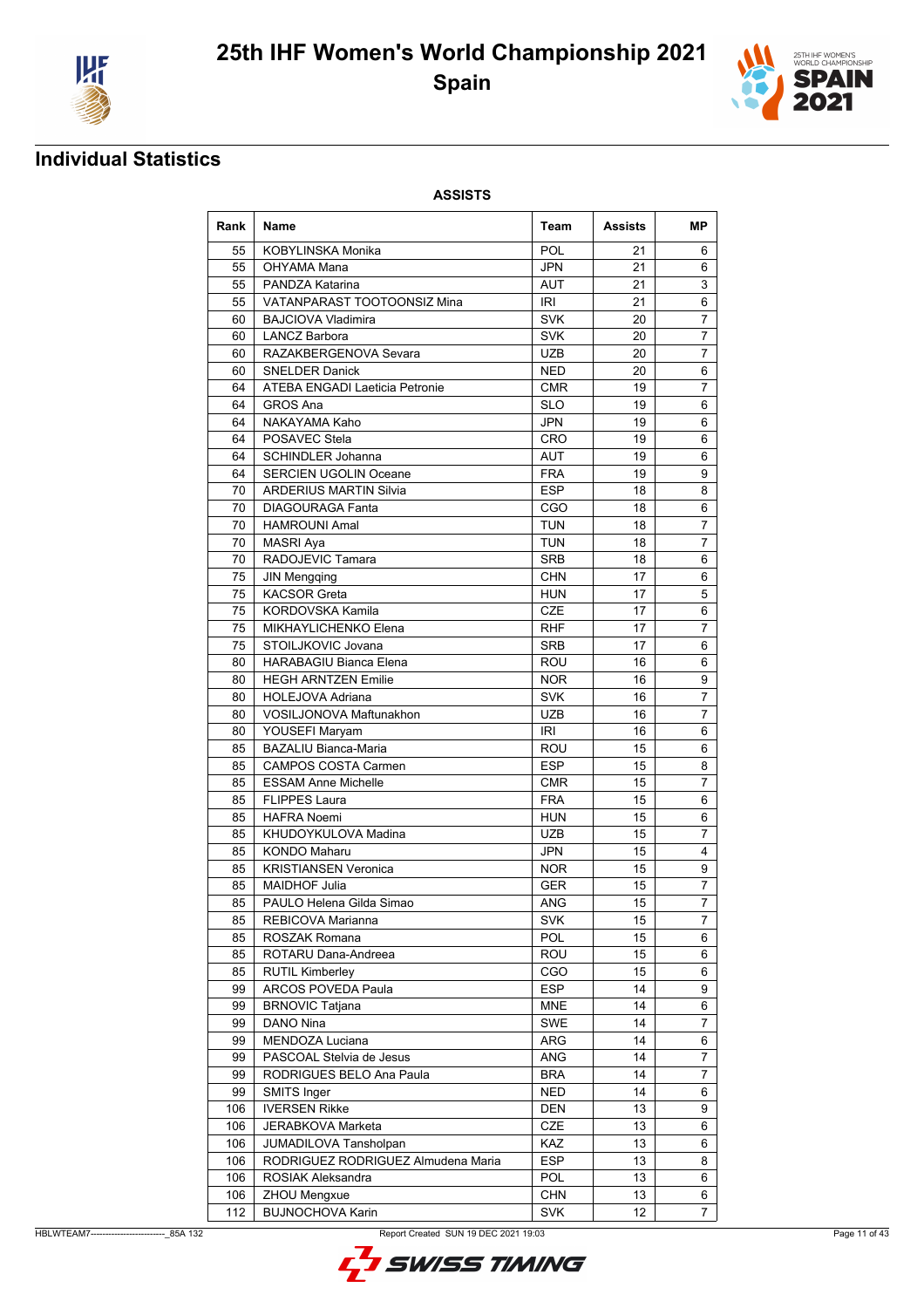# 25th IHF Women's World Championship 2021

## Spain

## Individual Statistics

**ASSISTS**

| Rank | Name | Team | Assists | MP |
|---|---|---|---|---|
| 55 | KOBYLINSKA Monika | POL | 21 | 6 |
| 55 | OHYAMA Mana | JPN | 21 | 6 |
| 55 | PANDZA Katarina | AUT | 21 | 3 |
| 55 | VATANPARAST TOOTOONSIZ Mina | IRI | 21 | 6 |
| 60 | BAJCIOVA Vladimira | SVK | 20 | 7 |
| 60 | LANCZ Barbora | SVK | 20 | 7 |
| 60 | RAZAKBERGENOVA Sevara | UZB | 20 | 7 |
| 60 | SNELDER Danick | NED | 20 | 6 |
| 64 | ATEBA ENGADI Laeticia Petronie | CMR | 19 | 7 |
| 64 | GROS Ana | SLO | 19 | 6 |
| 64 | NAKAYAMA Kaho | JPN | 19 | 6 |
| 64 | POSAVEC Stela | CRO | 19 | 6 |
| 64 | SCHINDLER Johanna | AUT | 19 | 6 |
| 64 | SERCIEN UGOLIN Oceane | FRA | 19 | 9 |
| 70 | ARDERIUS MARTIN Silvia | ESP | 18 | 8 |
| 70 | DIAGOURAGA Fanta | CGO | 18 | 6 |
| 70 | HAMROUNI Amal | TUN | 18 | 7 |
| 70 | MASRI Aya | TUN | 18 | 7 |
| 70 | RADOJEVIC Tamara | SRB | 18 | 6 |
| 75 | JIN Mengqing | CHN | 17 | 6 |
| 75 | KACSOR Greta | HUN | 17 | 5 |
| 75 | KORDOVSKA Kamila | CZE | 17 | 6 |
| 75 | MIKHAYLICHENKO Elena | RHF | 17 | 7 |
| 75 | STOILJKOVIC Jovana | SRB | 17 | 6 |
| 80 | HARABAGIU Bianca Elena | ROU | 16 | 6 |
| 80 | HEGH ARNTZEN Emilie | NOR | 16 | 9 |
| 80 | HOLEJOVA Adriana | SVK | 16 | 7 |
| 80 | VOSILJONOVA Maftunakhon | UZB | 16 | 7 |
| 80 | YOUSEFI Maryam | IRI | 16 | 6 |
| 85 | BAZALIU Bianca-Maria | ROU | 15 | 6 |
| 85 | CAMPOS COSTA Carmen | ESP | 15 | 8 |
| 85 | ESSAM Anne Michelle | CMR | 15 | 7 |
| 85 | FLIPPES Laura | FRA | 15 | 6 |
| 85 | HAFRA Noemi | HUN | 15 | 6 |
| 85 | KHUDOYKULOVA Madina | UZB | 15 | 7 |
| 85 | KONDO Maharu | JPN | 15 | 4 |
| 85 | KRISTIANSEN Veronica | NOR | 15 | 9 |
| 85 | MAIDHOF Julia | GER | 15 | 7 |
| 85 | PAULO Helena Gilda Simao | ANG | 15 | 7 |
| 85 | REBICOVA Marianna | SVK | 15 | 7 |
| 85 | ROSZAK Romana | POL | 15 | 6 |
| 85 | ROTARU Dana-Andreea | ROU | 15 | 6 |
| 85 | RUTIL Kimberley | CGO | 15 | 6 |
| 99 | ARCOS POVEDA Paula | ESP | 14 | 9 |
| 99 | BRNOVIC Tatjana | MNE | 14 | 6 |
| 99 | DANO Nina | SWE | 14 | 7 |
| 99 | MENDOZA Luciana | ARG | 14 | 6 |
| 99 | PASCOAL Stelvia de Jesus | ANG | 14 | 7 |
| 99 | RODRIGUES BELO Ana Paula | BRA | 14 | 7 |
| 99 | SMITS Inger | NED | 14 | 6 |
| 106 | IVERSEN Rikke | DEN | 13 | 9 |
| 106 | JERABKOVA Marketa | CZE | 13 | 6 |
| 106 | JUMADILOVA Tansholpan | KAZ | 13 | 6 |
| 106 | RODRIGUEZ RODRIGUEZ Almudena Maria | ESP | 13 | 8 |
| 106 | ROSIAK Aleksandra | POL | 13 | 6 |
| 106 | ZHOU Mengxue | CHN | 13 | 6 |
| 112 | BUJNOCHOVA Karin | SVK | 12 | 7 |

HBLWTEAM7-------------------------_85A 132 Report Created SUN 19 DEC 2021 19:03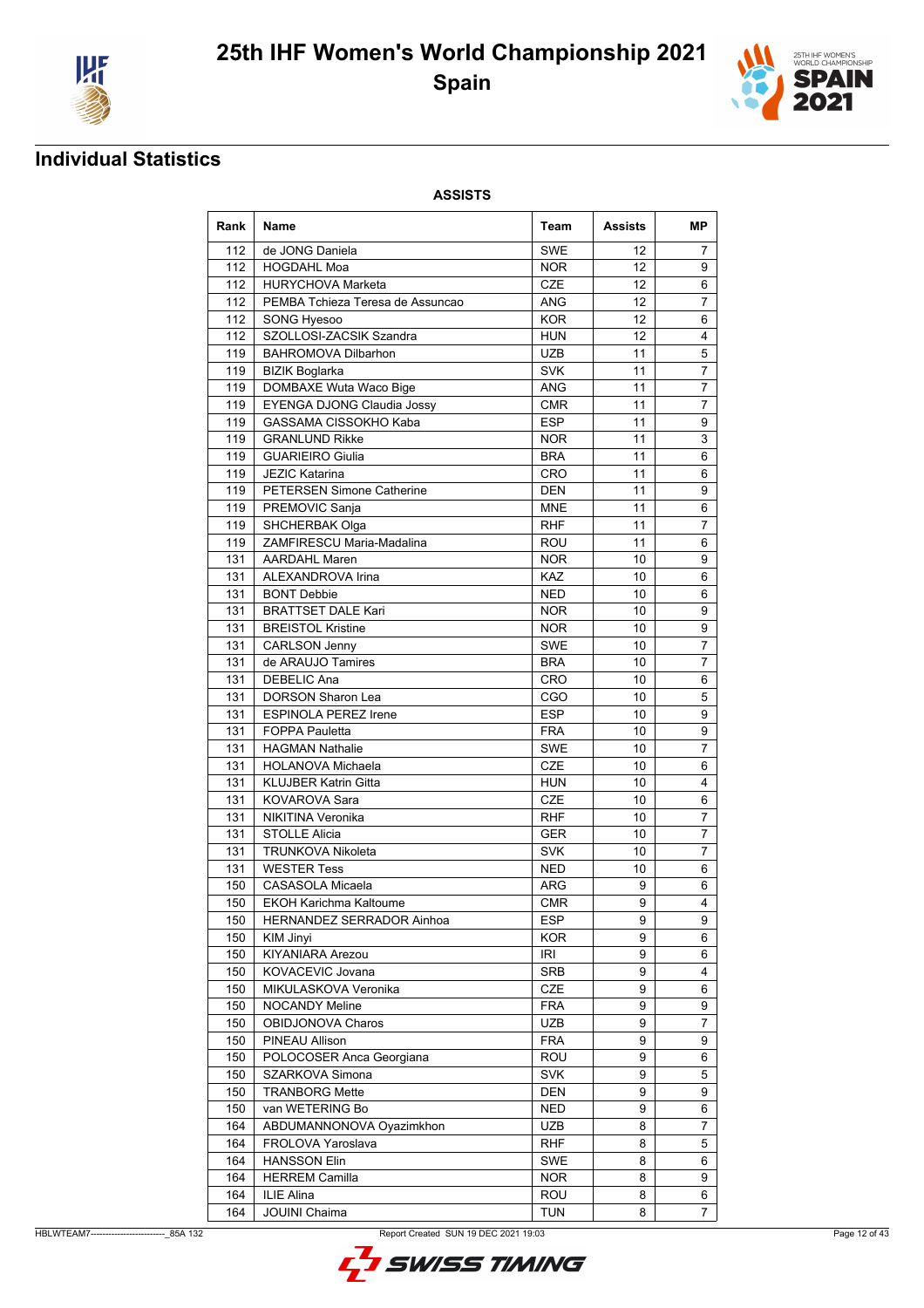# 25th IHF Women's World Championship 2021

## Spain

## Individual Statistics

**ASSISTS**

| Rank | Name | Team | Assists | MP |
|---|---|---|---|---|
| 112 | de JONG Daniela | SWE | 12 | 7 |
| 112 | HOGDAHL Moa | NOR | 12 | 9 |
| 112 | HURYCHOVA Marketa | CZE | 12 | 6 |
| 112 | PEMBA Tchieza Teresa de Assuncao | ANG | 12 | 7 |
| 112 | SONG Hyesoo | KOR | 12 | 6 |
| 112 | SZOLLOSI-ZACSIK Szandra | HUN | 12 | 4 |
| 119 | BAHROMOVA Dilbarhon | UZB | 11 | 5 |
| 119 | BIZIK Boglarka | SVK | 11 | 7 |
| 119 | DOMBAXE Wuta Waco Bige | ANG | 11 | 7 |
| 119 | EYENGA DJONG Claudia Jossy | CMR | 11 | 7 |
| 119 | GASSAMA CISSOKHO Kaba | ESP | 11 | 9 |
| 119 | GRANLUND Rikke | NOR | 11 | 3 |
| 119 | GUARIEIRO Giulia | BRA | 11 | 6 |
| 119 | JEZIC Katarina | CRO | 11 | 6 |
| 119 | PETERSEN Simone Catherine | DEN | 11 | 9 |
| 119 | PREMOVIC Sanja | MNE | 11 | 6 |
| 119 | SHCHERBAK Olga | RHF | 11 | 7 |
| 119 | ZAMFIRESCU Maria-Madalina | ROU | 11 | 6 |
| 131 | AARDAHL Maren | NOR | 10 | 9 |
| 131 | ALEXANDROVA Irina | KAZ | 10 | 6 |
| 131 | BONT Debbie | NED | 10 | 6 |
| 131 | BRATTSET DALE Kari | NOR | 10 | 9 |
| 131 | BREISTOL Kristine | NOR | 10 | 9 |
| 131 | CARLSON Jenny | SWE | 10 | 7 |
| 131 | de ARAUJO Tamires | BRA | 10 | 7 |
| 131 | DEBELIC Ana | CRO | 10 | 6 |
| 131 | DORSON Sharon Lea | CGO | 10 | 5 |
| 131 | ESPINOLA PEREZ Irene | ESP | 10 | 9 |
| 131 | FOPPA Pauletta | FRA | 10 | 9 |
| 131 | HAGMAN Nathalie | SWE | 10 | 7 |
| 131 | HOLANOVA Michaela | CZE | 10 | 6 |
| 131 | KLUJBER Katrin Gitta | HUN | 10 | 4 |
| 131 | KOVAROVA Sara | CZE | 10 | 6 |
| 131 | NIKITINA Veronika | RHF | 10 | 7 |
| 131 | STOLLE Alicia | GER | 10 | 7 |
| 131 | TRUNKOVA Nikoleta | SVK | 10 | 7 |
| 131 | WESTER Tess | NED | 10 | 6 |
| 150 | CASASOLA Micaela | ARG | 9 | 6 |
| 150 | EKOH Karichma Kaltoume | CMR | 9 | 4 |
| 150 | HERNANDEZ SERRADOR Ainhoa | ESP | 9 | 9 |
| 150 | KIM Jinyi | KOR | 9 | 6 |
| 150 | KIYANIARA Arezou | IRI | 9 | 6 |
| 150 | KOVACEVIC Jovana | SRB | 9 | 4 |
| 150 | MIKULASKOVA Veronika | CZE | 9 | 6 |
| 150 | NOCANDY Meline | FRA | 9 | 9 |
| 150 | OBIDJONOVA Charos | UZB | 9 | 7 |
| 150 | PINEAU Allison | FRA | 9 | 9 |
| 150 | POLOCOSER Anca Georgiana | ROU | 9 | 6 |
| 150 | SZARKOVA Simona | SVK | 9 | 5 |
| 150 | TRANBORG Mette | DEN | 9 | 9 |
| 150 | van WETERING Bo | NED | 9 | 6 |
| 164 | ABDUMANNONOVA Oyazimkhon | UZB | 8 | 7 |
| 164 | FROLOVA Yaroslava | RHF | 8 | 5 |
| 164 | HANSSON Elin | SWE | 8 | 6 |
| 164 | HERREM Camilla | NOR | 8 | 9 |
| 164 | ILIE Alina | ROU | 8 | 6 |
| 164 | JOUINI Chaima | TUN | 8 | 7 |

HBLWTEAM7--------------------------_85A 132 Report Created SUN 19 DEC 2021 19:03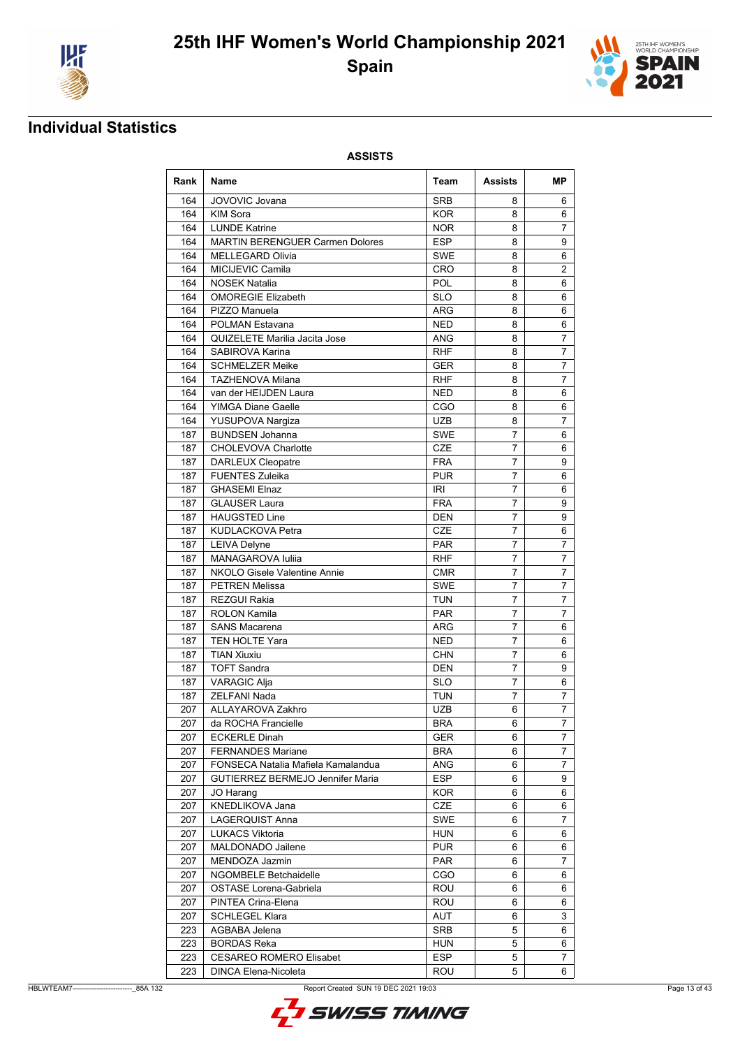# 25th IHF Women's World Championship 2021

## Spain

## Individual Statistics

**ASSISTS**

| Rank | Name | Team | Assists | MP |
|---|---|---|---|---|
| 164 | JOVOVIC Jovana | SRB | 8 | 6 |
| 164 | KIM Sora | KOR | 8 | 6 |
| 164 | LUNDE Katrine | NOR | 8 | 7 |
| 164 | MARTIN BERENGUER Carmen Dolores | ESP | 8 | 9 |
| 164 | MELLEGARD Olivia | SWE | 8 | 6 |
| 164 | MICIJEVIC Camila | CRO | 8 | 2 |
| 164 | NOSEK Natalia | POL | 8 | 6 |
| 164 | OMOREGIE Elizabeth | SLO | 8 | 6 |
| 164 | PIZZO Manuela | ARG | 8 | 6 |
| 164 | POLMAN Estavana | NED | 8 | 6 |
| 164 | QUIZELETE Marilia Jacita Jose | ANG | 8 | 7 |
| 164 | SABIROVA Karina | RHF | 8 | 7 |
| 164 | SCHMELZER Meike | GER | 8 | 7 |
| 164 | TAZHENOVA Milana | RHF | 8 | 7 |
| 164 | van der HEIJDEN Laura | NED | 8 | 6 |
| 164 | YIMGA Diane Gaelle | CGO | 8 | 6 |
| 164 | YUSUPOVA Nargiza | UZB | 8 | 7 |
| 187 | BUNDSEN Johanna | SWE | 7 | 6 |
| 187 | CHOLEVOVA Charlotte | CZE | 7 | 6 |
| 187 | DARLEUX Cleopatre | FRA | 7 | 9 |
| 187 | FUENTES Zuleika | PUR | 7 | 6 |
| 187 | GHASEMI Elnaz | IRI | 7 | 6 |
| 187 | GLAUSER Laura | FRA | 7 | 9 |
| 187 | HAUGSTED Line | DEN | 7 | 9 |
| 187 | KUDLACKOVA Petra | CZE | 7 | 6 |
| 187 | LEIVA Delyne | PAR | 7 | 7 |
| 187 | MANAGAROVA Iuliia | RHF | 7 | 7 |
| 187 | NKOLO Gisele Valentine Annie | CMR | 7 | 7 |
| 187 | PETREN Melissa | SWE | 7 | 7 |
| 187 | REZGUI Rakia | TUN | 7 | 7 |
| 187 | ROLON Kamila | PAR | 7 | 7 |
| 187 | SANS Macarena | ARG | 7 | 6 |
| 187 | TEN HOLTE Yara | NED | 7 | 6 |
| 187 | TIAN Xiuxiu | CHN | 7 | 6 |
| 187 | TOFT Sandra | DEN | 7 | 9 |
| 187 | VARAGIC Alja | SLO | 7 | 6 |
| 187 | ZELFANI Nada | TUN | 7 | 7 |
| 207 | ALLAYAROVA Zakhro | UZB | 6 | 7 |
| 207 | da ROCHA Francielle | BRA | 6 | 7 |
| 207 | ECKERLE Dinah | GER | 6 | 7 |
| 207 | FERNANDES Mariane | BRA | 6 | 7 |
| 207 | FONSECA Natalia Mafiela Kamalandua | ANG | 6 | 7 |
| 207 | GUTIERREZ BERMEJO Jennifer Maria | ESP | 6 | 9 |
| 207 | JO Harang | KOR | 6 | 6 |
| 207 | KNEDLIKOVA Jana | CZE | 6 | 6 |
| 207 | LAGERQUIST Anna | SWE | 6 | 7 |
| 207 | LUKACS Viktoria | HUN | 6 | 6 |
| 207 | MALDONADO Jailene | PUR | 6 | 6 |
| 207 | MENDOZA Jazmin | PAR | 6 | 7 |
| 207 | NGOMBELE Betchaidelle | CGO | 6 | 6 |
| 207 | OSTASE Lorena-Gabriela | ROU | 6 | 6 |
| 207 | PINTEA Crina-Elena | ROU | 6 | 6 |
| 207 | SCHLEGEL Klara | AUT | 6 | 3 |
| 223 | AGBABA Jelena | SRB | 5 | 6 |
| 223 | BORDAS Reka | HUN | 5 | 6 |
| 223 | CESAREO ROMERO Elisabet | ESP | 5 | 7 |
| 223 | DINCA Elena-Nicoleta | ROU | 5 | 6 |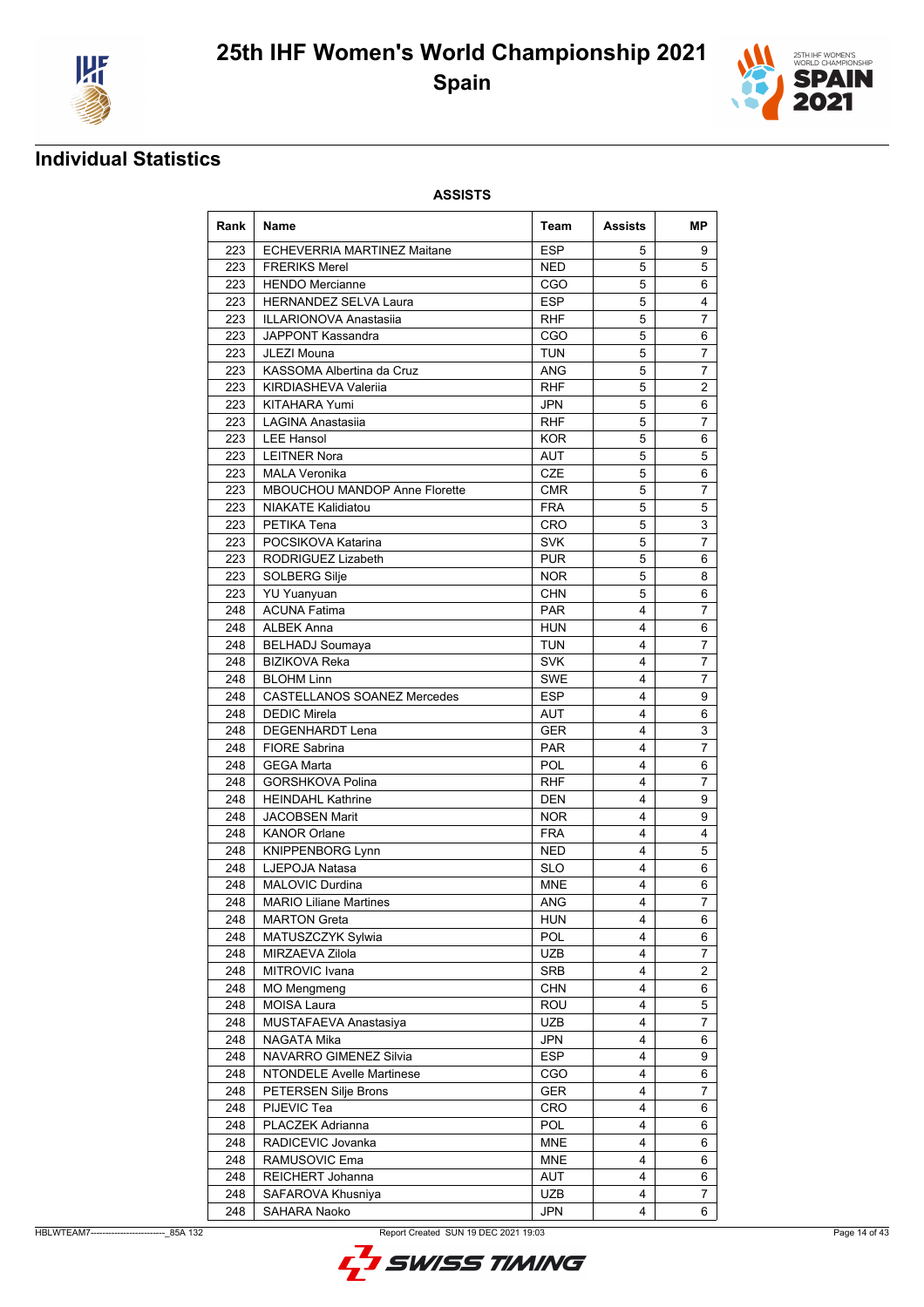# 25th IHF Women's World Championship 2021
## Spain

## Individual Statistics

**ASSISTS**

| Rank | Name | Team | Assists | MP |
|---|---|---|---|---|
| 223 | ECHEVERRIA MARTINEZ Maitane | ESP | 5 | 9 |
| 223 | FRERIKS Merel | NED | 5 | 5 |
| 223 | HENDO Mercianne | CGO | 5 | 6 |
| 223 | HERNANDEZ SELVA Laura | ESP | 5 | 4 |
| 223 | ILLARIONOVA Anastasiia | RHF | 5 | 7 |
| 223 | JAPPONT Kassandra | CGO | 5 | 6 |
| 223 | JLEZI Mouna | TUN | 5 | 7 |
| 223 | KASSOMA Albertina da Cruz | ANG | 5 | 7 |
| 223 | KIRDIASHEVA Valeriia | RHF | 5 | 2 |
| 223 | KITAHARA Yumi | JPN | 5 | 6 |
| 223 | LAGINA Anastasiia | RHF | 5 | 7 |
| 223 | LEE Hansol | KOR | 5 | 6 |
| 223 | LEITNER Nora | AUT | 5 | 5 |
| 223 | MALA Veronika | CZE | 5 | 6 |
| 223 | MBOUCHOU MANDOP Anne Florette | CMR | 5 | 7 |
| 223 | NIAKATE Kalidiatou | FRA | 5 | 5 |
| 223 | PETIKA Tena | CRO | 5 | 3 |
| 223 | POCSIKOVA Katarina | SVK | 5 | 7 |
| 223 | RODRIGUEZ Lizabeth | PUR | 5 | 6 |
| 223 | SOLBERG Silje | NOR | 5 | 8 |
| 223 | YU Yuanyuan | CHN | 5 | 6 |
| 248 | ACUNA Fatima | PAR | 4 | 7 |
| 248 | ALBEK Anna | HUN | 4 | 6 |
| 248 | BELHADJ Soumaya | TUN | 4 | 7 |
| 248 | BIZIKOVA Reka | SVK | 4 | 7 |
| 248 | BLOHM Linn | SWE | 4 | 7 |
| 248 | CASTELLANOS SOANEZ Mercedes | ESP | 4 | 9 |
| 248 | DEDIC Mirela | AUT | 4 | 6 |
| 248 | DEGENHARDT Lena | GER | 4 | 3 |
| 248 | FIORE Sabrina | PAR | 4 | 7 |
| 248 | GEGA Marta | POL | 4 | 6 |
| 248 | GORSHKOVA Polina | RHF | 4 | 7 |
| 248 | HEINDAHL Kathrine | DEN | 4 | 9 |
| 248 | JACOBSEN Marit | NOR | 4 | 9 |
| 248 | KANOR Orlane | FRA | 4 | 4 |
| 248 | KNIPPENBORG Lynn | NED | 4 | 5 |
| 248 | LJEPOJA Natasa | SLO | 4 | 6 |
| 248 | MALOVIC Durdina | MNE | 4 | 6 |
| 248 | MARIO Liliane Martines | ANG | 4 | 7 |
| 248 | MARTON Greta | HUN | 4 | 6 |
| 248 | MATUSZCZYK Sylwia | POL | 4 | 6 |
| 248 | MIRZAEVA Zilola | UZB | 4 | 7 |
| 248 | MITROVIC Ivana | SRB | 4 | 2 |
| 248 | MO Mengmeng | CHN | 4 | 6 |
| 248 | MOISA Laura | ROU | 4 | 5 |
| 248 | MUSTAFAEVA Anastasiya | UZB | 4 | 7 |
| 248 | NAGATA Mika | JPN | 4 | 6 |
| 248 | NAVARRO GIMENEZ Silvia | ESP | 4 | 9 |
| 248 | NTONDELE Avelle Martinese | CGO | 4 | 6 |
| 248 | PETERSEN Silje Brons | GER | 4 | 7 |
| 248 | PIJEVIC Tea | CRO | 4 | 6 |
| 248 | PLACZEK Adrianna | POL | 4 | 6 |
| 248 | RADICEVIC Jovanka | MNE | 4 | 6 |
| 248 | RAMUSOVIC Ema | MNE | 4 | 6 |
| 248 | REICHERT Johanna | AUT | 4 | 6 |
| 248 | SAFAROVA Khusniya | UZB | 4 | 7 |
| 248 | SAHARA Naoko | JPN | 4 | 6 |

HBLWTEAM7-------------------------_85A 132 Report Created SUN 19 DEC 2021 19:03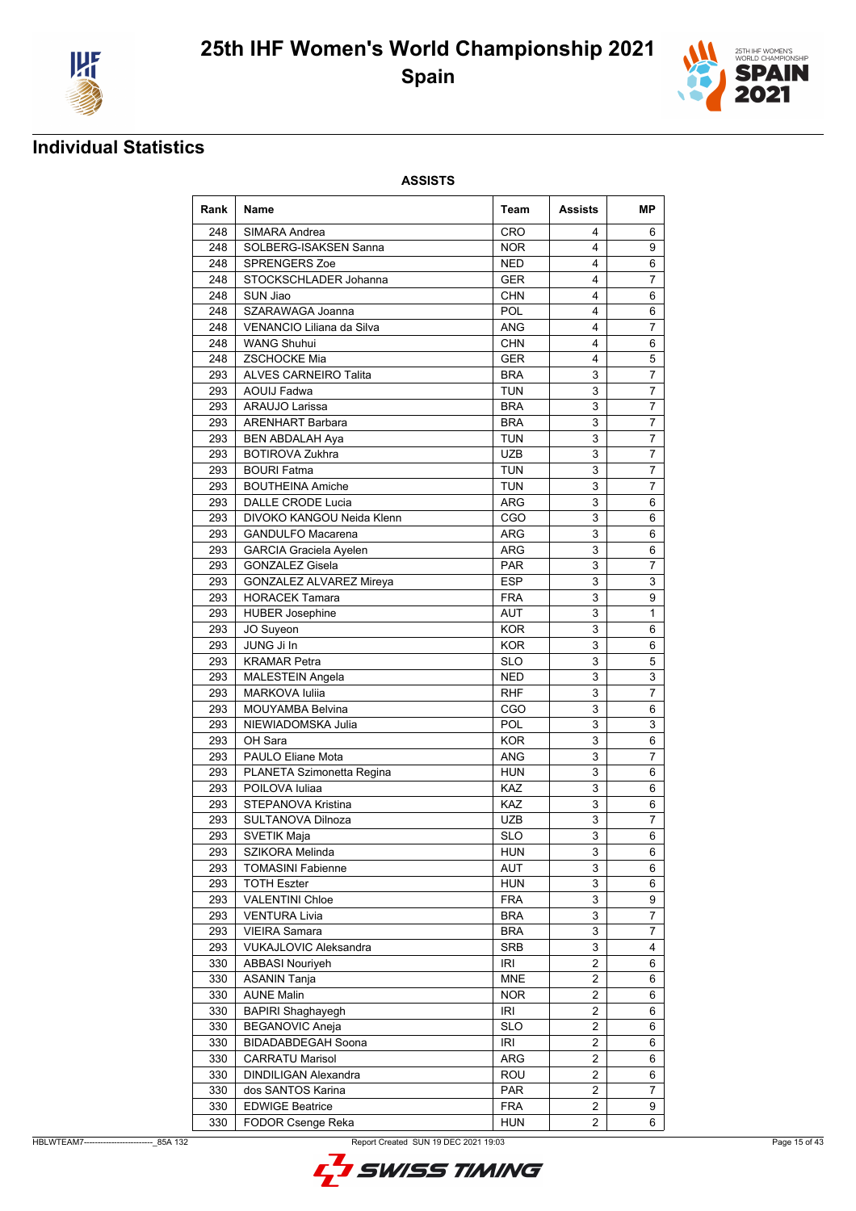# 25th IHF Women's World Championship 2021

## Spain

## Individual Statistics

**ASSISTS**

| Rank | Name | Team | Assists | MP |
|---|---|---|---|---|
| 248 | SIMARA Andrea | CRO | 4 | 6 |
| 248 | SOLBERG-ISAKSEN Sanna | NOR | 4 | 9 |
| 248 | SPRENGERS Zoe | NED | 4 | 6 |
| 248 | STOCKSCHLADER Johanna | GER | 4 | 7 |
| 248 | SUN Jiao | CHN | 4 | 6 |
| 248 | SZARAWAGA Joanna | POL | 4 | 6 |
| 248 | VENANCIO Liliana da Silva | ANG | 4 | 7 |
| 248 | WANG Shuhui | CHN | 4 | 6 |
| 248 | ZSCHOCKE Mia | GER | 4 | 5 |
| 293 | ALVES CARNEIRO Talita | BRA | 3 | 7 |
| 293 | AOUIJ Fadwa | TUN | 3 | 7 |
| 293 | ARAUJO Larissa | BRA | 3 | 7 |
| 293 | ARENHART Barbara | BRA | 3 | 7 |
| 293 | BEN ABDALAH Aya | TUN | 3 | 7 |
| 293 | BOTIROVA Zukhra | UZB | 3 | 7 |
| 293 | BOURI Fatma | TUN | 3 | 7 |
| 293 | BOUTHEINA Amiche | TUN | 3 | 7 |
| 293 | DALLE CRODE Lucia | ARG | 3 | 6 |
| 293 | DIVOKO KANGOU Neida Klenn | CGO | 3 | 6 |
| 293 | GANDULFO Macarena | ARG | 3 | 6 |
| 293 | GARCIA Graciela Ayelen | ARG | 3 | 6 |
| 293 | GONZALEZ Gisela | PAR | 3 | 7 |
| 293 | GONZALEZ ALVAREZ Mireya | ESP | 3 | 3 |
| 293 | HORACEK Tamara | FRA | 3 | 9 |
| 293 | HUBER Josephine | AUT | 3 | 1 |
| 293 | JO Suyeon | KOR | 3 | 6 |
| 293 | JUNG Ji In | KOR | 3 | 6 |
| 293 | KRAMAR Petra | SLO | 3 | 5 |
| 293 | MALESTEIN Angela | NED | 3 | 3 |
| 293 | MARKOVA Iuliia | RHF | 3 | 7 |
| 293 | MOUYAMBA Belvina | CGO | 3 | 6 |
| 293 | NIEWIADOMSKA Julia | POL | 3 | 3 |
| 293 | OH Sara | KOR | 3 | 6 |
| 293 | PAULO Eliane Mota | ANG | 3 | 7 |
| 293 | PLANETA Szimonetta Regina | HUN | 3 | 6 |
| 293 | POILOVA Iuliaa | KAZ | 3 | 6 |
| 293 | STEPANOVA Kristina | KAZ | 3 | 6 |
| 293 | SULTANOVA Dilnoza | UZB | 3 | 7 |
| 293 | SVETIK Maja | SLO | 3 | 6 |
| 293 | SZIKORA Melinda | HUN | 3 | 6 |
| 293 | TOMASINI Fabienne | AUT | 3 | 6 |
| 293 | TOTH Eszter | HUN | 3 | 6 |
| 293 | VALENTINI Chloe | FRA | 3 | 9 |
| 293 | VENTURA Livia | BRA | 3 | 7 |
| 293 | VIEIRA Samara | BRA | 3 | 7 |
| 293 | VUKAJLOVIC Aleksandra | SRB | 3 | 4 |
| 330 | ABBASI Nouriyeh | IRI | 2 | 6 |
| 330 | ASANIN Tanja | MNE | 2 | 6 |
| 330 | AUNE Malin | NOR | 2 | 6 |
| 330 | BAPIRI Shaghayegh | IRI | 2 | 6 |
| 330 | BEGANOVIC Aneja | SLO | 2 | 6 |
| 330 | BIDADABDEGAH Soona | IRI | 2 | 6 |
| 330 | CARRATU Marisol | ARG | 2 | 6 |
| 330 | DINDILIGAN Alexandra | ROU | 2 | 6 |
| 330 | dos SANTOS Karina | PAR | 2 | 7 |
| 330 | EDWIGE Beatrice | FRA | 2 | 9 |
| 330 | FODOR Csenge Reka | HUN | 2 | 6 |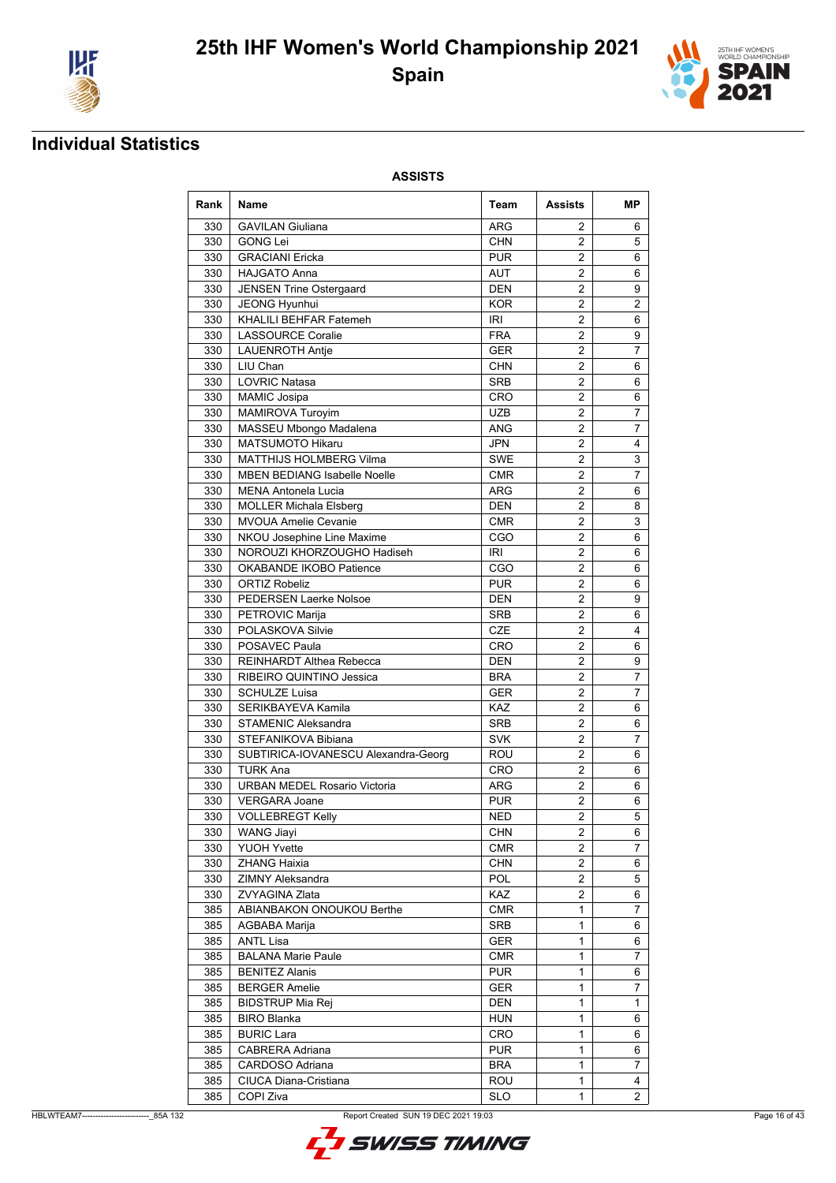# 25th IHF Women's World Championship 2021

## Spain

## Individual Statistics

### ASSISTS

| Rank | Name | Team | Assists | MP |
|---|---|---|---|---|
| 330 | GAVILAN Giuliana | ARG | 2 | 6 |
| 330 | GONG Lei | CHN | 2 | 5 |
| 330 | GRACIANI Ericka | PUR | 2 | 6 |
| 330 | HAJGATO Anna | AUT | 2 | 6 |
| 330 | JENSEN Trine Ostergaard | DEN | 2 | 9 |
| 330 | JEONG Hyunhui | KOR | 2 | 2 |
| 330 | KHALILI BEHFAR Fatemeh | IRI | 2 | 6 |
| 330 | LASSOURCE Coralie | FRA | 2 | 9 |
| 330 | LAUENROTH Antje | GER | 2 | 7 |
| 330 | LIU Chan | CHN | 2 | 6 |
| 330 | LOVRIC Natasa | SRB | 2 | 6 |
| 330 | MAMIC Josipa | CRO | 2 | 6 |
| 330 | MAMIROVA Turoyim | UZB | 2 | 7 |
| 330 | MASSEU Mbongo Madalena | ANG | 2 | 7 |
| 330 | MATSUMOTO Hikaru | JPN | 2 | 4 |
| 330 | MATTHIJS HOLMBERG Vilma | SWE | 2 | 3 |
| 330 | MBEN BEDIANG Isabelle Noelle | CMR | 2 | 7 |
| 330 | MENA Antonela Lucia | ARG | 2 | 6 |
| 330 | MOLLER Michala Elsberg | DEN | 2 | 8 |
| 330 | MVOUA Amelie Cevanie | CMR | 2 | 3 |
| 330 | NKOU Josephine Line Maxime | CGO | 2 | 6 |
| 330 | NOROUZI KHORZOUGHO Hadiseh | IRI | 2 | 6 |
| 330 | OKABANDE IKOBO Patience | CGO | 2 | 6 |
| 330 | ORTIZ Robeliz | PUR | 2 | 6 |
| 330 | PEDERSEN Laerke Nolsoe | DEN | 2 | 9 |
| 330 | PETROVIC Marija | SRB | 2 | 6 |
| 330 | POLASKOVA Silvie | CZE | 2 | 4 |
| 330 | POSAVEC Paula | CRO | 2 | 6 |
| 330 | REINHARDT Althea Rebecca | DEN | 2 | 9 |
| 330 | RIBEIRO QUINTINO Jessica | BRA | 2 | 7 |
| 330 | SCHULZE Luisa | GER | 2 | 7 |
| 330 | SERIKBAYEVA Kamila | KAZ | 2 | 6 |
| 330 | STAMENIC Aleksandra | SRB | 2 | 6 |
| 330 | STEFANIKOVA Bibiana | SVK | 2 | 7 |
| 330 | SUBTIRICA-IOVANESCU Alexandra-Georg | ROU | 2 | 6 |
| 330 | TURK Ana | CRO | 2 | 6 |
| 330 | URBAN MEDEL Rosario Victoria | ARG | 2 | 6 |
| 330 | VERGARA Joane | PUR | 2 | 6 |
| 330 | VOLLEBREGT Kelly | NED | 2 | 5 |
| 330 | WANG Jiayi | CHN | 2 | 6 |
| 330 | YUOH Yvette | CMR | 2 | 7 |
| 330 | ZHANG Haixia | CHN | 2 | 6 |
| 330 | ZIMNY Aleksandra | POL | 2 | 5 |
| 330 | ZVYAGINA Zlata | KAZ | 2 | 6 |
| 385 | ABIANBAKON ONOUKOU Berthe | CMR | 1 | 7 |
| 385 | AGBABA Marija | SRB | 1 | 6 |
| 385 | ANTL Lisa | GER | 1 | 6 |
| 385 | BALANA Marie Paule | CMR | 1 | 7 |
| 385 | BENITEZ Alanis | PUR | 1 | 6 |
| 385 | BERGER Amelie | GER | 1 | 7 |
| 385 | BIDSTRUP Mia Rej | DEN | 1 | 1 |
| 385 | BIRO Blanka | HUN | 1 | 6 |
| 385 | BURIC Lara | CRO | 1 | 6 |
| 385 | CABRERA Adriana | PUR | 1 | 6 |
| 385 | CARDOSO Adriana | BRA | 1 | 7 |
| 385 | CIUCA Diana-Cristiana | ROU | 1 | 4 |
| 385 | COPI Ziva | SLO | 1 | 2 |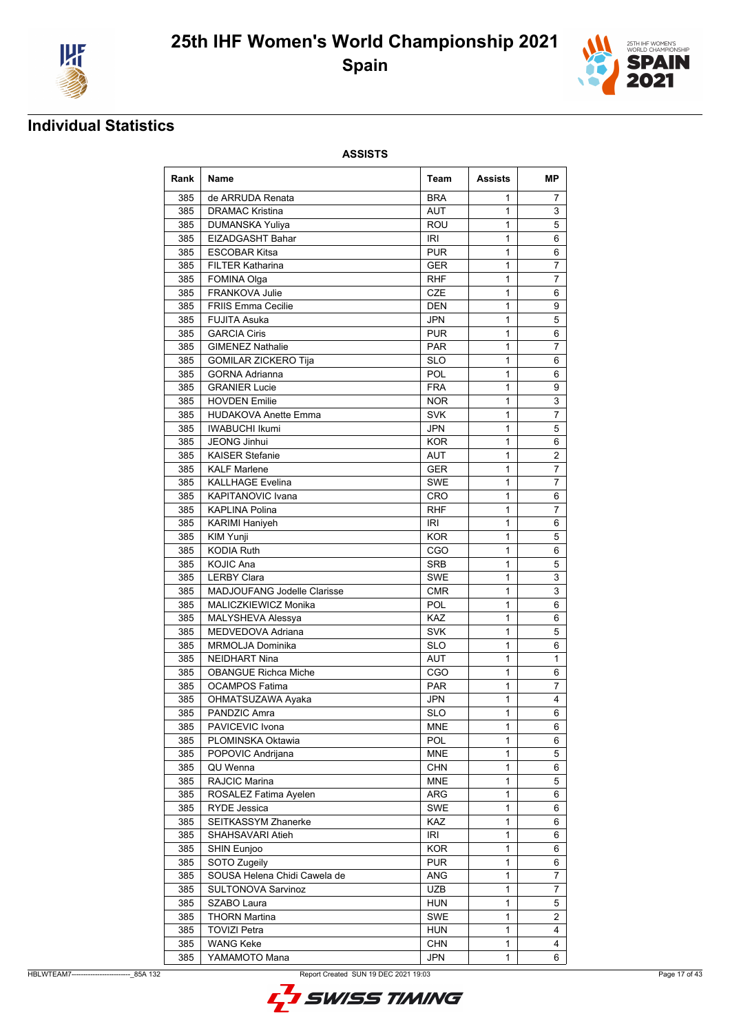# 25th IHF Women's World Championship 2021

## Spain

## Individual Statistics

**ASSISTS**

| Rank | Name | Team | Assists | MP |
|---|---|---|---|---|
| 385 | de ARRUDA Renata | BRA | 1 | 7 |
| 385 | DRAMAC Kristina | AUT | 1 | 3 |
| 385 | DUMANSKA Yuliya | ROU | 1 | 5 |
| 385 | EIZADGASHT Bahar | IRI | 1 | 6 |
| 385 | ESCOBAR Kitsa | PUR | 1 | 6 |
| 385 | FILTER Katharina | GER | 1 | 7 |
| 385 | FOMINA Olga | RHF | 1 | 7 |
| 385 | FRANKOVA Julie | CZE | 1 | 6 |
| 385 | FRIIS Emma Cecilie | DEN | 1 | 9 |
| 385 | FUJITA Asuka | JPN | 1 | 5 |
| 385 | GARCIA Ciris | PUR | 1 | 6 |
| 385 | GIMENEZ Nathalie | PAR | 1 | 7 |
| 385 | GOMILAR ZICKERO Tija | SLO | 1 | 6 |
| 385 | GORNA Adrianna | POL | 1 | 6 |
| 385 | GRANIER Lucie | FRA | 1 | 9 |
| 385 | HOVDEN Emilie | NOR | 1 | 3 |
| 385 | HUDAKOVA Anette Emma | SVK | 1 | 7 |
| 385 | IWABUCHI Ikumi | JPN | 1 | 5 |
| 385 | JEONG Jinhui | KOR | 1 | 6 |
| 385 | KAISER Stefanie | AUT | 1 | 2 |
| 385 | KALF Marlene | GER | 1 | 7 |
| 385 | KALLHAGE Evelina | SWE | 1 | 7 |
| 385 | KAPITANOVIC Ivana | CRO | 1 | 6 |
| 385 | KAPLINA Polina | RHF | 1 | 7 |
| 385 | KARIMI Haniyeh | IRI | 1 | 6 |
| 385 | KIM Yunji | KOR | 1 | 5 |
| 385 | KODIA Ruth | CGO | 1 | 6 |
| 385 | KOJIC Ana | SRB | 1 | 5 |
| 385 | LERBY Clara | SWE | 1 | 3 |
| 385 | MADJOUFANG Jodelle Clarisse | CMR | 1 | 3 |
| 385 | MALICZKIEWICZ Monika | POL | 1 | 6 |
| 385 | MALYSHEVA Alessya | KAZ | 1 | 6 |
| 385 | MEDVEDOVA Adriana | SVK | 1 | 5 |
| 385 | MRMOLJA Dominika | SLO | 1 | 6 |
| 385 | NEIDHART Nina | AUT | 1 | 1 |
| 385 | OBANGUE Richca Miche | CGO | 1 | 6 |
| 385 | OCAMPOS Fatima | PAR | 1 | 7 |
| 385 | OHMATSUZAWA Ayaka | JPN | 1 | 4 |
| 385 | PANDZIC Amra | SLO | 1 | 6 |
| 385 | PAVICEVIC Ivona | MNE | 1 | 6 |
| 385 | PLOMINSKA Oktawia | POL | 1 | 6 |
| 385 | POPOVIC Andrijana | MNE | 1 | 5 |
| 385 | QU Wenna | CHN | 1 | 6 |
| 385 | RAJCIC Marina | MNE | 1 | 5 |
| 385 | ROSALEZ Fatima Ayelen | ARG | 1 | 6 |
| 385 | RYDE Jessica | SWE | 1 | 6 |
| 385 | SEITKASSYM Zhanerke | KAZ | 1 | 6 |
| 385 | SHAHSAVARI Atieh | IRI | 1 | 6 |
| 385 | SHIN Eunjoo | KOR | 1 | 6 |
| 385 | SOTO Zugeily | PUR | 1 | 6 |
| 385 | SOUSA Helena Chidi Cawela de | ANG | 1 | 7 |
| 385 | SULTONOVA Sarvinoz | UZB | 1 | 7 |
| 385 | SZABO Laura | HUN | 1 | 5 |
| 385 | THORN Martina | SWE | 1 | 2 |
| 385 | TOVIZI Petra | HUN | 1 | 4 |
| 385 | WANG Keke | CHN | 1 | 4 |
| 385 | YAMAMOTO Mana | JPN | 1 | 6 |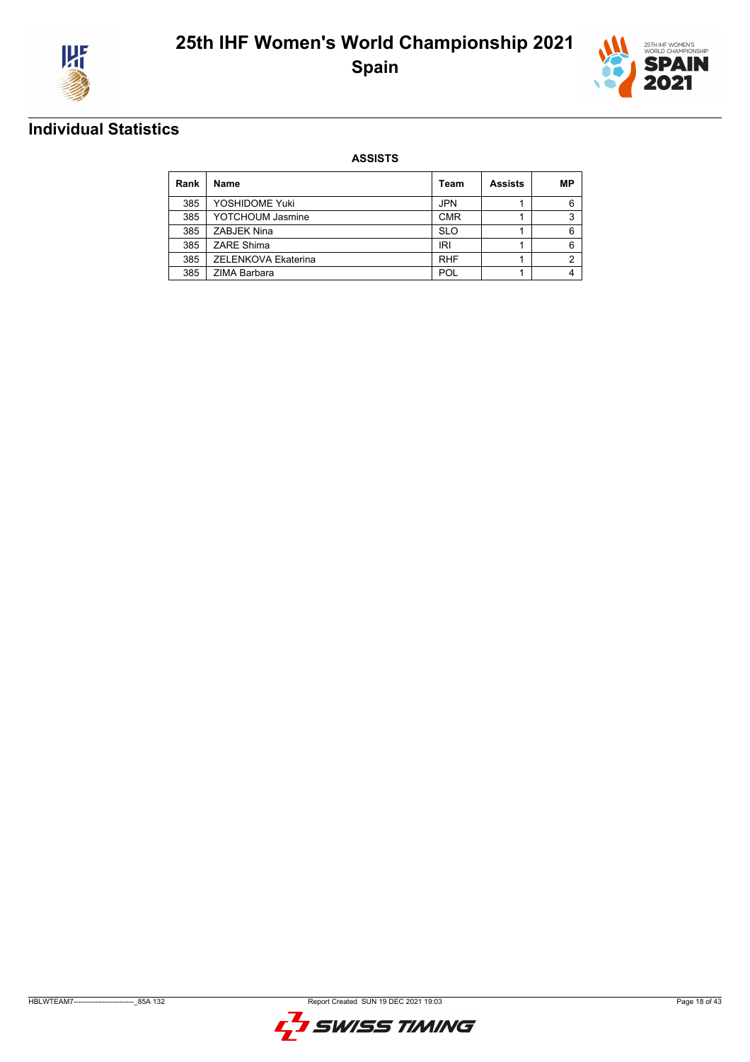## Individual Statistics

**ASSISTS**

| Rank | Name | Team | Assists | MP |
|---|---|---|---|---|
| 385 | YOSHIDOME Yuki | JPN | 1 | 6 |
| 385 | YOTCHOUM Jasmine | CMR | 1 | 3 |
| 385 | ZABJEK Nina | SLO | 1 | 6 |
| 385 | ZARE Shima | IRI | 1 | 6 |
| 385 | ZELENKOVA Ekaterina | RHF | 1 | 2 |
| 385 | ZIMA Barbara | POL | 1 | 4 |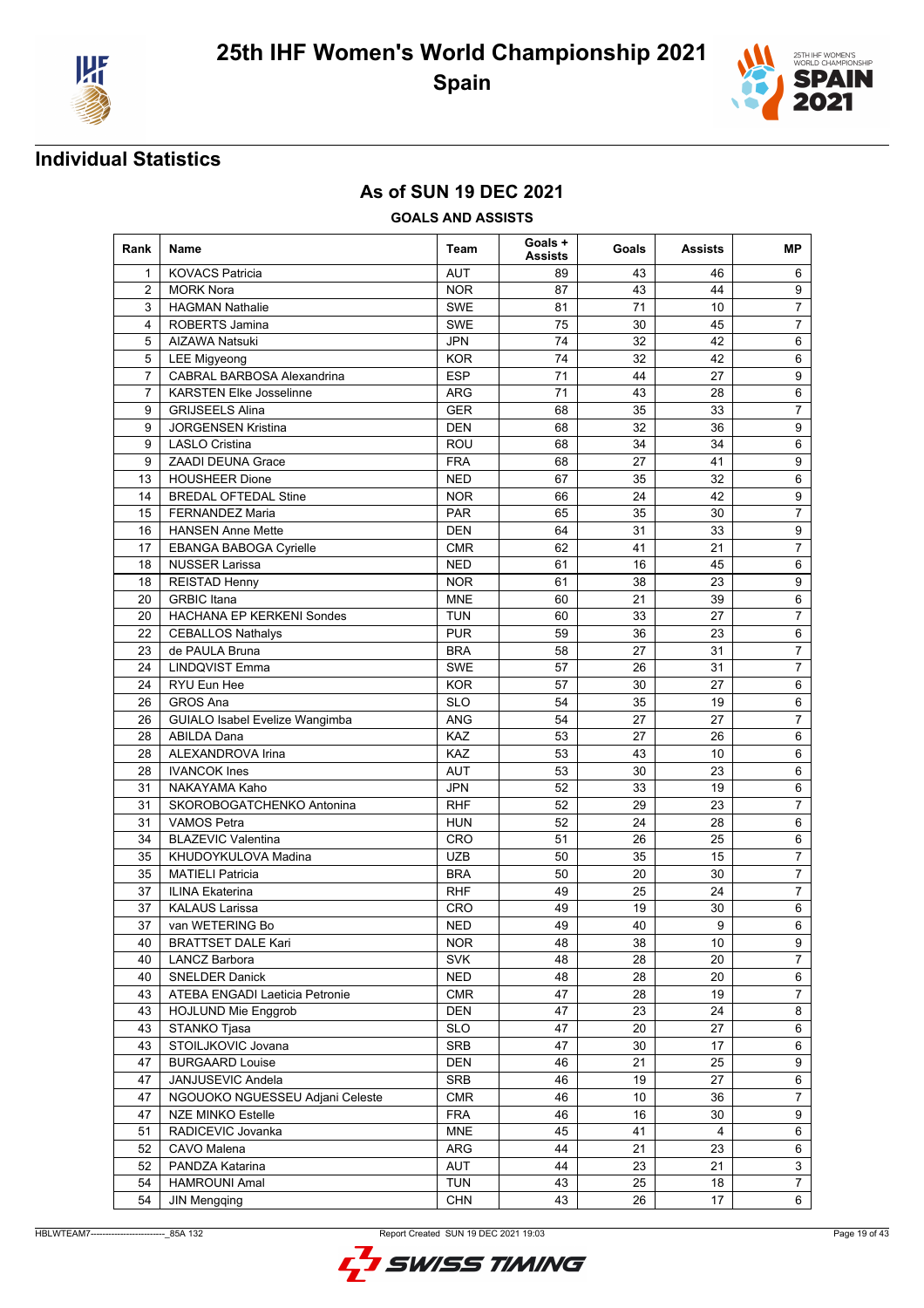# 25th IHF Women's World Championship 2021

## Spain

## Individual Statistics

### As of SUN 19 DEC 2021

**GOALS AND ASSISTS**

| Rank | Name | Team | Goals + Assists | Goals | Assists | MP |
|---|---|---|---|---|---|---|
| 1 | KOVACS Patricia | AUT | 89 | 43 | 46 | 6 |
| 2 | MORK Nora | NOR | 87 | 43 | 44 | 9 |
| 3 | HAGMAN Nathalie | SWE | 81 | 71 | 10 | 7 |
| 4 | ROBERTS Jamina | SWE | 75 | 30 | 45 | 7 |
| 5 | AIZAWA Natsuki | JPN | 74 | 32 | 42 | 6 |
| 5 | LEE Migyeong | KOR | 74 | 32 | 42 | 6 |
| 7 | CABRAL BARBOSA Alexandrina | ESP | 71 | 44 | 27 | 9 |
| 7 | KARSTEN Elke Josselinne | ARG | 71 | 43 | 28 | 6 |
| 9 | GRIJSEELS Alina | GER | 68 | 35 | 33 | 7 |
| 9 | JORGENSEN Kristina | DEN | 68 | 32 | 36 | 9 |
| 9 | LASLO Cristina | ROU | 68 | 34 | 34 | 6 |
| 9 | ZAADI DEUNA Grace | FRA | 68 | 27 | 41 | 9 |
| 13 | HOUSHEER Dione | NED | 67 | 35 | 32 | 6 |
| 14 | BREDAL OFTEDAL Stine | NOR | 66 | 24 | 42 | 9 |
| 15 | FERNANDEZ Maria | PAR | 65 | 35 | 30 | 7 |
| 16 | HANSEN Anne Mette | DEN | 64 | 31 | 33 | 9 |
| 17 | EBANGA BABOGA Cyrielle | CMR | 62 | 41 | 21 | 7 |
| 18 | NUSSER Larissa | NED | 61 | 16 | 45 | 6 |
| 18 | REISTAD Henny | NOR | 61 | 38 | 23 | 9 |
| 20 | GRBIC Itana | MNE | 60 | 21 | 39 | 6 |
| 20 | HACHANA EP KERKENI Sondes | TUN | 60 | 33 | 27 | 7 |
| 22 | CEBALLOS Nathalys | PUR | 59 | 36 | 23 | 6 |
| 23 | de PAULA Bruna | BRA | 58 | 27 | 31 | 7 |
| 24 | LINDQVIST Emma | SWE | 57 | 26 | 31 | 7 |
| 24 | RYU Eun Hee | KOR | 57 | 30 | 27 | 6 |
| 26 | GROS Ana | SLO | 54 | 35 | 19 | 6 |
| 26 | GUIALO Isabel Evelize Wangimba | ANG | 54 | 27 | 27 | 7 |
| 28 | ABILDA Dana | KAZ | 53 | 27 | 26 | 6 |
| 28 | ALEXANDROVA Irina | KAZ | 53 | 43 | 10 | 6 |
| 28 | IVANCOK Ines | AUT | 53 | 30 | 23 | 6 |
| 31 | NAKAYAMA Kaho | JPN | 52 | 33 | 19 | 6 |
| 31 | SKOROBOGATCHENKO Antonina | RHF | 52 | 29 | 23 | 7 |
| 31 | VAMOS Petra | HUN | 52 | 24 | 28 | 6 |
| 34 | BLAZEVIC Valentina | CRO | 51 | 26 | 25 | 6 |
| 35 | KHUDOYKULOVA Madina | UZB | 50 | 35 | 15 | 7 |
| 35 | MATIELI Patricia | BRA | 50 | 20 | 30 | 7 |
| 37 | ILINA Ekaterina | RHF | 49 | 25 | 24 | 7 |
| 37 | KALAUS Larissa | CRO | 49 | 19 | 30 | 6 |
| 37 | van WETERING Bo | NED | 49 | 40 | 9 | 6 |
| 40 | BRATTSET DALE Kari | NOR | 48 | 38 | 10 | 9 |
| 40 | LANCZ Barbora | SVK | 48 | 28 | 20 | 7 |
| 40 | SNELDER Danick | NED | 48 | 28 | 20 | 6 |
| 43 | ATEBA ENGADI Laeticia Petronie | CMR | 47 | 28 | 19 | 7 |
| 43 | HOJLUND Mie Enggrob | DEN | 47 | 23 | 24 | 8 |
| 43 | STANKO Tjasa | SLO | 47 | 20 | 27 | 6 |
| 43 | STOILJKOVIC Jovana | SRB | 47 | 30 | 17 | 6 |
| 47 | BURGAARD Louise | DEN | 46 | 21 | 25 | 9 |
| 47 | JANJUSEVIC Andela | SRB | 46 | 19 | 27 | 6 |
| 47 | NGOUOKO NGUESSEU Adjani Celeste | CMR | 46 | 10 | 36 | 7 |
| 47 | NZE MINKO Estelle | FRA | 46 | 16 | 30 | 9 |
| 51 | RADICEVIC Jovanka | MNE | 45 | 41 | 4 | 6 |
| 52 | CAVO Malena | ARG | 44 | 21 | 23 | 6 |
| 52 | PANDZA Katarina | AUT | 44 | 23 | 21 | 3 |
| 54 | HAMROUNI Amal | TUN | 43 | 25 | 18 | 7 |
| 54 | JIN Mengqing | CHN | 43 | 26 | 17 | 6 |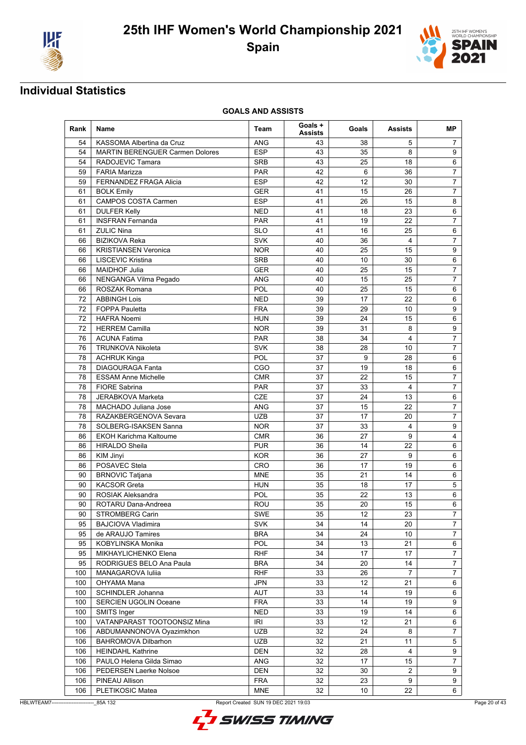# 25th IHF Women's World Championship 2021

## Spain

## Individual Statistics

### GOALS AND ASSISTS

| Rank | Name | Team | Goals + Assists | Goals | Assists | MP |
|---|---|---|---|---|---|---|
| 54 | KASSOMA Albertina da Cruz | ANG | 43 | 38 | 5 | 7 |
| 54 | MARTIN BERENGUER Carmen Dolores | ESP | 43 | 35 | 8 | 9 |
| 54 | RADOJEVIC Tamara | SRB | 43 | 25 | 18 | 6 |
| 59 | FARIA Marizza | PAR | 42 | 6 | 36 | 7 |
| 59 | FERNANDEZ FRAGA Alicia | ESP | 42 | 12 | 30 | 7 |
| 61 | BOLK Emily | GER | 41 | 15 | 26 | 7 |
| 61 | CAMPOS COSTA Carmen | ESP | 41 | 26 | 15 | 8 |
| 61 | DULFER Kelly | NED | 41 | 18 | 23 | 6 |
| 61 | INSFRAN Fernanda | PAR | 41 | 19 | 22 | 7 |
| 61 | ZULIC Nina | SLO | 41 | 16 | 25 | 6 |
| 66 | BIZIKOVA Reka | SVK | 40 | 36 | 4 | 7 |
| 66 | KRISTIANSEN Veronica | NOR | 40 | 25 | 15 | 9 |
| 66 | LISCEVIC Kristina | SRB | 40 | 10 | 30 | 6 |
| 66 | MAIDHOF Julia | GER | 40 | 25 | 15 | 7 |
| 66 | NENGANGA Vilma Pegado | ANG | 40 | 15 | 25 | 7 |
| 66 | ROSZAK Romana | POL | 40 | 25 | 15 | 6 |
| 72 | ABBINGH Lois | NED | 39 | 17 | 22 | 6 |
| 72 | FOPPA Pauletta | FRA | 39 | 29 | 10 | 9 |
| 72 | HAFRA Noemi | HUN | 39 | 24 | 15 | 6 |
| 72 | HERREM Camilla | NOR | 39 | 31 | 8 | 9 |
| 76 | ACUNA Fatima | PAR | 38 | 34 | 4 | 7 |
| 76 | TRUNKOVA Nikoleta | SVK | 38 | 28 | 10 | 7 |
| 78 | ACHRUK Kinga | POL | 37 | 9 | 28 | 6 |
| 78 | DIAGOURAGA Fanta | CGO | 37 | 19 | 18 | 6 |
| 78 | ESSAM Anne Michelle | CMR | 37 | 22 | 15 | 7 |
| 78 | FIORE Sabrina | PAR | 37 | 33 | 4 | 7 |
| 78 | JERABKOVA Marketa | CZE | 37 | 24 | 13 | 6 |
| 78 | MACHADO Juliana Jose | ANG | 37 | 15 | 22 | 7 |
| 78 | RAZAKBERGENOVA Sevara | UZB | 37 | 17 | 20 | 7 |
| 78 | SOLBERG-ISAKSEN Sanna | NOR | 37 | 33 | 4 | 9 |
| 86 | EKOH Karichma Kaltoume | CMR | 36 | 27 | 9 | 4 |
| 86 | HIRALDO Sheila | PUR | 36 | 14 | 22 | 6 |
| 86 | KIM Jinyi | KOR | 36 | 27 | 9 | 6 |
| 86 | POSAVEC Stela | CRO | 36 | 17 | 19 | 6 |
| 90 | BRNOVIC Tatjana | MNE | 35 | 21 | 14 | 6 |
| 90 | KACSOR Greta | HUN | 35 | 18 | 17 | 5 |
| 90 | ROSIAK Aleksandra | POL | 35 | 22 | 13 | 6 |
| 90 | ROTARU Dana-Andreea | ROU | 35 | 20 | 15 | 6 |
| 90 | STROMBERG Carin | SWE | 35 | 12 | 23 | 7 |
| 95 | BAJCIOVA Vladimira | SVK | 34 | 14 | 20 | 7 |
| 95 | de ARAUJO Tamires | BRA | 34 | 24 | 10 | 7 |
| 95 | KOBYLINSKA Monika | POL | 34 | 13 | 21 | 6 |
| 95 | MIKHAYLICHENKO Elena | RHF | 34 | 17 | 17 | 7 |
| 95 | RODRIGUES BELO Ana Paula | BRA | 34 | 20 | 14 | 7 |
| 100 | MANAGAROVA Iuliia | RHF | 33 | 26 | 7 | 7 |
| 100 | OHYAMA Mana | JPN | 33 | 12 | 21 | 6 |
| 100 | SCHINDLER Johanna | AUT | 33 | 14 | 19 | 6 |
| 100 | SERCIEN UGOLIN Oceane | FRA | 33 | 14 | 19 | 9 |
| 100 | SMITS Inger | NED | 33 | 19 | 14 | 6 |
| 100 | VATANPARAST TOOTOONSIZ Mina | IRI | 33 | 12 | 21 | 6 |
| 106 | ABDUMANNONOVA Oyazimkhon | UZB | 32 | 24 | 8 | 7 |
| 106 | BAHROMOVA Dilbarhon | UZB | 32 | 21 | 11 | 5 |
| 106 | HEINDAHL Kathrine | DEN | 32 | 28 | 4 | 9 |
| 106 | PAULO Helena Gilda Simao | ANG | 32 | 17 | 15 | 7 |
| 106 | PEDERSEN Laerke Nolsoe | DEN | 32 | 30 | 2 | 9 |
| 106 | PINEAU Allison | FRA | 32 | 23 | 9 | 9 |
| 106 | PLETIKOSIC Matea | MNE | 32 | 10 | 22 | 6 |

HBLWTEAM7-------------------------_85A 132 Report Created SUN 19 DEC 2021 19:03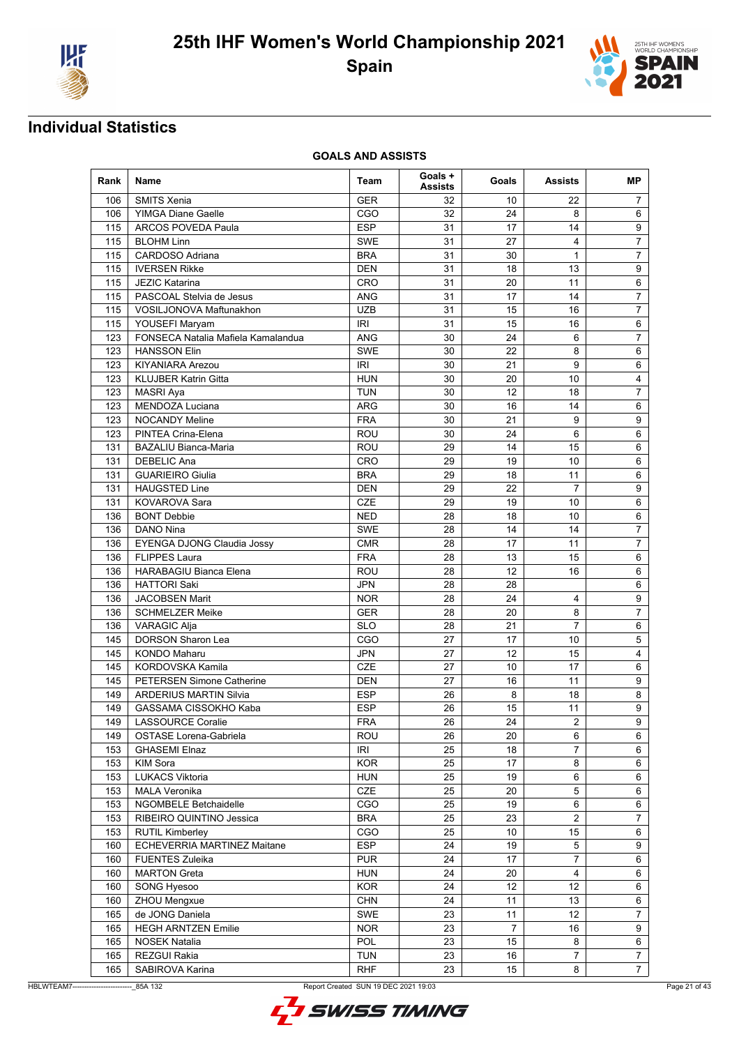# 25th IHF Women's World Championship 2021

## Spain

## Individual Statistics

### GOALS AND ASSISTS

| Rank | Name | Team | Goals + Assists | Goals | Assists | MP |
|---|---|---|---|---|---|---|
| 106 | SMITS Xenia | GER | 32 | 10 | 22 | 7 |
| 106 | YIMGA Diane Gaelle | CGO | 32 | 24 | 8 | 6 |
| 115 | ARCOS POVEDA Paula | ESP | 31 | 17 | 14 | 9 |
| 115 | BLOHM Linn | SWE | 31 | 27 | 4 | 7 |
| 115 | CARDOSO Adriana | BRA | 31 | 30 | 1 | 7 |
| 115 | IVERSEN Rikke | DEN | 31 | 18 | 13 | 9 |
| 115 | JEZIC Katarina | CRO | 31 | 20 | 11 | 6 |
| 115 | PASCOAL Stelvia de Jesus | ANG | 31 | 17 | 14 | 7 |
| 115 | VOSILJONOVA Maftunakhon | UZB | 31 | 15 | 16 | 7 |
| 115 | YOUSEFI Maryam | IRI | 31 | 15 | 16 | 6 |
| 123 | FONSECA Natalia Mafiela Kamalandua | ANG | 30 | 24 | 6 | 7 |
| 123 | HANSSON Elin | SWE | 30 | 22 | 8 | 6 |
| 123 | KIYANIARA Arezou | IRI | 30 | 21 | 9 | 6 |
| 123 | KLUJBER Katrin Gitta | HUN | 30 | 20 | 10 | 4 |
| 123 | MASRI Aya | TUN | 30 | 12 | 18 | 7 |
| 123 | MENDOZA Luciana | ARG | 30 | 16 | 14 | 6 |
| 123 | NOCANDY Meline | FRA | 30 | 21 | 9 | 9 |
| 123 | PINTEA Crina-Elena | ROU | 30 | 24 | 6 | 6 |
| 131 | BAZALIU Bianca-Maria | ROU | 29 | 14 | 15 | 6 |
| 131 | DEBELIC Ana | CRO | 29 | 19 | 10 | 6 |
| 131 | GUARIEIRO Giulia | BRA | 29 | 18 | 11 | 6 |
| 131 | HAUGSTED Line | DEN | 29 | 22 | 7 | 9 |
| 131 | KOVAROVA Sara | CZE | 29 | 19 | 10 | 6 |
| 136 | BONT Debbie | NED | 28 | 18 | 10 | 6 |
| 136 | DANO Nina | SWE | 28 | 14 | 14 | 7 |
| 136 | EYENGA DJONG Claudia Jossy | CMR | 28 | 17 | 11 | 7 |
| 136 | FLIPPES Laura | FRA | 28 | 13 | 15 | 6 |
| 136 | HARABAGIU Bianca Elena | ROU | 28 | 12 | 16 | 6 |
| 136 | HATTORI Saki | JPN | 28 | 28 | | 6 |
| 136 | JACOBSEN Marit | NOR | 28 | 24 | 4 | 9 |
| 136 | SCHMELZER Meike | GER | 28 | 20 | 8 | 7 |
| 136 | VARAGIC Alja | SLO | 28 | 21 | 7 | 6 |
| 145 | DORSON Sharon Lea | CGO | 27 | 17 | 10 | 5 |
| 145 | KONDO Maharu | JPN | 27 | 12 | 15 | 4 |
| 145 | KORDOVSKA Kamila | CZE | 27 | 10 | 17 | 6 |
| 145 | PETERSEN Simone Catherine | DEN | 27 | 16 | 11 | 9 |
| 149 | ARDERIUS MARTIN Silvia | ESP | 26 | 8 | 18 | 8 |
| 149 | GASSAMA CISSOKHO Kaba | ESP | 26 | 15 | 11 | 9 |
| 149 | LASSOURCE Coralie | FRA | 26 | 24 | 2 | 9 |
| 149 | OSTASE Lorena-Gabriela | ROU | 26 | 20 | 6 | 6 |
| 153 | GHASEMI Elnaz | IRI | 25 | 18 | 7 | 6 |
| 153 | KIM Sora | KOR | 25 | 17 | 8 | 6 |
| 153 | LUKACS Viktoria | HUN | 25 | 19 | 6 | 6 |
| 153 | MALA Veronika | CZE | 25 | 20 | 5 | 6 |
| 153 | NGOMBELE Betchaidelle | CGO | 25 | 19 | 6 | 6 |
| 153 | RIBEIRO QUINTINO Jessica | BRA | 25 | 23 | 2 | 7 |
| 153 | RUTIL Kimberley | CGO | 25 | 10 | 15 | 6 |
| 160 | ECHEVERRIA MARTINEZ Maitane | ESP | 24 | 19 | 5 | 9 |
| 160 | FUENTES Zuleika | PUR | 24 | 17 | 7 | 6 |
| 160 | MARTON Greta | HUN | 24 | 20 | 4 | 6 |
| 160 | SONG Hyesoo | KOR | 24 | 12 | 12 | 6 |
| 160 | ZHOU Mengxue | CHN | 24 | 11 | 13 | 6 |
| 165 | de JONG Daniela | SWE | 23 | 11 | 12 | 7 |
| 165 | HEGH ARNTZEN Emilie | NOR | 23 | 7 | 16 | 9 |
| 165 | NOSEK Natalia | POL | 23 | 15 | 8 | 6 |
| 165 | REZGUI Rakia | TUN | 23 | 16 | 7 | 7 |
| 165 | SABIROVA Karina | RHF | 23 | 15 | 8 | 7 |

HBLWTEAM7-------------------------_85A 132 Report Created SUN 19 DEC 2021 19:03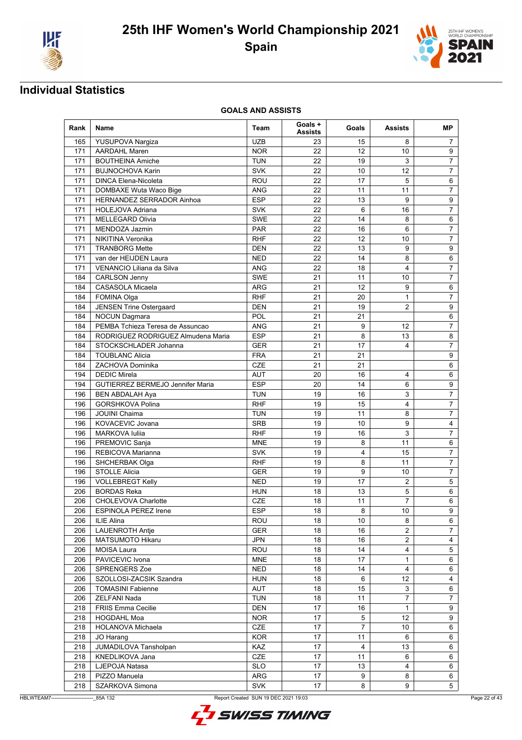# 25th IHF Women's World Championship 2021

## Spain

## Individual Statistics

### GOALS AND ASSISTS

| Rank | Name | Team | Goals + Assists | Goals | Assists | MP |
|---|---|---|---|---|---|---|
| 165 | YUSUPOVA Nargiza | UZB | 23 | 15 | 8 | 7 |
| 171 | AARDAHL Maren | NOR | 22 | 12 | 10 | 9 |
| 171 | BOUTHEINA Amiche | TUN | 22 | 19 | 3 | 7 |
| 171 | BUJNOCHOVA Karin | SVK | 22 | 10 | 12 | 7 |
| 171 | DINCA Elena-Nicoleta | ROU | 22 | 17 | 5 | 6 |
| 171 | DOMBAXE Wuta Waco Bige | ANG | 22 | 11 | 11 | 7 |
| 171 | HERNANDEZ SERRADOR Ainhoa | ESP | 22 | 13 | 9 | 9 |
| 171 | HOLEJOVA Adriana | SVK | 22 | 6 | 16 | 7 |
| 171 | MELLEGARD Olivia | SWE | 22 | 14 | 8 | 6 |
| 171 | MENDOZA Jazmin | PAR | 22 | 16 | 6 | 7 |
| 171 | NIKITINA Veronika | RHF | 22 | 12 | 10 | 7 |
| 171 | TRANBORG Mette | DEN | 22 | 13 | 9 | 9 |
| 171 | van der HEIJDEN Laura | NED | 22 | 14 | 8 | 6 |
| 171 | VENANCIO Liliana da Silva | ANG | 22 | 18 | 4 | 7 |
| 184 | CARLSON Jenny | SWE | 21 | 11 | 10 | 7 |
| 184 | CASASOLA Micaela | ARG | 21 | 12 | 9 | 6 |
| 184 | FOMINA Olga | RHF | 21 | 20 | 1 | 7 |
| 184 | JENSEN Trine Ostergaard | DEN | 21 | 19 | 2 | 9 |
| 184 | NOCUN Dagmara | POL | 21 | 21 | | 6 |
| 184 | PEMBA Tchieza Teresa de Assuncao | ANG | 21 | 9 | 12 | 7 |
| 184 | RODRIGUEZ RODRIGUEZ Almudena Maria | ESP | 21 | 8 | 13 | 8 |
| 184 | STOCKSCHLADER Johanna | GER | 21 | 17 | 4 | 7 |
| 184 | TOUBLANC Alicia | FRA | 21 | 21 | | 9 |
| 184 | ZACHOVA Dominika | CZE | 21 | 21 | | 6 |
| 194 | DEDIC Mirela | AUT | 20 | 16 | 4 | 6 |
| 194 | GUTIERREZ BERMEJO Jennifer Maria | ESP | 20 | 14 | 6 | 9 |
| 196 | BEN ABDALAH Aya | TUN | 19 | 16 | 3 | 7 |
| 196 | GORSHKOVA Polina | RHF | 19 | 15 | 4 | 7 |
| 196 | JOUINI Chaima | TUN | 19 | 11 | 8 | 7 |
| 196 | KOVACEVIC Jovana | SRB | 19 | 10 | 9 | 4 |
| 196 | MARKOVA Iuliia | RHF | 19 | 16 | 3 | 7 |
| 196 | PREMOVIC Sanja | MNE | 19 | 8 | 11 | 6 |
| 196 | REBICOVA Marianna | SVK | 19 | 4 | 15 | 7 |
| 196 | SHCHERBAK Olga | RHF | 19 | 8 | 11 | 7 |
| 196 | STOLLE Alicia | GER | 19 | 9 | 10 | 7 |
| 196 | VOLLEBREGT Kelly | NED | 19 | 17 | 2 | 5 |
| 206 | BORDAS Reka | HUN | 18 | 13 | 5 | 6 |
| 206 | CHOLEVOVA Charlotte | CZE | 18 | 11 | 7 | 6 |
| 206 | ESPINOLA PEREZ Irene | ESP | 18 | 8 | 10 | 9 |
| 206 | ILIE Alina | ROU | 18 | 10 | 8 | 6 |
| 206 | LAUENROTH Antje | GER | 18 | 16 | 2 | 7 |
| 206 | MATSUMOTO Hikaru | JPN | 18 | 16 | 2 | 4 |
| 206 | MOISA Laura | ROU | 18 | 14 | 4 | 5 |
| 206 | PAVICEVIC Ivona | MNE | 18 | 17 | 1 | 6 |
| 206 | SPRENGERS Zoe | NED | 18 | 14 | 4 | 6 |
| 206 | SZOLLOSI-ZACSIK Szandra | HUN | 18 | 6 | 12 | 4 |
| 206 | TOMASINI Fabienne | AUT | 18 | 15 | 3 | 6 |
| 206 | ZELFANI Nada | TUN | 18 | 11 | 7 | 7 |
| 218 | FRIIS Emma Cecilie | DEN | 17 | 16 | 1 | 9 |
| 218 | HOGDAHL Moa | NOR | 17 | 5 | 12 | 9 |
| 218 | HOLANOVA Michaela | CZE | 17 | 7 | 10 | 6 |
| 218 | JO Harang | KOR | 17 | 11 | 6 | 6 |
| 218 | JUMADILOVA Tansholpan | KAZ | 17 | 4 | 13 | 6 |
| 218 | KNEDLIKOVA Jana | CZE | 17 | 11 | 6 | 6 |
| 218 | LJEPOJA Natasa | SLO | 17 | 13 | 4 | 6 |
| 218 | PIZZO Manuela | ARG | 17 | 9 | 8 | 6 |
| 218 | SZARKOVA Simona | SVK | 17 | 8 | 9 | 5 |

HBLWTEAM7-------------------------_85A 132 Report Created SUN 19 DEC 2021 19:03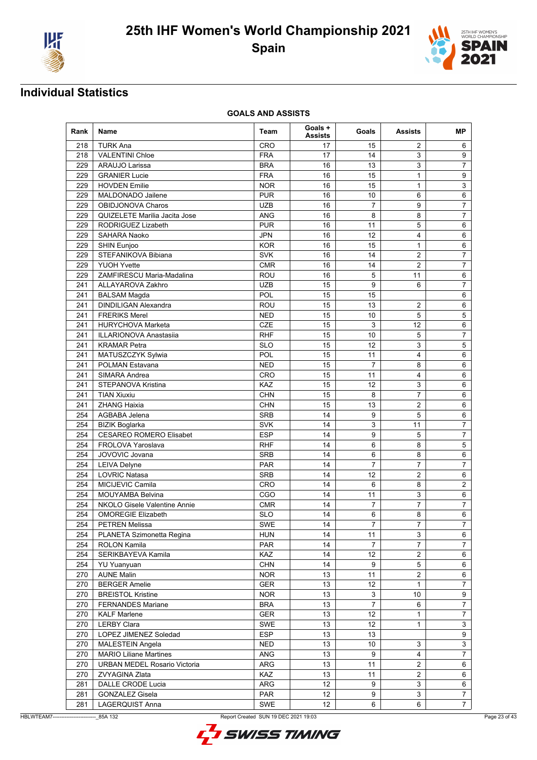# 25th IHF Women's World Championship 2021

## Spain

## Individual Statistics

### GOALS AND ASSISTS

| Rank | Name | Team | Goals + Assists | Goals | Assists | MP |
|---|---|---|---|---|---|---|
| 218 | TURK Ana | CRO | 17 | 15 | 2 | 6 |
| 218 | VALENTINI Chloe | FRA | 17 | 14 | 3 | 9 |
| 229 | ARAUJO Larissa | BRA | 16 | 13 | 3 | 7 |
| 229 | GRANIER Lucie | FRA | 16 | 15 | 1 | 9 |
| 229 | HOVDEN Emilie | NOR | 16 | 15 | 1 | 3 |
| 229 | MALDONADO Jailene | PUR | 16 | 10 | 6 | 6 |
| 229 | OBIDJONOVA Charos | UZB | 16 | 7 | 9 | 7 |
| 229 | QUIZELETE Marilia Jacita Jose | ANG | 16 | 8 | 8 | 7 |
| 229 | RODRIGUEZ Lizabeth | PUR | 16 | 11 | 5 | 6 |
| 229 | SAHARA Naoko | JPN | 16 | 12 | 4 | 6 |
| 229 | SHIN Eunjoo | KOR | 16 | 15 | 1 | 6 |
| 229 | STEFANIKOVA Bibiana | SVK | 16 | 14 | 2 | 7 |
| 229 | YUOH Yvette | CMR | 16 | 14 | 2 | 7 |
| 229 | ZAMFIRESCU Maria-Madalina | ROU | 16 | 5 | 11 | 6 |
| 241 | ALLAYAROVA Zakhro | UZB | 15 | 9 | 6 | 7 |
| 241 | BALSAM Magda | POL | 15 | 15 | | 6 |
| 241 | DINDILIGAN Alexandra | ROU | 15 | 13 | 2 | 6 |
| 241 | FRERIKS Merel | NED | 15 | 10 | 5 | 5 |
| 241 | HURYCHOVA Marketa | CZE | 15 | 3 | 12 | 6 |
| 241 | ILLARIONOVA Anastasiia | RHF | 15 | 10 | 5 | 7 |
| 241 | KRAMAR Petra | SLO | 15 | 12 | 3 | 5 |
| 241 | MATUSZCZYK Sylwia | POL | 15 | 11 | 4 | 6 |
| 241 | POLMAN Estavana | NED | 15 | 7 | 8 | 6 |
| 241 | SIMARA Andrea | CRO | 15 | 11 | 4 | 6 |
| 241 | STEPANOVA Kristina | KAZ | 15 | 12 | 3 | 6 |
| 241 | TIAN Xiuxiu | CHN | 15 | 8 | 7 | 6 |
| 241 | ZHANG Haixia | CHN | 15 | 13 | 2 | 6 |
| 254 | AGBABA Jelena | SRB | 14 | 9 | 5 | 6 |
| 254 | BIZIK Boglarka | SVK | 14 | 3 | 11 | 7 |
| 254 | CESAREO ROMERO Elisabet | ESP | 14 | 9 | 5 | 7 |
| 254 | FROLOVA Yaroslava | RHF | 14 | 6 | 8 | 5 |
| 254 | JOVOVIC Jovana | SRB | 14 | 6 | 8 | 6 |
| 254 | LEIVA Delyne | PAR | 14 | 7 | 7 | 7 |
| 254 | LOVRIC Natasa | SRB | 14 | 12 | 2 | 6 |
| 254 | MICIJEVIC Camila | CRO | 14 | 6 | 8 | 2 |
| 254 | MOUYAMBA Belvina | CGO | 14 | 11 | 3 | 6 |
| 254 | NKOLO Gisele Valentine Annie | CMR | 14 | 7 | 7 | 7 |
| 254 | OMOREGIE Elizabeth | SLO | 14 | 6 | 8 | 6 |
| 254 | PETREN Melissa | SWE | 14 | 7 | 7 | 7 |
| 254 | PLANETA Szimonetta Regina | HUN | 14 | 11 | 3 | 6 |
| 254 | ROLON Kamila | PAR | 14 | 7 | 7 | 7 |
| 254 | SERIKBAYEVA Kamila | KAZ | 14 | 12 | 2 | 6 |
| 254 | YU Yuanyuan | CHN | 14 | 9 | 5 | 6 |
| 270 | AUNE Malin | NOR | 13 | 11 | 2 | 6 |
| 270 | BERGER Amelie | GER | 13 | 12 | 1 | 7 |
| 270 | BREISTOL Kristine | NOR | 13 | 3 | 10 | 9 |
| 270 | FERNANDES Mariane | BRA | 13 | 7 | 6 | 7 |
| 270 | KALF Marlene | GER | 13 | 12 | 1 | 7 |
| 270 | LERBY Clara | SWE | 13 | 12 | 1 | 3 |
| 270 | LOPEZ JIMENEZ Soledad | ESP | 13 | 13 | | 9 |
| 270 | MALESTEIN Angela | NED | 13 | 10 | 3 | 3 |
| 270 | MARIO Liliane Martines | ANG | 13 | 9 | 4 | 7 |
| 270 | URBAN MEDEL Rosario Victoria | ARG | 13 | 11 | 2 | 6 |
| 270 | ZVYAGINA Zlata | KAZ | 13 | 11 | 2 | 6 |
| 281 | DALLE CRODE Lucia | ARG | 12 | 9 | 3 | 6 |
| 281 | GONZALEZ Gisela | PAR | 12 | 9 | 3 | 7 |
| 281 | LAGERQUIST Anna | SWE | 12 | 6 | 6 | 7 |

HBLWTEAM7-------------------------_85A 132 Report Created SUN 19 DEC 2021 19:03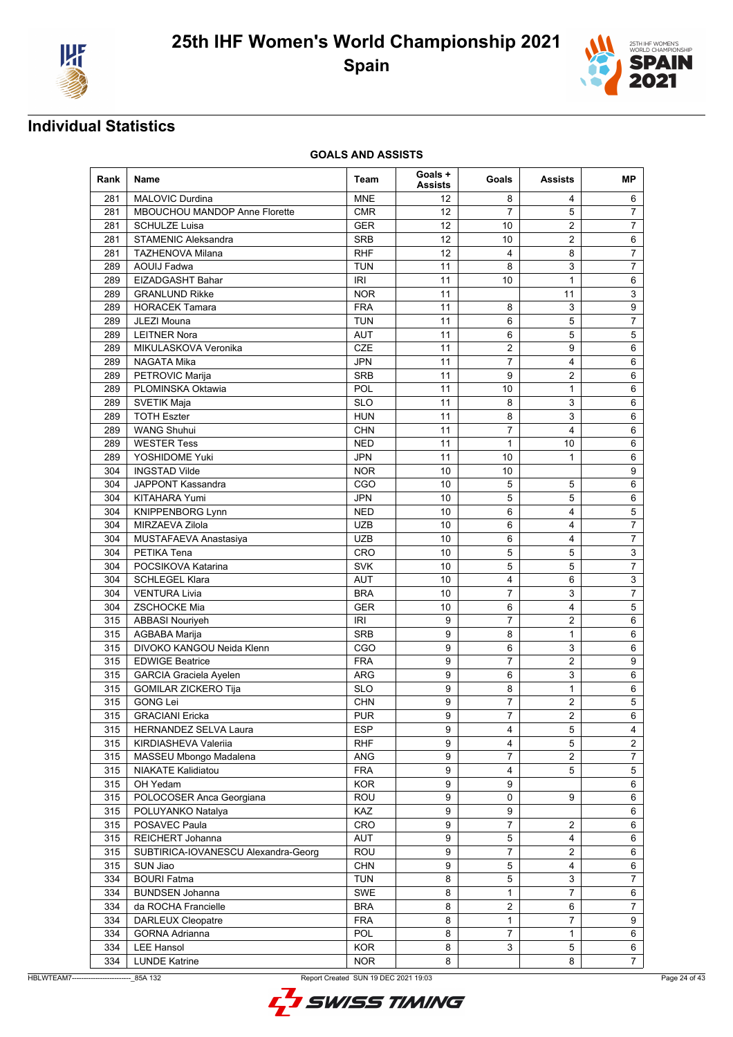# 25th IHF Women's World Championship 2021

## Spain

## Individual Statistics

**GOALS AND ASSISTS**

| Rank | Name | Team | Goals + Assists | Goals | Assists | MP |
|---|---|---|---|---|---|---|
| 281 | MALOVIC Durdina | MNE | 12 | 8 | 4 | 6 |
| 281 | MBOUCHOU MANDOP Anne Florette | CMR | 12 | 7 | 5 | 7 |
| 281 | SCHULZE Luisa | GER | 12 | 10 | 2 | 7 |
| 281 | STAMENIC Aleksandra | SRB | 12 | 10 | 2 | 6 |
| 281 | TAZHENOVA Milana | RHF | 12 | 4 | 8 | 7 |
| 289 | AOUIJ Fadwa | TUN | 11 | 8 | 3 | 7 |
| 289 | EIZADGASHT Bahar | IRI | 11 | 10 | 1 | 6 |
| 289 | GRANLUND Rikke | NOR | 11 | | 11 | 3 |
| 289 | HORACEK Tamara | FRA | 11 | 8 | 3 | 9 |
| 289 | JLEZI Mouna | TUN | 11 | 6 | 5 | 7 |
| 289 | LEITNER Nora | AUT | 11 | 6 | 5 | 5 |
| 289 | MIKULASKOVA Veronika | CZE | 11 | 2 | 9 | 6 |
| 289 | NAGATA Mika | JPN | 11 | 7 | 4 | 6 |
| 289 | PETROVIC Marija | SRB | 11 | 9 | 2 | 6 |
| 289 | PLOMINSKA Oktawia | POL | 11 | 10 | 1 | 6 |
| 289 | SVETIK Maja | SLO | 11 | 8 | 3 | 6 |
| 289 | TOTH Eszter | HUN | 11 | 8 | 3 | 6 |
| 289 | WANG Shuhui | CHN | 11 | 7 | 4 | 6 |
| 289 | WESTER Tess | NED | 11 | 1 | 10 | 6 |
| 289 | YOSHIDOME Yuki | JPN | 11 | 10 | 1 | 6 |
| 304 | INGSTAD Vilde | NOR | 10 | 10 | | 9 |
| 304 | JAPPONT Kassandra | CGO | 10 | 5 | 5 | 6 |
| 304 | KITAHARA Yumi | JPN | 10 | 5 | 5 | 6 |
| 304 | KNIPPENBORG Lynn | NED | 10 | 6 | 4 | 5 |
| 304 | MIRZAEVA Zilola | UZB | 10 | 6 | 4 | 7 |
| 304 | MUSTAFAEVA Anastasiya | UZB | 10 | 6 | 4 | 7 |
| 304 | PETIKA Tena | CRO | 10 | 5 | 5 | 3 |
| 304 | POCSIKOVA Katarina | SVK | 10 | 5 | 5 | 7 |
| 304 | SCHLEGEL Klara | AUT | 10 | 4 | 6 | 3 |
| 304 | VENTURA Livia | BRA | 10 | 7 | 3 | 7 |
| 304 | ZSCHOCKE Mia | GER | 10 | 6 | 4 | 5 |
| 315 | ABBASI Nouriyeh | IRI | 9 | 7 | 2 | 6 |
| 315 | AGBABA Marija | SRB | 9 | 8 | 1 | 6 |
| 315 | DIVOKO KANGOU Neida Klenn | CGO | 9 | 6 | 3 | 6 |
| 315 | EDWIGE Beatrice | FRA | 9 | 7 | 2 | 9 |
| 315 | GARCIA Graciela Ayelen | ARG | 9 | 6 | 3 | 6 |
| 315 | GOMILAR ZICKERO Tija | SLO | 9 | 8 | 1 | 6 |
| 315 | GONG Lei | CHN | 9 | 7 | 2 | 5 |
| 315 | GRACIANI Ericka | PUR | 9 | 7 | 2 | 6 |
| 315 | HERNANDEZ SELVA Laura | ESP | 9 | 4 | 5 | 4 |
| 315 | KIRDIASHEVA Valeriia | RHF | 9 | 4 | 5 | 2 |
| 315 | MASSEU Mbongo Madalena | ANG | 9 | 7 | 2 | 7 |
| 315 | NIAKATE Kalidiatou | FRA | 9 | 4 | 5 | 5 |
| 315 | OH Yedam | KOR | 9 | 9 | | 6 |
| 315 | POLOCOSER Anca Georgiana | ROU | 9 | 0 | 9 | 6 |
| 315 | POLUYANKO Natalya | KAZ | 9 | 9 | | 6 |
| 315 | POSAVEC Paula | CRO | 9 | 7 | 2 | 6 |
| 315 | REICHERT Johanna | AUT | 9 | 5 | 4 | 6 |
| 315 | SUBTIRICA-IOVANESCU Alexandra-Georg | ROU | 9 | 7 | 2 | 6 |
| 315 | SUN Jiao | CHN | 9 | 5 | 4 | 6 |
| 334 | BOURI Fatma | TUN | 8 | 5 | 3 | 7 |
| 334 | BUNDSEN Johanna | SWE | 8 | 1 | 7 | 6 |
| 334 | da ROCHA Francielle | BRA | 8 | 2 | 6 | 7 |
| 334 | DARLEUX Cleopatre | FRA | 8 | 1 | 7 | 9 |
| 334 | GORNA Adrianna | POL | 8 | 7 | 1 | 6 |
| 334 | LEE Hansol | KOR | 8 | 3 | 5 | 6 |
| 334 | LUNDE Katrine | NOR | 8 | | 8 | 7 |

HBLWTEAM7-------------------------_85A 132 Report Created SUN 19 DEC 2021 19:03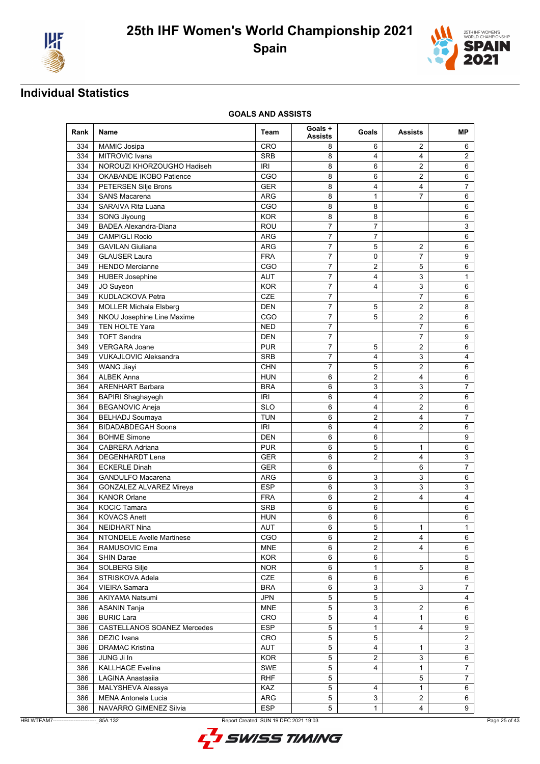# 25th IHF Women's World Championship 2021

## Spain

## Individual Statistics

### GOALS AND ASSISTS

| Rank | Name | Team | Goals + Assists | Goals | Assists | MP |
|---|---|---|---|---|---|---|
| 334 | MAMIC Josipa | CRO | 8 | 6 | 2 | 6 |
| 334 | MITROVIC Ivana | SRB | 8 | 4 | 4 | 2 |
| 334 | NOROUZI KHORZOUGHO Hadiseh | IRI | 8 | 6 | 2 | 6 |
| 334 | OKABANDE IKOBO Patience | CGO | 8 | 6 | 2 | 6 |
| 334 | PETERSEN Silje Brons | GER | 8 | 4 | 4 | 7 |
| 334 | SANS Macarena | ARG | 8 | 1 | 7 | 6 |
| 334 | SARAIVA Rita Luana | CGO | 8 | 8 | | 6 |
| 334 | SONG Jiyoung | KOR | 8 | 8 | | 6 |
| 349 | BADEA Alexandra-Diana | ROU | 7 | 7 | | 3 |
| 349 | CAMPIGLI Rocio | ARG | 7 | 7 | | 6 |
| 349 | GAVILAN Giuliana | ARG | 7 | 5 | 2 | 6 |
| 349 | GLAUSER Laura | FRA | 7 | 0 | 7 | 9 |
| 349 | HENDO Mercianne | CGO | 7 | 2 | 5 | 6 |
| 349 | HUBER Josephine | AUT | 7 | 4 | 3 | 1 |
| 349 | JO Suyeon | KOR | 7 | 4 | 3 | 6 |
| 349 | KUDLACKOVA Petra | CZE | 7 | | 7 | 6 |
| 349 | MOLLER Michala Elsberg | DEN | 7 | 5 | 2 | 8 |
| 349 | NKOU Josephine Line Maxime | CGO | 7 | 5 | 2 | 6 |
| 349 | TEN HOLTE Yara | NED | 7 | | 7 | 6 |
| 349 | TOFT Sandra | DEN | 7 | | 7 | 9 |
| 349 | VERGARA Joane | PUR | 7 | 5 | 2 | 6 |
| 349 | VUKAJLOVIC Aleksandra | SRB | 7 | 4 | 3 | 4 |
| 349 | WANG Jiayi | CHN | 7 | 5 | 2 | 6 |
| 364 | ALBEK Anna | HUN | 6 | 2 | 4 | 6 |
| 364 | ARENHART Barbara | BRA | 6 | 3 | 3 | 7 |
| 364 | BAPIRI Shaghayegh | IRI | 6 | 4 | 2 | 6 |
| 364 | BEGANOVIC Aneja | SLO | 6 | 4 | 2 | 6 |
| 364 | BELHADJ Soumaya | TUN | 6 | 2 | 4 | 7 |
| 364 | BIDADABDEGAH Soona | IRI | 6 | 4 | 2 | 6 |
| 364 | BOHME Simone | DEN | 6 | 6 | | 9 |
| 364 | CABRERA Adriana | PUR | 6 | 5 | 1 | 6 |
| 364 | DEGENHARDT Lena | GER | 6 | 2 | 4 | 3 |
| 364 | ECKERLE Dinah | GER | 6 | | 6 | 7 |
| 364 | GANDULFO Macarena | ARG | 6 | 3 | 3 | 6 |
| 364 | GONZALEZ ALVAREZ Mireya | ESP | 6 | 3 | 3 | 3 |
| 364 | KANOR Orlane | FRA | 6 | 2 | 4 | 4 |
| 364 | KOCIC Tamara | SRB | 6 | 6 | | 6 |
| 364 | KOVACS Anett | HUN | 6 | 6 | | 6 |
| 364 | NEIDHART Nina | AUT | 6 | 5 | 1 | 1 |
| 364 | NTONDELE Avelle Martinese | CGO | 6 | 2 | 4 | 6 |
| 364 | RAMUSOVIC Ema | MNE | 6 | 2 | 4 | 6 |
| 364 | SHIN Darae | KOR | 6 | 6 | | 5 |
| 364 | SOLBERG Silje | NOR | 6 | 1 | 5 | 8 |
| 364 | STRISKOVA Adela | CZE | 6 | 6 | | 6 |
| 364 | VIEIRA Samara | BRA | 6 | 3 | 3 | 7 |
| 386 | AKIYAMA Natsumi | JPN | 5 | 5 | | 4 |
| 386 | ASANIN Tanja | MNE | 5 | 3 | 2 | 6 |
| 386 | BURIC Lara | CRO | 5 | 4 | 1 | 6 |
| 386 | CASTELLANOS SOANEZ Mercedes | ESP | 5 | 1 | 4 | 9 |
| 386 | DEZIC Ivana | CRO | 5 | 5 | | 2 |
| 386 | DRAMAC Kristina | AUT | 5 | 4 | 1 | 3 |
| 386 | JUNG Ji In | KOR | 5 | 2 | 3 | 6 |
| 386 | KALLHAGE Evelina | SWE | 5 | 4 | 1 | 7 |
| 386 | LAGINA Anastasiia | RHF | 5 | | 5 | 7 |
| 386 | MALYSHEVA Alessya | KAZ | 5 | 4 | 1 | 6 |
| 386 | MENA Antonela Lucia | ARG | 5 | 3 | 2 | 6 |
| 386 | NAVARRO GIMENEZ Silvia | ESP | 5 | 1 | 4 | 9 |

HBLWTEAM7--------------------------_85A 132 Report Created SUN 19 DEC 2021 19:03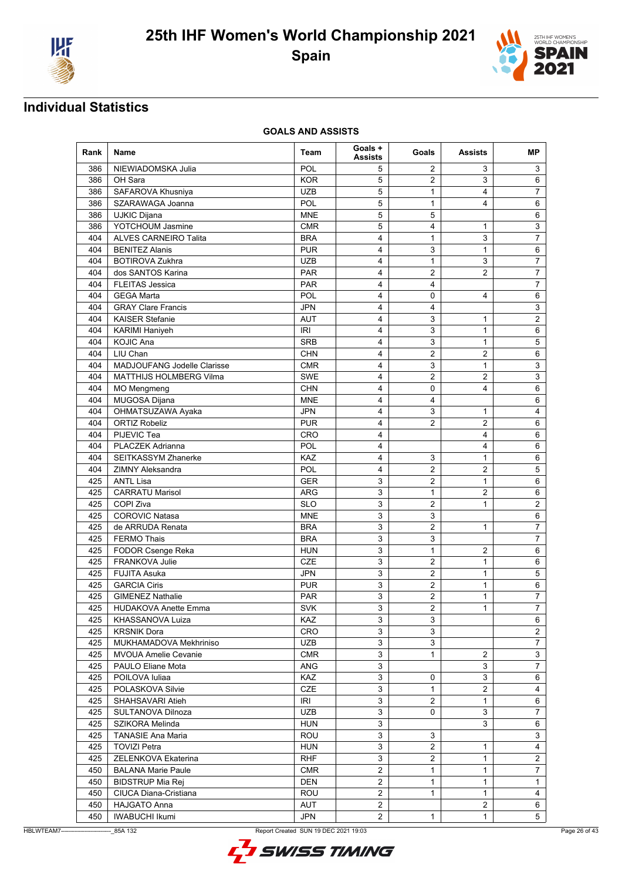# 25th IHF Women's World Championship 2021

## Spain

## Individual Statistics

### GOALS AND ASSISTS

| Rank | Name | Team | Goals + Assists | Goals | Assists | MP |
|---|---|---|---|---|---|---|
| 386 | NIEWIADOMSKA Julia | POL | 5 | 2 | 3 | 3 |
| 386 | OH Sara | KOR | 5 | 2 | 3 | 6 |
| 386 | SAFAROVA Khusniya | UZB | 5 | 1 | 4 | 7 |
| 386 | SZARAWAGA Joanna | POL | 5 | 1 | 4 | 6 |
| 386 | UJKIC Dijana | MNE | 5 | 5 | | 6 |
| 386 | YOTCHOUM Jasmine | CMR | 5 | 4 | 1 | 3 |
| 404 | ALVES CARNEIRO Talita | BRA | 4 | 1 | 3 | 7 |
| 404 | BENITEZ Alanis | PUR | 4 | 3 | 1 | 6 |
| 404 | BOTIROVA Zukhra | UZB | 4 | 1 | 3 | 7 |
| 404 | dos SANTOS Karina | PAR | 4 | 2 | 2 | 7 |
| 404 | FLEITAS Jessica | PAR | 4 | 4 | | 7 |
| 404 | GEGA Marta | POL | 4 | 0 | 4 | 6 |
| 404 | GRAY Clare Francis | JPN | 4 | 4 | | 3 |
| 404 | KAISER Stefanie | AUT | 4 | 3 | 1 | 2 |
| 404 | KARIMI Haniyeh | IRI | 4 | 3 | 1 | 6 |
| 404 | KOJIC Ana | SRB | 4 | 3 | 1 | 5 |
| 404 | LIU Chan | CHN | 4 | 2 | 2 | 6 |
| 404 | MADJOUFANG Jodelle Clarisse | CMR | 4 | 3 | 1 | 3 |
| 404 | MATTHIJS HOLMBERG Vilma | SWE | 4 | 2 | 2 | 3 |
| 404 | MO Mengmeng | CHN | 4 | 0 | 4 | 6 |
| 404 | MUGOSA Dijana | MNE | 4 | 4 | | 6 |
| 404 | OHMATSUZAWA Ayaka | JPN | 4 | 3 | 1 | 4 |
| 404 | ORTIZ Robeliz | PUR | 4 | 2 | 2 | 6 |
| 404 | PIJEVIC Tea | CRO | 4 | | 4 | 6 |
| 404 | PLACZEK Adrianna | POL | 4 | | 4 | 6 |
| 404 | SEITKASSYM Zhanerke | KAZ | 4 | 3 | 1 | 6 |
| 404 | ZIMNY Aleksandra | POL | 4 | 2 | 2 | 5 |
| 425 | ANTL Lisa | GER | 3 | 2 | 1 | 6 |
| 425 | CARRATU Marisol | ARG | 3 | 1 | 2 | 6 |
| 425 | COPI Ziva | SLO | 3 | 2 | 1 | 2 |
| 425 | COROVIC Natasa | MNE | 3 | 3 | | 6 |
| 425 | de ARRUDA Renata | BRA | 3 | 2 | 1 | 7 |
| 425 | FERMO Thais | BRA | 3 | 3 | | 7 |
| 425 | FODOR Csenge Reka | HUN | 3 | 1 | 2 | 6 |
| 425 | FRANKOVA Julie | CZE | 3 | 2 | 1 | 6 |
| 425 | FUJITA Asuka | JPN | 3 | 2 | 1 | 5 |
| 425 | GARCIA Ciris | PUR | 3 | 2 | 1 | 6 |
| 425 | GIMENEZ Nathalie | PAR | 3 | 2 | 1 | 7 |
| 425 | HUDAKOVA Anette Emma | SVK | 3 | 2 | 1 | 7 |
| 425 | KHASSANOVA Luiza | KAZ | 3 | 3 | | 6 |
| 425 | KRSNIK Dora | CRO | 3 | 3 | | 2 |
| 425 | MUKHAMADOVA Mekhriniso | UZB | 3 | 3 | | 7 |
| 425 | MVOUA Amelie Cevanie | CMR | 3 | 1 | 2 | 3 |
| 425 | PAULO Eliane Mota | ANG | 3 | | 3 | 7 |
| 425 | POILOVA Iuliaa | KAZ | 3 | 0 | 3 | 6 |
| 425 | POLASKOVA Silvie | CZE | 3 | 1 | 2 | 4 |
| 425 | SHAHSAVARI Atieh | IRI | 3 | 2 | 1 | 6 |
| 425 | SULTANOVA Dilnoza | UZB | 3 | 0 | 3 | 7 |
| 425 | SZIKORA Melinda | HUN | 3 | | 3 | 6 |
| 425 | TANASIE Ana Maria | ROU | 3 | 3 | | 3 |
| 425 | TOVIZI Petra | HUN | 3 | 2 | 1 | 4 |
| 425 | ZELENKOVA Ekaterina | RHF | 3 | 2 | 1 | 2 |
| 450 | BALANA Marie Paule | CMR | 2 | 1 | 1 | 7 |
| 450 | BIDSTRUP Mia Rej | DEN | 2 | 1 | 1 | 1 |
| 450 | CIUCA Diana-Cristiana | ROU | 2 | 1 | 1 | 4 |
| 450 | HAJGATO Anna | AUT | 2 | | 2 | 6 |
| 450 | IWABUCHI Ikumi | JPN | 2 | 1 | 1 | 5 |

HBLWTEAM7-------------------------_85A 132 Report Created SUN 19 DEC 2021 19:03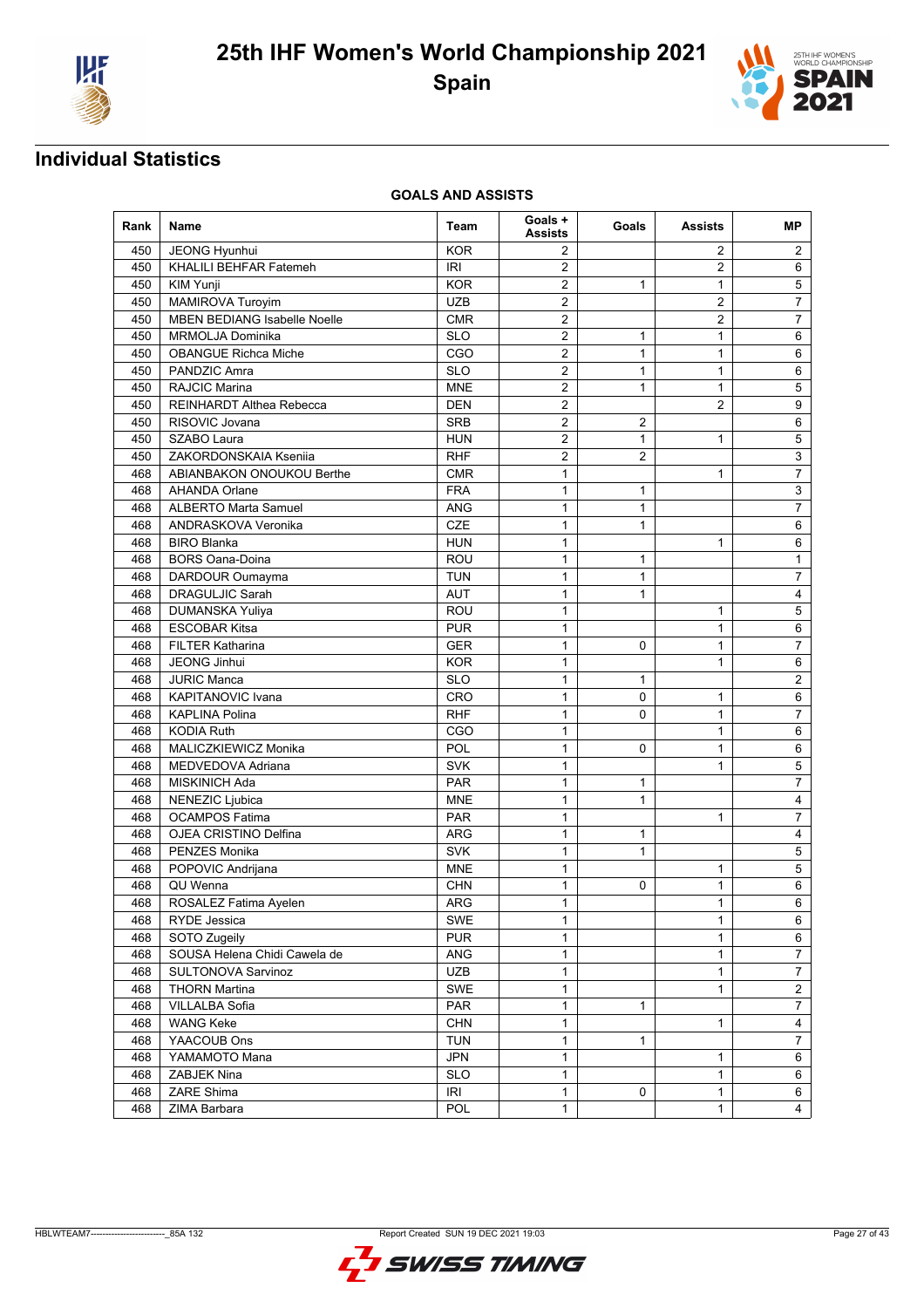# 25th IHF Women's World Championship 2021

## Spain

## Individual Statistics

### GOALS AND ASSISTS

| Rank | Name | Team | Goals + Assists | Goals | Assists | MP |
|---|---|---|---|---|---|---|
| 450 | JEONG Hyunhui | KOR | 2 | | 2 | 2 |
| 450 | KHALILI BEHFAR Fatemeh | IRI | 2 | | 2 | 6 |
| 450 | KIM Yunji | KOR | 2 | 1 | 1 | 5 |
| 450 | MAMIROVA Turoyim | UZB | 2 | | 2 | 7 |
| 450 | MBEN BEDIANG Isabelle Noelle | CMR | 2 | | 2 | 7 |
| 450 | MRMOLJA Dominika | SLO | 2 | 1 | 1 | 6 |
| 450 | OBANGUE Richca Miche | CGO | 2 | 1 | 1 | 6 |
| 450 | PANDZIC Amra | SLO | 2 | 1 | 1 | 6 |
| 450 | RAJCIC Marina | MNE | 2 | 1 | 1 | 5 |
| 450 | REINHARDT Althea Rebecca | DEN | 2 | | 2 | 9 |
| 450 | RISOVIC Jovana | SRB | 2 | 2 | | 6 |
| 450 | SZABO Laura | HUN | 2 | 1 | 1 | 5 |
| 450 | ZAKORDONSKAIA Kseniia | RHF | 2 | 2 | | 3 |
| 468 | ABIANBAKON ONOUKOU Berthe | CMR | 1 | | 1 | 7 |
| 468 | AHANDA Orlane | FRA | 1 | 1 | | 3 |
| 468 | ALBERTO Marta Samuel | ANG | 1 | 1 | | 7 |
| 468 | ANDRASKOVA Veronika | CZE | 1 | 1 | | 6 |
| 468 | BIRO Blanka | HUN | 1 | | 1 | 6 |
| 468 | BORS Oana-Doina | ROU | 1 | 1 | | 1 |
| 468 | DARDOUR Oumayma | TUN | 1 | 1 | | 7 |
| 468 | DRAGULJIC Sarah | AUT | 1 | 1 | | 4 |
| 468 | DUMANSKA Yuliya | ROU | 1 | | 1 | 5 |
| 468 | ESCOBAR Kitsa | PUR | 1 | | 1 | 6 |
| 468 | FILTER Katharina | GER | 1 | 0 | 1 | 7 |
| 468 | JEONG Jinhui | KOR | 1 | | 1 | 6 |
| 468 | JURIC Manca | SLO | 1 | 1 | | 2 |
| 468 | KAPITANOVIC Ivana | CRO | 1 | 0 | 1 | 6 |
| 468 | KAPLINA Polina | RHF | 1 | 0 | 1 | 7 |
| 468 | KODIA Ruth | CGO | 1 | | 1 | 6 |
| 468 | MALICZKIEWICZ Monika | POL | 1 | 0 | 1 | 6 |
| 468 | MEDVEDOVA Adriana | SVK | 1 | | 1 | 5 |
| 468 | MISKINICH Ada | PAR | 1 | 1 | | 7 |
| 468 | NENEZIC Ljubica | MNE | 1 | 1 | | 4 |
| 468 | OCAMPOS Fatima | PAR | 1 | | 1 | 7 |
| 468 | OJEA CRISTINO Delfina | ARG | 1 | 1 | | 4 |
| 468 | PENZES Monika | SVK | 1 | 1 | | 5 |
| 468 | POPOVIC Andrijana | MNE | 1 | | 1 | 5 |
| 468 | QU Wenna | CHN | 1 | 0 | 1 | 6 |
| 468 | ROSALEZ Fatima Ayelen | ARG | 1 | | 1 | 6 |
| 468 | RYDE Jessica | SWE | 1 | | 1 | 6 |
| 468 | SOTO Zugeily | PUR | 1 | | 1 | 6 |
| 468 | SOUSA Helena Chidi Cawela de | ANG | 1 | | 1 | 7 |
| 468 | SULTONOVA Sarvinoz | UZB | 1 | | 1 | 7 |
| 468 | THORN Martina | SWE | 1 | | 1 | 2 |
| 468 | VILLALBA Sofia | PAR | 1 | 1 | | 7 |
| 468 | WANG Keke | CHN | 1 | | 1 | 4 |
| 468 | YAACOUB Ons | TUN | 1 | 1 | | 7 |
| 468 | YAMAMOTO Mana | JPN | 1 | | 1 | 6 |
| 468 | ZABJEK Nina | SLO | 1 | | 1 | 6 |
| 468 | ZARE Shima | IRI | 1 | 0 | 1 | 6 |
| 468 | ZIMA Barbara | POL | 1 | | 1 | 4 |

HBLWTEAM7-------------------------_85A 132 Report Created SUN 19 DEC 2021 19:03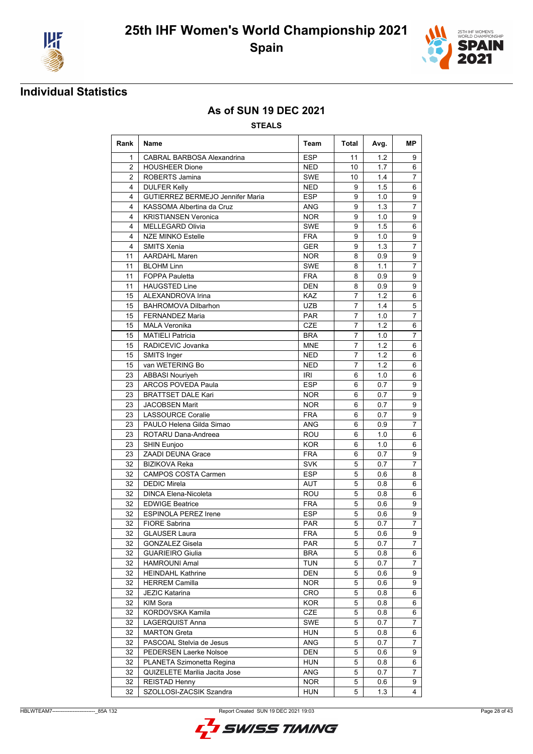# 25th IHF Women's World Championship 2021

## Spain

### Individual Statistics

#### As of SUN 19 DEC 2021

**STEALS**

| Rank | Name | Team | Total | Avg. | MP |
|---|---|---|---|---|---|
| 1 | CABRAL BARBOSA Alexandrina | ESP | 11 | 1.2 | 9 |
| 2 | HOUSHEER Dione | NED | 10 | 1.7 | 6 |
| 2 | ROBERTS Jamina | SWE | 10 | 1.4 | 7 |
| 4 | DULFER Kelly | NED | 9 | 1.5 | 6 |
| 4 | GUTIERREZ BERMEJO Jennifer Maria | ESP | 9 | 1.0 | 9 |
| 4 | KASSOMA Albertina da Cruz | ANG | 9 | 1.3 | 7 |
| 4 | KRISTIANSEN Veronica | NOR | 9 | 1.0 | 9 |
| 4 | MELLEGARD Olivia | SWE | 9 | 1.5 | 6 |
| 4 | NZE MINKO Estelle | FRA | 9 | 1.0 | 9 |
| 4 | SMITS Xenia | GER | 9 | 1.3 | 7 |
| 11 | AARDAHL Maren | NOR | 8 | 0.9 | 9 |
| 11 | BLOHM Linn | SWE | 8 | 1.1 | 7 |
| 11 | FOPPA Pauletta | FRA | 8 | 0.9 | 9 |
| 11 | HAUGSTED Line | DEN | 8 | 0.9 | 9 |
| 15 | ALEXANDROVA Irina | KAZ | 7 | 1.2 | 6 |
| 15 | BAHROMOVA Dilbarhon | UZB | 7 | 1.4 | 5 |
| 15 | FERNANDEZ Maria | PAR | 7 | 1.0 | 7 |
| 15 | MALA Veronika | CZE | 7 | 1.2 | 6 |
| 15 | MATIELI Patricia | BRA | 7 | 1.0 | 7 |
| 15 | RADICEVIC Jovanka | MNE | 7 | 1.2 | 6 |
| 15 | SMITS Inger | NED | 7 | 1.2 | 6 |
| 15 | van WETERING Bo | NED | 7 | 1.2 | 6 |
| 23 | ABBASI Nouriyeh | IRI | 6 | 1.0 | 6 |
| 23 | ARCOS POVEDA Paula | ESP | 6 | 0.7 | 9 |
| 23 | BRATTSET DALE Kari | NOR | 6 | 0.7 | 9 |
| 23 | JACOBSEN Marit | NOR | 6 | 0.7 | 9 |
| 23 | LASSOURCE Coralie | FRA | 6 | 0.7 | 9 |
| 23 | PAULO Helena Gilda Simao | ANG | 6 | 0.9 | 7 |
| 23 | ROTARU Dana-Andreea | ROU | 6 | 1.0 | 6 |
| 23 | SHIN Eunjoo | KOR | 6 | 1.0 | 6 |
| 23 | ZAADI DEUNA Grace | FRA | 6 | 0.7 | 9 |
| 32 | BIZIKOVA Reka | SVK | 5 | 0.7 | 7 |
| 32 | CAMPOS COSTA Carmen | ESP | 5 | 0.6 | 8 |
| 32 | DEDIC Mirela | AUT | 5 | 0.8 | 6 |
| 32 | DINCA Elena-Nicoleta | ROU | 5 | 0.8 | 6 |
| 32 | EDWIGE Beatrice | FRA | 5 | 0.6 | 9 |
| 32 | ESPINOLA PEREZ Irene | ESP | 5 | 0.6 | 9 |
| 32 | FIORE Sabrina | PAR | 5 | 0.7 | 7 |
| 32 | GLAUSER Laura | FRA | 5 | 0.6 | 9 |
| 32 | GONZALEZ Gisela | PAR | 5 | 0.7 | 7 |
| 32 | GUARIEIRO Giulia | BRA | 5 | 0.8 | 6 |
| 32 | HAMROUNI Amal | TUN | 5 | 0.7 | 7 |
| 32 | HEINDAHL Kathrine | DEN | 5 | 0.6 | 9 |
| 32 | HERREM Camilla | NOR | 5 | 0.6 | 9 |
| 32 | JEZIC Katarina | CRO | 5 | 0.8 | 6 |
| 32 | KIM Sora | KOR | 5 | 0.8 | 6 |
| 32 | KORDOVSKA Kamila | CZE | 5 | 0.8 | 6 |
| 32 | LAGERQUIST Anna | SWE | 5 | 0.7 | 7 |
| 32 | MARTON Greta | HUN | 5 | 0.8 | 6 |
| 32 | PASCOAL Stelvia de Jesus | ANG | 5 | 0.7 | 7 |
| 32 | PEDERSEN Laerke Nolsoe | DEN | 5 | 0.6 | 9 |
| 32 | PLANETA Szimonetta Regina | HUN | 5 | 0.8 | 6 |
| 32 | QUIZELETE Marilia Jacita Jose | ANG | 5 | 0.7 | 7 |
| 32 | REISTAD Henny | NOR | 5 | 0.6 | 9 |
| 32 | SZOLLOSI-ZACSIK Szandra | HUN | 5 | 1.3 | 4 |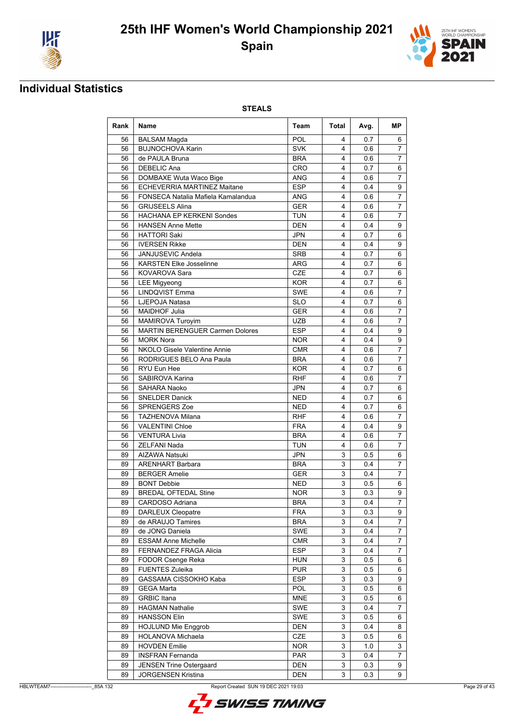# 25th IHF Women's World Championship 2021

## Spain

## Individual Statistics

### STEALS

| Rank | Name | Team | Total | Avg. | MP |
|---|---|---|---|---|---|
| 56 | BALSAM Magda | POL | 4 | 0.7 | 6 |
| 56 | BUJNOCHOVA Karin | SVK | 4 | 0.6 | 7 |
| 56 | de PAULA Bruna | BRA | 4 | 0.6 | 7 |
| 56 | DEBELIC Ana | CRO | 4 | 0.7 | 6 |
| 56 | DOMBAXE Wuta Waco Bige | ANG | 4 | 0.6 | 7 |
| 56 | ECHEVERRIA MARTINEZ Maitane | ESP | 4 | 0.4 | 9 |
| 56 | FONSECA Natalia Mafiela Kamalandua | ANG | 4 | 0.6 | 7 |
| 56 | GRIJSEELS Alina | GER | 4 | 0.6 | 7 |
| 56 | HACHANA EP KERKENI Sondes | TUN | 4 | 0.6 | 7 |
| 56 | HANSEN Anne Mette | DEN | 4 | 0.4 | 9 |
| 56 | HATTORI Saki | JPN | 4 | 0.7 | 6 |
| 56 | IVERSEN Rikke | DEN | 4 | 0.4 | 9 |
| 56 | JANJUSEVIC Andela | SRB | 4 | 0.7 | 6 |
| 56 | KARSTEN Elke Josselinne | ARG | 4 | 0.7 | 6 |
| 56 | KOVAROVA Sara | CZE | 4 | 0.7 | 6 |
| 56 | LEE Migyeong | KOR | 4 | 0.7 | 6 |
| 56 | LINDQVIST Emma | SWE | 4 | 0.6 | 7 |
| 56 | LJEPOJA Natasa | SLO | 4 | 0.7 | 6 |
| 56 | MAIDHOF Julia | GER | 4 | 0.6 | 7 |
| 56 | MAMIROVA Turoyim | UZB | 4 | 0.6 | 7 |
| 56 | MARTIN BERENGUER Carmen Dolores | ESP | 4 | 0.4 | 9 |
| 56 | MORK Nora | NOR | 4 | 0.4 | 9 |
| 56 | NKOLO Gisele Valentine Annie | CMR | 4 | 0.6 | 7 |
| 56 | RODRIGUES BELO Ana Paula | BRA | 4 | 0.6 | 7 |
| 56 | RYU Eun Hee | KOR | 4 | 0.7 | 6 |
| 56 | SABIROVA Karina | RHF | 4 | 0.6 | 7 |
| 56 | SAHARA Naoko | JPN | 4 | 0.7 | 6 |
| 56 | SNELDER Danick | NED | 4 | 0.7 | 6 |
| 56 | SPRENGERS Zoe | NED | 4 | 0.7 | 6 |
| 56 | TAZHENOVA Milana | RHF | 4 | 0.6 | 7 |
| 56 | VALENTINI Chloe | FRA | 4 | 0.4 | 9 |
| 56 | VENTURA Livia | BRA | 4 | 0.6 | 7 |
| 56 | ZELFANI Nada | TUN | 4 | 0.6 | 7 |
| 89 | AIZAWA Natsuki | JPN | 3 | 0.5 | 6 |
| 89 | ARENHART Barbara | BRA | 3 | 0.4 | 7 |
| 89 | BERGER Amelie | GER | 3 | 0.4 | 7 |
| 89 | BONT Debbie | NED | 3 | 0.5 | 6 |
| 89 | BREDAL OFTEDAL Stine | NOR | 3 | 0.3 | 9 |
| 89 | CARDOSO Adriana | BRA | 3 | 0.4 | 7 |
| 89 | DARLEUX Cleopatre | FRA | 3 | 0.3 | 9 |
| 89 | de ARAUJO Tamires | BRA | 3 | 0.4 | 7 |
| 89 | de JONG Daniela | SWE | 3 | 0.4 | 7 |
| 89 | ESSAM Anne Michelle | CMR | 3 | 0.4 | 7 |
| 89 | FERNANDEZ FRAGA Alicia | ESP | 3 | 0.4 | 7 |
| 89 | FODOR Csenge Reka | HUN | 3 | 0.5 | 6 |
| 89 | FUENTES Zuleika | PUR | 3 | 0.5 | 6 |
| 89 | GASSAMA CISSOKHO Kaba | ESP | 3 | 0.3 | 9 |
| 89 | GEGA Marta | POL | 3 | 0.5 | 6 |
| 89 | GRBIC Itana | MNE | 3 | 0.5 | 6 |
| 89 | HAGMAN Nathalie | SWE | 3 | 0.4 | 7 |
| 89 | HANSSON Elin | SWE | 3 | 0.5 | 6 |
| 89 | HOJLUND Mie Enggrob | DEN | 3 | 0.4 | 8 |
| 89 | HOLANOVA Michaela | CZE | 3 | 0.5 | 6 |
| 89 | HOVDEN Emilie | NOR | 3 | 1.0 | 3 |
| 89 | INSFRAN Fernanda | PAR | 3 | 0.4 | 7 |
| 89 | JENSEN Trine Ostergaard | DEN | 3 | 0.3 | 9 |
| 89 | JORGENSEN Kristina | DEN | 3 | 0.3 | 9 |

HBLWTEAM7-------------------------_85A 132 Report Created SUN 19 DEC 2021 19:03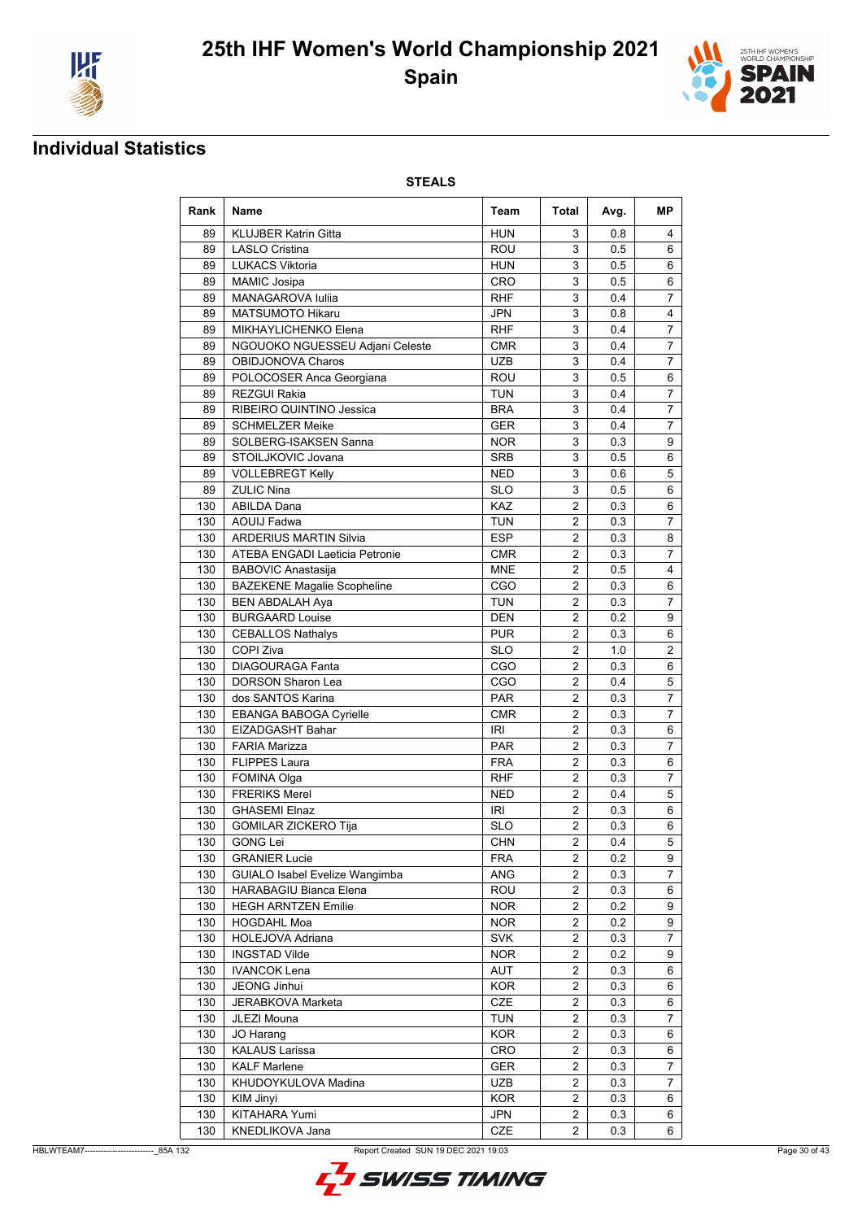# 25th IHF Women's World Championship 2021
## Spain

## Individual Statistics

### STEALS

| Rank | Name | Team | Total | Avg. | MP |
|---|---|---|---|---|---|
| 89 | KLUJBER Katrin Gitta | HUN | 3 | 0.8 | 4 |
| 89 | LASLO Cristina | ROU | 3 | 0.5 | 6 |
| 89 | LUKACS Viktoria | HUN | 3 | 0.5 | 6 |
| 89 | MAMIC Josipa | CRO | 3 | 0.5 | 6 |
| 89 | MANAGAROVA Iuliia | RHF | 3 | 0.4 | 7 |
| 89 | MATSUMOTO Hikaru | JPN | 3 | 0.8 | 4 |
| 89 | MIKHAYLICHENKO Elena | RHF | 3 | 0.4 | 7 |
| 89 | NGOUOKO NGUESSEU Adjani Celeste | CMR | 3 | 0.4 | 7 |
| 89 | OBIDJONOVA Charos | UZB | 3 | 0.4 | 7 |
| 89 | POLOCOSER Anca Georgiana | ROU | 3 | 0.5 | 6 |
| 89 | REZGUI Rakia | TUN | 3 | 0.4 | 7 |
| 89 | RIBEIRO QUINTINO Jessica | BRA | 3 | 0.4 | 7 |
| 89 | SCHMELZER Meike | GER | 3 | 0.4 | 7 |
| 89 | SOLBERG-ISAKSEN Sanna | NOR | 3 | 0.3 | 9 |
| 89 | STOILJKOVIC Jovana | SRB | 3 | 0.5 | 6 |
| 89 | VOLLEBREGT Kelly | NED | 3 | 0.6 | 5 |
| 89 | ZULIC Nina | SLO | 3 | 0.5 | 6 |
| 130 | ABILDA Dana | KAZ | 2 | 0.3 | 6 |
| 130 | AOUIJ Fadwa | TUN | 2 | 0.3 | 7 |
| 130 | ARDERIUS MARTIN Silvia | ESP | 2 | 0.3 | 8 |
| 130 | ATEBA ENGADI Laeticia Petronie | CMR | 2 | 0.3 | 7 |
| 130 | BABOVIC Anastasija | MNE | 2 | 0.5 | 4 |
| 130 | BAZEKENE Magalie Scopheline | CGO | 2 | 0.3 | 6 |
| 130 | BEN ABDALAH Aya | TUN | 2 | 0.3 | 7 |
| 130 | BURGAARD Louise | DEN | 2 | 0.2 | 9 |
| 130 | CEBALLOS Nathalys | PUR | 2 | 0.3 | 6 |
| 130 | COPI Ziva | SLO | 2 | 1.0 | 2 |
| 130 | DIAGOURAGA Fanta | CGO | 2 | 0.3 | 6 |
| 130 | DORSON Sharon Lea | CGO | 2 | 0.4 | 5 |
| 130 | dos SANTOS Karina | PAR | 2 | 0.3 | 7 |
| 130 | EBANGA BABOGA Cyrielle | CMR | 2 | 0.3 | 7 |
| 130 | EIZADGASHT Bahar | IRI | 2 | 0.3 | 6 |
| 130 | FARIA Marizza | PAR | 2 | 0.3 | 7 |
| 130 | FLIPPES Laura | FRA | 2 | 0.3 | 6 |
| 130 | FOMINA Olga | RHF | 2 | 0.3 | 7 |
| 130 | FRERIKS Merel | NED | 2 | 0.4 | 5 |
| 130 | GHASEMI Elnaz | IRI | 2 | 0.3 | 6 |
| 130 | GOMILAR ZICKERO Tija | SLO | 2 | 0.3 | 6 |
| 130 | GONG Lei | CHN | 2 | 0.4 | 5 |
| 130 | GRANIER Lucie | FRA | 2 | 0.2 | 9 |
| 130 | GUIALO Isabel Evelize Wangimba | ANG | 2 | 0.3 | 7 |
| 130 | HARABAGIU Bianca Elena | ROU | 2 | 0.3 | 6 |
| 130 | HEGH ARNTZEN Emilie | NOR | 2 | 0.2 | 9 |
| 130 | HOGDAHL Moa | NOR | 2 | 0.2 | 9 |
| 130 | HOLEJOVA Adriana | SVK | 2 | 0.3 | 7 |
| 130 | INGSTAD Vilde | NOR | 2 | 0.2 | 9 |
| 130 | IVANCOK Lena | AUT | 2 | 0.3 | 6 |
| 130 | JEONG Jinhui | KOR | 2 | 0.3 | 6 |
| 130 | JERABKOVA Marketa | CZE | 2 | 0.3 | 6 |
| 130 | JLEZI Mouna | TUN | 2 | 0.3 | 7 |
| 130 | JO Harang | KOR | 2 | 0.3 | 6 |
| 130 | KALAUS Larissa | CRO | 2 | 0.3 | 6 |
| 130 | KALF Marlene | GER | 2 | 0.3 | 7 |
| 130 | KHUDOYKULOVA Madina | UZB | 2 | 0.3 | 7 |
| 130 | KIM Jinyi | KOR | 2 | 0.3 | 6 |
| 130 | KITAHARA Yumi | JPN | 2 | 0.3 | 6 |
| 130 | KNEDLIKOVA Jana | CZE | 2 | 0.3 | 6 |

HBLWTEAM7-------------------------_85A 132 Report Created SUN 19 DEC 2021 19:03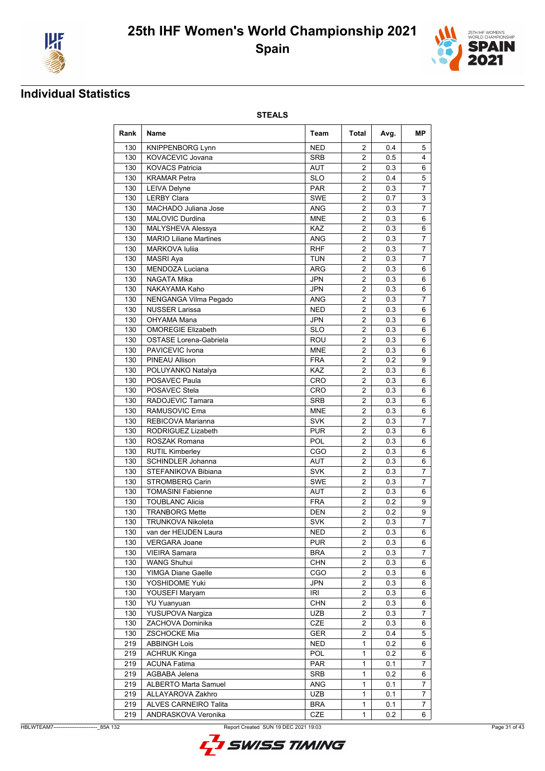# 25th IHF Women's World Championship 2021

## Spain

## Individual Statistics

**STEALS**

| Rank | Name | Team | Total | Avg. | MP |
|---|---|---|---|---|---|
| 130 | KNIPPENBORG Lynn | NED | 2 | 0.4 | 5 |
| 130 | KOVACEVIC Jovana | SRB | 2 | 0.5 | 4 |
| 130 | KOVACS Patricia | AUT | 2 | 0.3 | 6 |
| 130 | KRAMAR Petra | SLO | 2 | 0.4 | 5 |
| 130 | LEIVA Delyne | PAR | 2 | 0.3 | 7 |
| 130 | LERBY Clara | SWE | 2 | 0.7 | 3 |
| 130 | MACHADO Juliana Jose | ANG | 2 | 0.3 | 7 |
| 130 | MALOVIC Durdina | MNE | 2 | 0.3 | 6 |
| 130 | MALYSHEVA Alessya | KAZ | 2 | 0.3 | 6 |
| 130 | MARIO Liliane Martines | ANG | 2 | 0.3 | 7 |
| 130 | MARKOVA Iuliia | RHF | 2 | 0.3 | 7 |
| 130 | MASRI Aya | TUN | 2 | 0.3 | 7 |
| 130 | MENDOZA Luciana | ARG | 2 | 0.3 | 6 |
| 130 | NAGATA Mika | JPN | 2 | 0.3 | 6 |
| 130 | NAKAYAMA Kaho | JPN | 2 | 0.3 | 6 |
| 130 | NENGANGA Vilma Pegado | ANG | 2 | 0.3 | 7 |
| 130 | NUSSER Larissa | NED | 2 | 0.3 | 6 |
| 130 | OHYAMA Mana | JPN | 2 | 0.3 | 6 |
| 130 | OMOREGIE Elizabeth | SLO | 2 | 0.3 | 6 |
| 130 | OSTASE Lorena-Gabriela | ROU | 2 | 0.3 | 6 |
| 130 | PAVICEVIC Ivona | MNE | 2 | 0.3 | 6 |
| 130 | PINEAU Allison | FRA | 2 | 0.2 | 9 |
| 130 | POLUYANKO Natalya | KAZ | 2 | 0.3 | 6 |
| 130 | POSAVEC Paula | CRO | 2 | 0.3 | 6 |
| 130 | POSAVEC Stela | CRO | 2 | 0.3 | 6 |
| 130 | RADOJEVIC Tamara | SRB | 2 | 0.3 | 6 |
| 130 | RAMUSOVIC Ema | MNE | 2 | 0.3 | 6 |
| 130 | REBICOVA Marianna | SVK | 2 | 0.3 | 7 |
| 130 | RODRIGUEZ Lizabeth | PUR | 2 | 0.3 | 6 |
| 130 | ROSZAK Romana | POL | 2 | 0.3 | 6 |
| 130 | RUTIL Kimberley | CGO | 2 | 0.3 | 6 |
| 130 | SCHINDLER Johanna | AUT | 2 | 0.3 | 6 |
| 130 | STEFANIKOVA Bibiana | SVK | 2 | 0.3 | 7 |
| 130 | STROMBERG Carin | SWE | 2 | 0.3 | 7 |
| 130 | TOMASINI Fabienne | AUT | 2 | 0.3 | 6 |
| 130 | TOUBLANC Alicia | FRA | 2 | 0.2 | 9 |
| 130 | TRANBORG Mette | DEN | 2 | 0.2 | 9 |
| 130 | TRUNKOVA Nikoleta | SVK | 2 | 0.3 | 7 |
| 130 | van der HEIJDEN Laura | NED | 2 | 0.3 | 6 |
| 130 | VERGARA Joane | PUR | 2 | 0.3 | 6 |
| 130 | VIEIRA Samara | BRA | 2 | 0.3 | 7 |
| 130 | WANG Shuhui | CHN | 2 | 0.3 | 6 |
| 130 | YIMGA Diane Gaelle | CGO | 2 | 0.3 | 6 |
| 130 | YOSHIDOME Yuki | JPN | 2 | 0.3 | 6 |
| 130 | YOUSEFI Maryam | IRI | 2 | 0.3 | 6 |
| 130 | YU Yuanyuan | CHN | 2 | 0.3 | 6 |
| 130 | YUSUPOVA Nargiza | UZB | 2 | 0.3 | 7 |
| 130 | ZACHOVA Dominika | CZE | 2 | 0.3 | 6 |
| 130 | ZSCHOCKE Mia | GER | 2 | 0.4 | 5 |
| 219 | ABBINGH Lois | NED | 1 | 0.2 | 6 |
| 219 | ACHRUK Kinga | POL | 1 | 0.2 | 6 |
| 219 | ACUNA Fatima | PAR | 1 | 0.1 | 7 |
| 219 | AGBABA Jelena | SRB | 1 | 0.2 | 6 |
| 219 | ALBERTO Marta Samuel | ANG | 1 | 0.1 | 7 |
| 219 | ALLAYAROVA Zakhro | UZB | 1 | 0.1 | 7 |
| 219 | ALVES CARNEIRO Talita | BRA | 1 | 0.1 | 7 |
| 219 | ANDRASKOVA Veronika | CZE | 1 | 0.2 | 6 |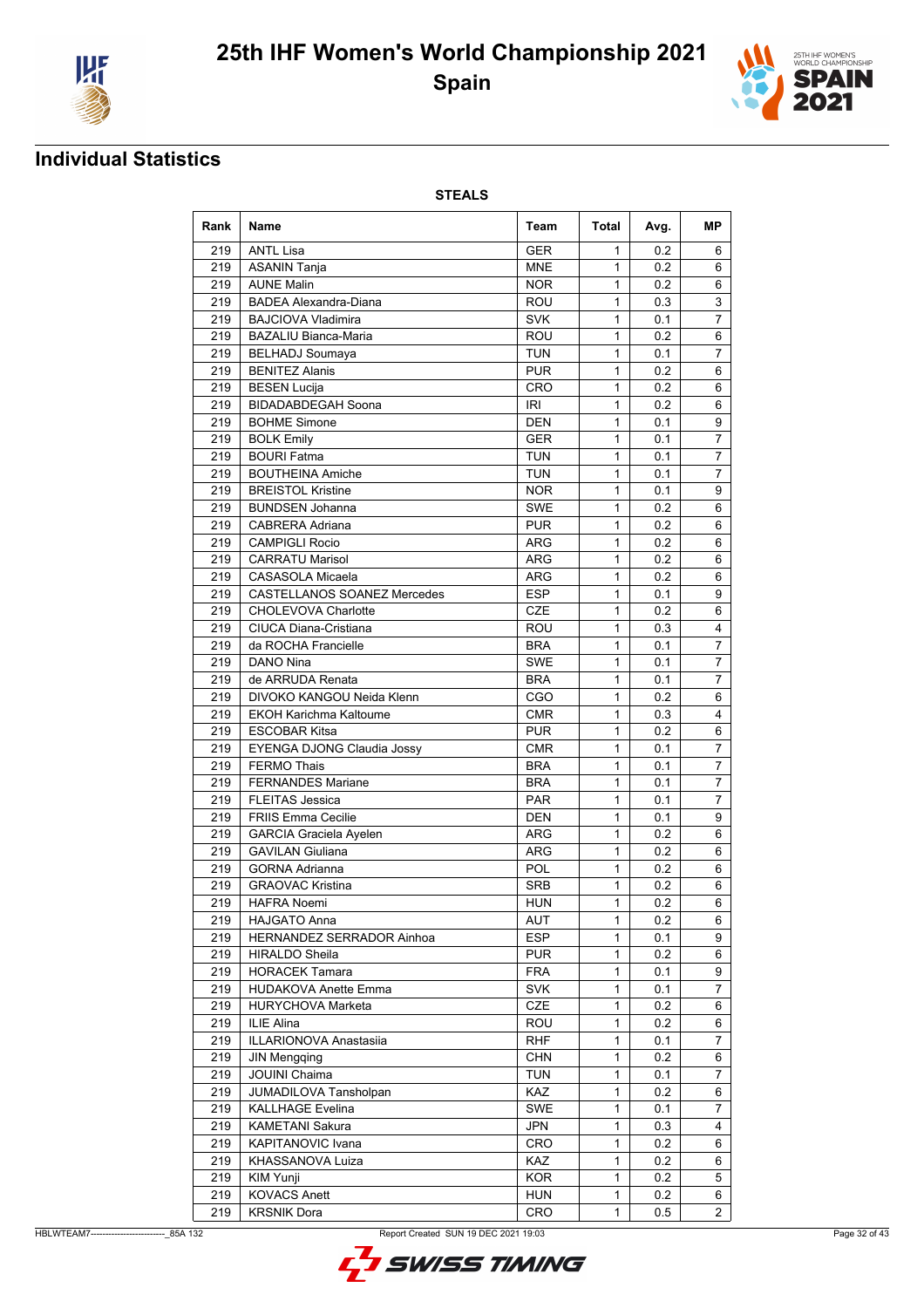# 25th IHF Women's World Championship 2021

## Spain

## Individual Statistics

### STEALS

| Rank | Name | Team | Total | Avg. | MP |
|---|---|---|---|---|---|
| 219 | ANTL Lisa | GER | 1 | 0.2 | 6 |
| 219 | ASANIN Tanja | MNE | 1 | 0.2 | 6 |
| 219 | AUNE Malin | NOR | 1 | 0.2 | 6 |
| 219 | BADEA Alexandra-Diana | ROU | 1 | 0.3 | 3 |
| 219 | BAJCIOVA Vladimira | SVK | 1 | 0.1 | 7 |
| 219 | BAZALIU Bianca-Maria | ROU | 1 | 0.2 | 6 |
| 219 | BELHADJ Soumaya | TUN | 1 | 0.1 | 7 |
| 219 | BENITEZ Alanis | PUR | 1 | 0.2 | 6 |
| 219 | BESEN Lucija | CRO | 1 | 0.2 | 6 |
| 219 | BIDADABDEGAH Soona | IRI | 1 | 0.2 | 6 |
| 219 | BOHME Simone | DEN | 1 | 0.1 | 9 |
| 219 | BOLK Emily | GER | 1 | 0.1 | 7 |
| 219 | BOURI Fatma | TUN | 1 | 0.1 | 7 |
| 219 | BOUTHEINA Amiche | TUN | 1 | 0.1 | 7 |
| 219 | BREISTOL Kristine | NOR | 1 | 0.1 | 9 |
| 219 | BUNDSEN Johanna | SWE | 1 | 0.2 | 6 |
| 219 | CABRERA Adriana | PUR | 1 | 0.2 | 6 |
| 219 | CAMPIGLI Rocio | ARG | 1 | 0.2 | 6 |
| 219 | CARRATU Marisol | ARG | 1 | 0.2 | 6 |
| 219 | CASASOLA Micaela | ARG | 1 | 0.2 | 6 |
| 219 | CASTELLANOS SOANEZ Mercedes | ESP | 1 | 0.1 | 9 |
| 219 | CHOLEVOVA Charlotte | CZE | 1 | 0.2 | 6 |
| 219 | CIUCA Diana-Cristiana | ROU | 1 | 0.3 | 4 |
| 219 | da ROCHA Francielle | BRA | 1 | 0.1 | 7 |
| 219 | DANO Nina | SWE | 1 | 0.1 | 7 |
| 219 | de ARRUDA Renata | BRA | 1 | 0.1 | 7 |
| 219 | DIVOKO KANGOU Neida Klenn | CGO | 1 | 0.2 | 6 |
| 219 | EKOH Karichma Kaltoume | CMR | 1 | 0.3 | 4 |
| 219 | ESCOBAR Kitsa | PUR | 1 | 0.2 | 6 |
| 219 | EYENGA DJONG Claudia Jossy | CMR | 1 | 0.1 | 7 |
| 219 | FERMO Thais | BRA | 1 | 0.1 | 7 |
| 219 | FERNANDES Mariane | BRA | 1 | 0.1 | 7 |
| 219 | FLEITAS Jessica | PAR | 1 | 0.1 | 7 |
| 219 | FRIIS Emma Cecilie | DEN | 1 | 0.1 | 9 |
| 219 | GARCIA Graciela Ayelen | ARG | 1 | 0.2 | 6 |
| 219 | GAVILAN Giuliana | ARG | 1 | 0.2 | 6 |
| 219 | GORNA Adrianna | POL | 1 | 0.2 | 6 |
| 219 | GRAOVAC Kristina | SRB | 1 | 0.2 | 6 |
| 219 | HAFRA Noemi | HUN | 1 | 0.2 | 6 |
| 219 | HAJGATO Anna | AUT | 1 | 0.2 | 6 |
| 219 | HERNANDEZ SERRADOR Ainhoa | ESP | 1 | 0.1 | 9 |
| 219 | HIRALDO Sheila | PUR | 1 | 0.2 | 6 |
| 219 | HORACEK Tamara | FRA | 1 | 0.1 | 9 |
| 219 | HUDAKOVA Anette Emma | SVK | 1 | 0.1 | 7 |
| 219 | HURYCHOVA Marketa | CZE | 1 | 0.2 | 6 |
| 219 | ILIE Alina | ROU | 1 | 0.2 | 6 |
| 219 | ILLARIONOVA Anastasiia | RHF | 1 | 0.1 | 7 |
| 219 | JIN Mengqing | CHN | 1 | 0.2 | 6 |
| 219 | JOUINI Chaima | TUN | 1 | 0.1 | 7 |
| 219 | JUMADILOVA Tansholpan | KAZ | 1 | 0.2 | 6 |
| 219 | KALLHAGE Evelina | SWE | 1 | 0.1 | 7 |
| 219 | KAMETANI Sakura | JPN | 1 | 0.3 | 4 |
| 219 | KAPITANOVIC Ivana | CRO | 1 | 0.2 | 6 |
| 219 | KHASSANOVA Luiza | KAZ | 1 | 0.2 | 6 |
| 219 | KIM Yunji | KOR | 1 | 0.2 | 5 |
| 219 | KOVACS Anett | HUN | 1 | 0.2 | 6 |
| 219 | KRSNIK Dora | CRO | 1 | 0.5 | 2 |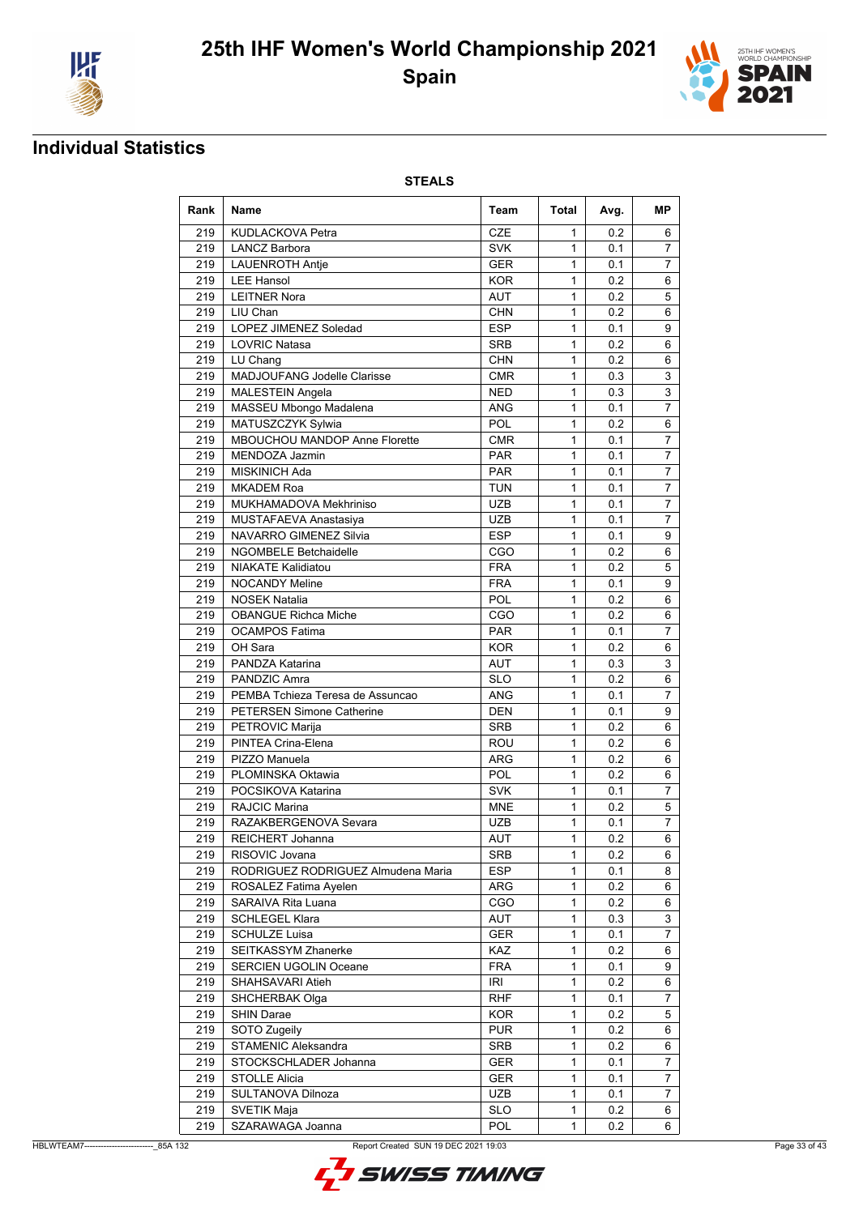# 25th IHF Women's World Championship 2021

## Spain

## Individual Statistics

### STEALS

| Rank | Name | Team | Total | Avg. | MP |
|---|---|---|---|---|---|
| 219 | KUDLACKOVA Petra | CZE | 1 | 0.2 | 6 |
| 219 | LANCZ Barbora | SVK | 1 | 0.1 | 7 |
| 219 | LAUENROTH Antje | GER | 1 | 0.1 | 7 |
| 219 | LEE Hansol | KOR | 1 | 0.2 | 6 |
| 219 | LEITNER Nora | AUT | 1 | 0.2 | 5 |
| 219 | LIU Chan | CHN | 1 | 0.2 | 6 |
| 219 | LOPEZ JIMENEZ Soledad | ESP | 1 | 0.1 | 9 |
| 219 | LOVRIC Natasa | SRB | 1 | 0.2 | 6 |
| 219 | LU Chang | CHN | 1 | 0.2 | 6 |
| 219 | MADJOUFANG Jodelle Clarisse | CMR | 1 | 0.3 | 3 |
| 219 | MALESTEIN Angela | NED | 1 | 0.3 | 3 |
| 219 | MASSEU Mbongo Madalena | ANG | 1 | 0.1 | 7 |
| 219 | MATUSZCZYK Sylwia | POL | 1 | 0.2 | 6 |
| 219 | MBOUCHOU MANDOP Anne Florette | CMR | 1 | 0.1 | 7 |
| 219 | MENDOZA Jazmin | PAR | 1 | 0.1 | 7 |
| 219 | MISKINICH Ada | PAR | 1 | 0.1 | 7 |
| 219 | MKADEM Roa | TUN | 1 | 0.1 | 7 |
| 219 | MUKHAMADOVA Mekhriniso | UZB | 1 | 0.1 | 7 |
| 219 | MUSTAFAEVA Anastasiya | UZB | 1 | 0.1 | 7 |
| 219 | NAVARRO GIMENEZ Silvia | ESP | 1 | 0.1 | 9 |
| 219 | NGOMBELE Betchaidelle | CGO | 1 | 0.2 | 6 |
| 219 | NIAKATE Kalidiatou | FRA | 1 | 0.2 | 5 |
| 219 | NOCANDY Meline | FRA | 1 | 0.1 | 9 |
| 219 | NOSEK Natalia | POL | 1 | 0.2 | 6 |
| 219 | OBANGUE Richca Miche | CGO | 1 | 0.2 | 6 |
| 219 | OCAMPOS Fatima | PAR | 1 | 0.1 | 7 |
| 219 | OH Sara | KOR | 1 | 0.2 | 6 |
| 219 | PANDZA Katarina | AUT | 1 | 0.3 | 3 |
| 219 | PANDZIC Amra | SLO | 1 | 0.2 | 6 |
| 219 | PEMBA Tchieza Teresa de Assuncao | ANG | 1 | 0.1 | 7 |
| 219 | PETERSEN Simone Catherine | DEN | 1 | 0.1 | 9 |
| 219 | PETROVIC Marija | SRB | 1 | 0.2 | 6 |
| 219 | PINTEA Crina-Elena | ROU | 1 | 0.2 | 6 |
| 219 | PIZZO Manuela | ARG | 1 | 0.2 | 6 |
| 219 | PLOMINSKA Oktawia | POL | 1 | 0.2 | 6 |
| 219 | POCSIKOVA Katarina | SVK | 1 | 0.1 | 7 |
| 219 | RAJCIC Marina | MNE | 1 | 0.2 | 5 |
| 219 | RAZAKBERGENOVA Sevara | UZB | 1 | 0.1 | 7 |
| 219 | REICHERT Johanna | AUT | 1 | 0.2 | 6 |
| 219 | RISOVIC Jovana | SRB | 1 | 0.2 | 6 |
| 219 | RODRIGUEZ RODRIGUEZ Almudena Maria | ESP | 1 | 0.1 | 8 |
| 219 | ROSALEZ Fatima Ayelen | ARG | 1 | 0.2 | 6 |
| 219 | SARAIVA Rita Luana | CGO | 1 | 0.2 | 6 |
| 219 | SCHLEGEL Klara | AUT | 1 | 0.3 | 3 |
| 219 | SCHULZE Luisa | GER | 1 | 0.1 | 7 |
| 219 | SEITKASSYM Zhanerke | KAZ | 1 | 0.2 | 6 |
| 219 | SERCIEN UGOLIN Oceane | FRA | 1 | 0.1 | 9 |
| 219 | SHAHSAVARI Atieh | IRI | 1 | 0.2 | 6 |
| 219 | SHCHERBAK Olga | RHF | 1 | 0.1 | 7 |
| 219 | SHIN Darae | KOR | 1 | 0.2 | 5 |
| 219 | SOTO Zugeily | PUR | 1 | 0.2 | 6 |
| 219 | STAMENIC Aleksandra | SRB | 1 | 0.2 | 6 |
| 219 | STOCKSCHLADER Johanna | GER | 1 | 0.1 | 7 |
| 219 | STOLLE Alicia | GER | 1 | 0.1 | 7 |
| 219 | SULTANOVA Dilnoza | UZB | 1 | 0.1 | 7 |
| 219 | SVETIK Maja | SLO | 1 | 0.2 | 6 |
| 219 | SZARAWAGA Joanna | POL | 1 | 0.2 | 6 |

HBLWTEAM7-------------------------_85A 132 Report Created SUN 19 DEC 2021 19:03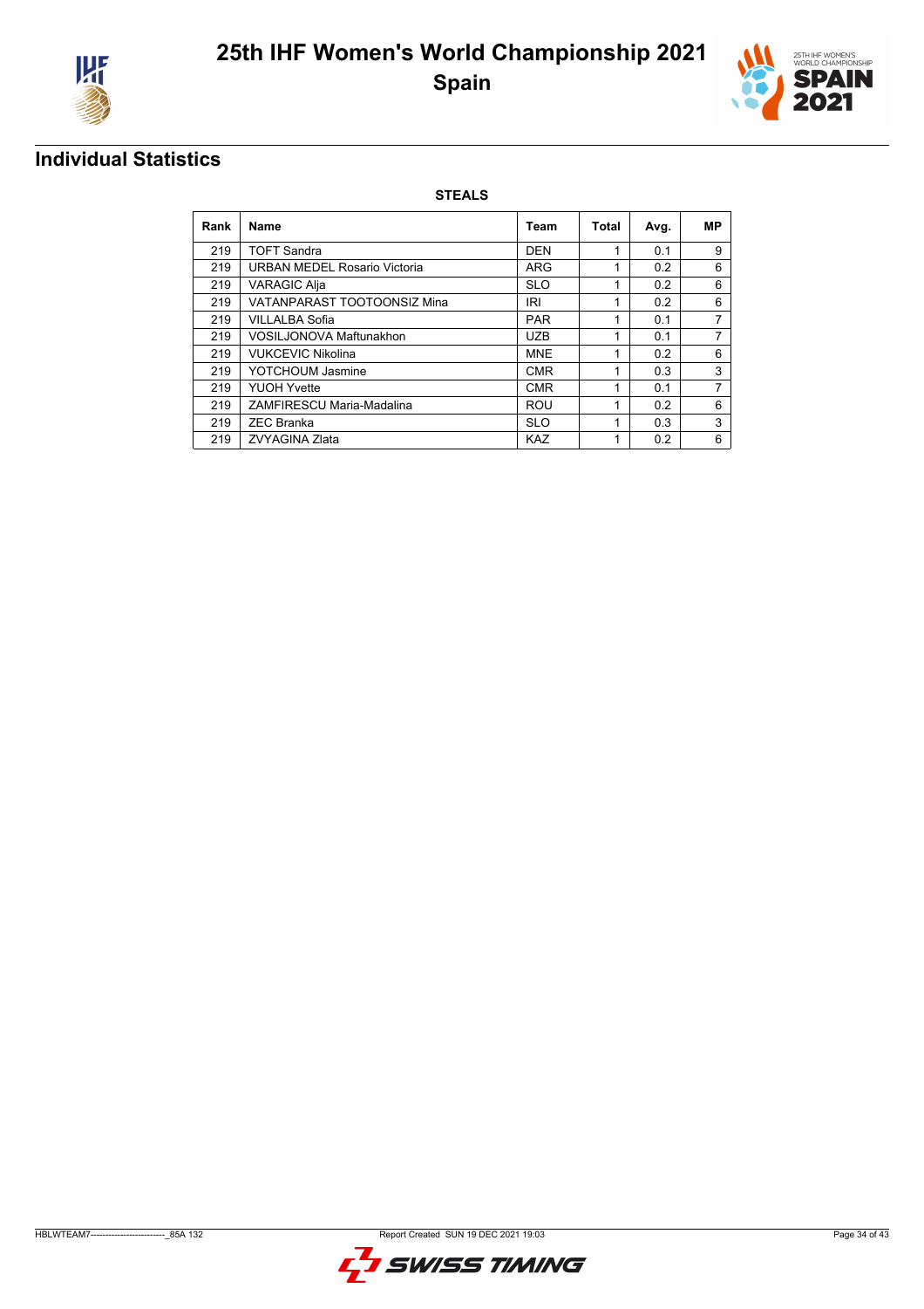# 25th IHF Women's World Championship 2021
## Spain

## Individual Statistics

**STEALS**

| Rank | Name | Team | Total | Avg. | MP |
|---|---|---|---|---|---|
| 219 | TOFT Sandra | DEN | 1 | 0.1 | 9 |
| 219 | URBAN MEDEL Rosario Victoria | ARG | 1 | 0.2 | 6 |
| 219 | VARAGIC Alja | SLO | 1 | 0.2 | 6 |
| 219 | VATANPARAST TOOTOONSIZ Mina | IRI | 1 | 0.2 | 6 |
| 219 | VILLALBA Sofia | PAR | 1 | 0.1 | 7 |
| 219 | VOSILJONOVA Maftunakhon | UZB | 1 | 0.1 | 7 |
| 219 | VUKCEVIC Nikolina | MNE | 1 | 0.2 | 6 |
| 219 | YOTCHOUM Jasmine | CMR | 1 | 0.3 | 3 |
| 219 | YUOH Yvette | CMR | 1 | 0.1 | 7 |
| 219 | ZAMFIRESCU Maria-Madalina | ROU | 1 | 0.2 | 6 |
| 219 | ZEC Branka | SLO | 1 | 0.3 | 3 |
| 219 | ZVYAGINA Zlata | KAZ | 1 | 0.2 | 6 |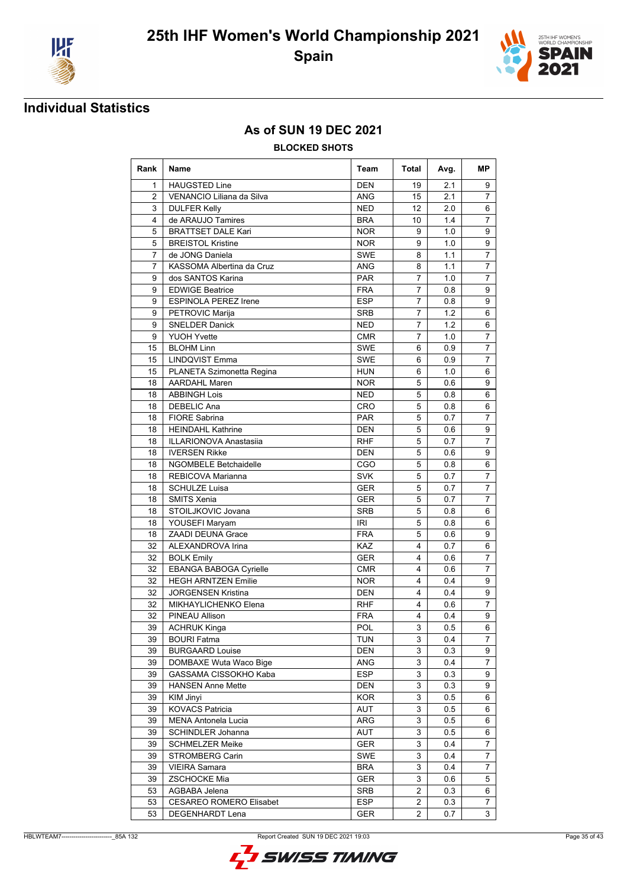# 25th IHF Women's World Championship 2021

## Spain

### Individual Statistics

### As of SUN 19 DEC 2021

**BLOCKED SHOTS**

| Rank | Name | Team | Total | Avg. | MP |
|---|---|---|---|---|---|
| 1 | HAUGSTED Line | DEN | 19 | 2.1 | 9 |
| 2 | VENANCIO Liliana da Silva | ANG | 15 | 2.1 | 7 |
| 3 | DULFER Kelly | NED | 12 | 2.0 | 6 |
| 4 | de ARAUJO Tamires | BRA | 10 | 1.4 | 7 |
| 5 | BRATTSET DALE Kari | NOR | 9 | 1.0 | 9 |
| 5 | BREISTOL Kristine | NOR | 9 | 1.0 | 9 |
| 7 | de JONG Daniela | SWE | 8 | 1.1 | 7 |
| 7 | KASSOMA Albertina da Cruz | ANG | 8 | 1.1 | 7 |
| 9 | dos SANTOS Karina | PAR | 7 | 1.0 | 7 |
| 9 | EDWIGE Beatrice | FRA | 7 | 0.8 | 9 |
| 9 | ESPINOLA PEREZ Irene | ESP | 7 | 0.8 | 9 |
| 9 | PETROVIC Marija | SRB | 7 | 1.2 | 6 |
| 9 | SNELDER Danick | NED | 7 | 1.2 | 6 |
| 9 | YUOH Yvette | CMR | 7 | 1.0 | 7 |
| 15 | BLOHM Linn | SWE | 6 | 0.9 | 7 |
| 15 | LINDQVIST Emma | SWE | 6 | 0.9 | 7 |
| 15 | PLANETA Szimonetta Regina | HUN | 6 | 1.0 | 6 |
| 18 | AARDAHL Maren | NOR | 5 | 0.6 | 9 |
| 18 | ABBINGH Lois | NED | 5 | 0.8 | 6 |
| 18 | DEBELIC Ana | CRO | 5 | 0.8 | 6 |
| 18 | FIORE Sabrina | PAR | 5 | 0.7 | 7 |
| 18 | HEINDAHL Kathrine | DEN | 5 | 0.6 | 9 |
| 18 | ILLARIONOVA Anastasiia | RHF | 5 | 0.7 | 7 |
| 18 | IVERSEN Rikke | DEN | 5 | 0.6 | 9 |
| 18 | NGOMBELE Betchaidelle | CGO | 5 | 0.8 | 6 |
| 18 | REBICOVA Marianna | SVK | 5 | 0.7 | 7 |
| 18 | SCHULZE Luisa | GER | 5 | 0.7 | 7 |
| 18 | SMITS Xenia | GER | 5 | 0.7 | 7 |
| 18 | STOILJKOVIC Jovana | SRB | 5 | 0.8 | 6 |
| 18 | YOUSEFI Maryam | IRI | 5 | 0.8 | 6 |
| 18 | ZAADI DEUNA Grace | FRA | 5 | 0.6 | 9 |
| 32 | ALEXANDROVA Irina | KAZ | 4 | 0.7 | 6 |
| 32 | BOLK Emily | GER | 4 | 0.6 | 7 |
| 32 | EBANGA BABOGA Cyrielle | CMR | 4 | 0.6 | 7 |
| 32 | HEGH ARNTZEN Emilie | NOR | 4 | 0.4 | 9 |
| 32 | JORGENSEN Kristina | DEN | 4 | 0.4 | 9 |
| 32 | MIKHAYLICHENKO Elena | RHF | 4 | 0.6 | 7 |
| 32 | PINEAU Allison | FRA | 4 | 0.4 | 9 |
| 39 | ACHRUK Kinga | POL | 3 | 0.5 | 6 |
| 39 | BOURI Fatma | TUN | 3 | 0.4 | 7 |
| 39 | BURGAARD Louise | DEN | 3 | 0.3 | 9 |
| 39 | DOMBAXE Wuta Waco Bige | ANG | 3 | 0.4 | 7 |
| 39 | GASSAMA CISSOKHO Kaba | ESP | 3 | 0.3 | 9 |
| 39 | HANSEN Anne Mette | DEN | 3 | 0.3 | 9 |
| 39 | KIM Jinyi | KOR | 3 | 0.5 | 6 |
| 39 | KOVACS Patricia | AUT | 3 | 0.5 | 6 |
| 39 | MENA Antonela Lucia | ARG | 3 | 0.5 | 6 |
| 39 | SCHINDLER Johanna | AUT | 3 | 0.5 | 6 |
| 39 | SCHMELZER Meike | GER | 3 | 0.4 | 7 |
| 39 | STROMBERG Carin | SWE | 3 | 0.4 | 7 |
| 39 | VIEIRA Samara | BRA | 3 | 0.4 | 7 |
| 39 | ZSCHOCKE Mia | GER | 3 | 0.6 | 5 |
| 53 | AGBABA Jelena | SRB | 2 | 0.3 | 6 |
| 53 | CESAREO ROMERO Elisabet | ESP | 2 | 0.3 | 7 |
| 53 | DEGENHARDT Lena | GER | 2 | 0.7 | 3 |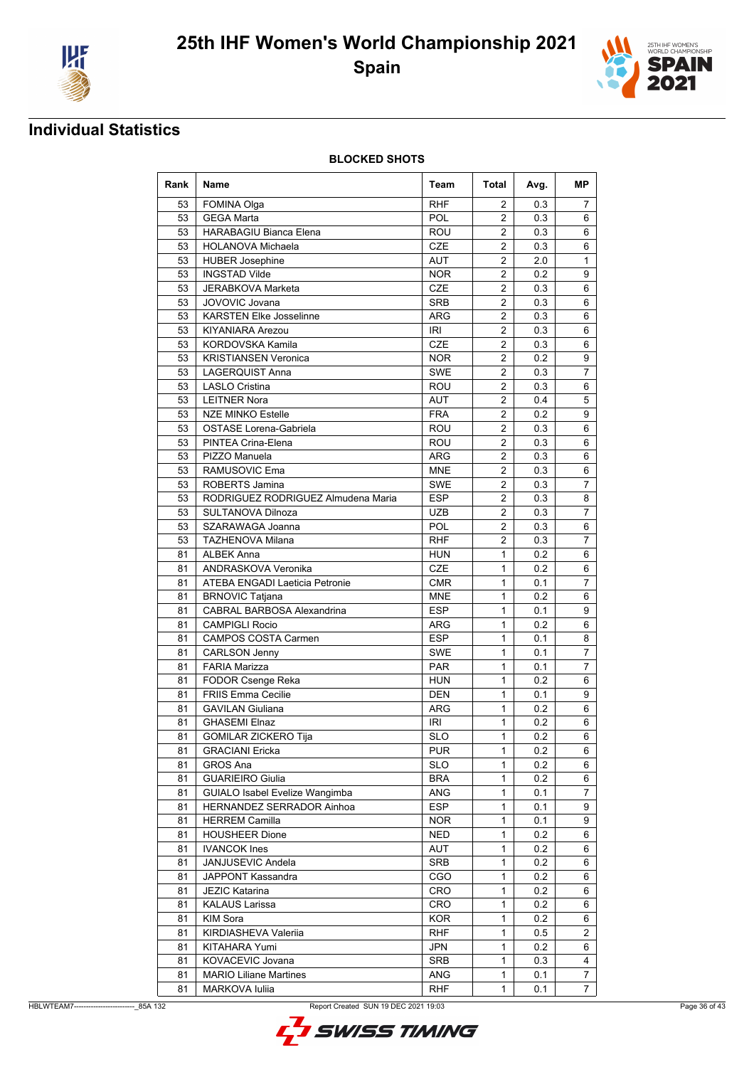# 25th IHF Women's World Championship 2021

## Spain

## Individual Statistics

**BLOCKED SHOTS**

| Rank | Name | Team | Total | Avg. | MP |
|---|---|---|---|---|---|
| 53 | FOMINA Olga | RHF | 2 | 0.3 | 7 |
| 53 | GEGA Marta | POL | 2 | 0.3 | 6 |
| 53 | HARABAGIU Bianca Elena | ROU | 2 | 0.3 | 6 |
| 53 | HOLANOVA Michaela | CZE | 2 | 0.3 | 6 |
| 53 | HUBER Josephine | AUT | 2 | 2.0 | 1 |
| 53 | INGSTAD Vilde | NOR | 2 | 0.2 | 9 |
| 53 | JERABKOVA Marketa | CZE | 2 | 0.3 | 6 |
| 53 | JOVOVIC Jovana | SRB | 2 | 0.3 | 6 |
| 53 | KARSTEN Elke Josselinne | ARG | 2 | 0.3 | 6 |
| 53 | KIYANIARA Arezou | IRI | 2 | 0.3 | 6 |
| 53 | KORDOVSKA Kamila | CZE | 2 | 0.3 | 6 |
| 53 | KRISTIANSEN Veronica | NOR | 2 | 0.2 | 9 |
| 53 | LAGERQUIST Anna | SWE | 2 | 0.3 | 7 |
| 53 | LASLO Cristina | ROU | 2 | 0.3 | 6 |
| 53 | LEITNER Nora | AUT | 2 | 0.4 | 5 |
| 53 | NZE MINKO Estelle | FRA | 2 | 0.2 | 9 |
| 53 | OSTASE Lorena-Gabriela | ROU | 2 | 0.3 | 6 |
| 53 | PINTEA Crina-Elena | ROU | 2 | 0.3 | 6 |
| 53 | PIZZO Manuela | ARG | 2 | 0.3 | 6 |
| 53 | RAMUSOVIC Ema | MNE | 2 | 0.3 | 6 |
| 53 | ROBERTS Jamina | SWE | 2 | 0.3 | 7 |
| 53 | RODRIGUEZ RODRIGUEZ Almudena Maria | ESP | 2 | 0.3 | 8 |
| 53 | SULTANOVA Dilnoza | UZB | 2 | 0.3 | 7 |
| 53 | SZARAWAGA Joanna | POL | 2 | 0.3 | 6 |
| 53 | TAZHENOVA Milana | RHF | 2 | 0.3 | 7 |
| 81 | ALBEK Anna | HUN | 1 | 0.2 | 6 |
| 81 | ANDRASKOVA Veronika | CZE | 1 | 0.2 | 6 |
| 81 | ATEBA ENGADI Laeticia Petronie | CMR | 1 | 0.1 | 7 |
| 81 | BRNOVIC Tatjana | MNE | 1 | 0.2 | 6 |
| 81 | CABRAL BARBOSA Alexandrina | ESP | 1 | 0.1 | 9 |
| 81 | CAMPIGLI Rocio | ARG | 1 | 0.2 | 6 |
| 81 | CAMPOS COSTA Carmen | ESP | 1 | 0.1 | 8 |
| 81 | CARLSON Jenny | SWE | 1 | 0.1 | 7 |
| 81 | FARIA Marizza | PAR | 1 | 0.1 | 7 |
| 81 | FODOR Csenge Reka | HUN | 1 | 0.2 | 6 |
| 81 | FRIIS Emma Cecilie | DEN | 1 | 0.1 | 9 |
| 81 | GAVILAN Giuliana | ARG | 1 | 0.2 | 6 |
| 81 | GHASEMI Elnaz | IRI | 1 | 0.2 | 6 |
| 81 | GOMILAR ZICKERO Tija | SLO | 1 | 0.2 | 6 |
| 81 | GRACIANI Ericka | PUR | 1 | 0.2 | 6 |
| 81 | GROS Ana | SLO | 1 | 0.2 | 6 |
| 81 | GUARIEIRO Giulia | BRA | 1 | 0.2 | 6 |
| 81 | GUIALO Isabel Evelize Wangimba | ANG | 1 | 0.1 | 7 |
| 81 | HERNANDEZ SERRADOR Ainhoa | ESP | 1 | 0.1 | 9 |
| 81 | HERREM Camilla | NOR | 1 | 0.1 | 9 |
| 81 | HOUSHEER Dione | NED | 1 | 0.2 | 6 |
| 81 | IVANCOK Ines | AUT | 1 | 0.2 | 6 |
| 81 | JANJUSEVIC Andela | SRB | 1 | 0.2 | 6 |
| 81 | JAPPONT Kassandra | CGO | 1 | 0.2 | 6 |
| 81 | JEZIC Katarina | CRO | 1 | 0.2 | 6 |
| 81 | KALAUS Larissa | CRO | 1 | 0.2 | 6 |
| 81 | KIM Sora | KOR | 1 | 0.2 | 6 |
| 81 | KIRDIASHEVA Valeriia | RHF | 1 | 0.5 | 2 |
| 81 | KITAHARA Yumi | JPN | 1 | 0.2 | 6 |
| 81 | KOVACEVIC Jovana | SRB | 1 | 0.3 | 4 |
| 81 | MARIO Liliane Martines | ANG | 1 | 0.1 | 7 |
| 81 | MARKOVA Iuliia | RHF | 1 | 0.1 | 7 |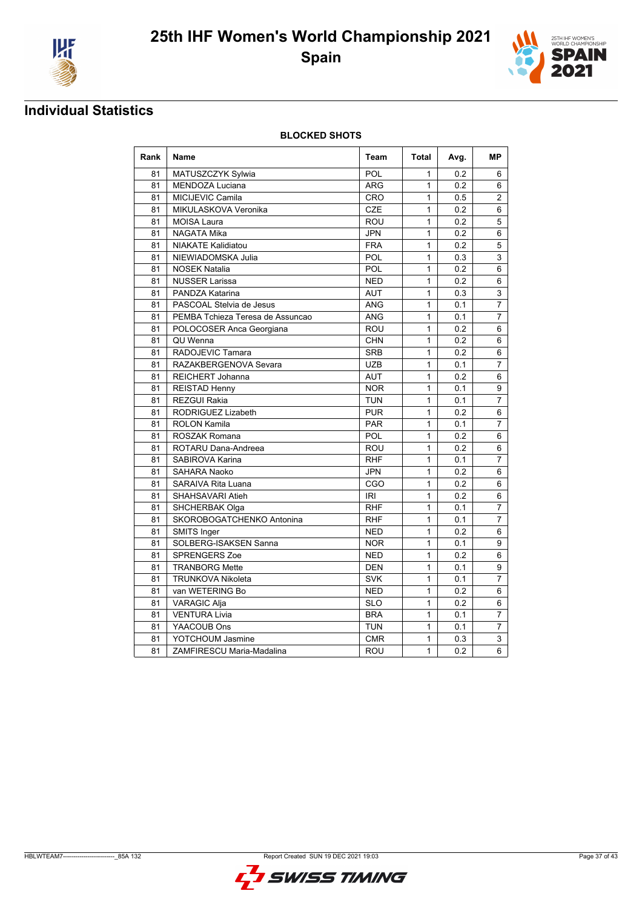# 25th IHF Women's World Championship 2021
## Spain

## Individual Statistics

**BLOCKED SHOTS**

| Rank | Name | Team | Total | Avg. | MP |
|---|---|---|---|---|---|
| 81 | MATUSZCZYK Sylwia | POL | 1 | 0.2 | 6 |
| 81 | MENDOZA Luciana | ARG | 1 | 0.2 | 6 |
| 81 | MICIJEVIC Camila | CRO | 1 | 0.5 | 2 |
| 81 | MIKULASKOVA Veronika | CZE | 1 | 0.2 | 6 |
| 81 | MOISA Laura | ROU | 1 | 0.2 | 5 |
| 81 | NAGATA Mika | JPN | 1 | 0.2 | 6 |
| 81 | NIAKATE Kalidiatou | FRA | 1 | 0.2 | 5 |
| 81 | NIEWIADOMSKA Julia | POL | 1 | 0.3 | 3 |
| 81 | NOSEK Natalia | POL | 1 | 0.2 | 6 |
| 81 | NUSSER Larissa | NED | 1 | 0.2 | 6 |
| 81 | PANDZA Katarina | AUT | 1 | 0.3 | 3 |
| 81 | PASCOAL Stelvia de Jesus | ANG | 1 | 0.1 | 7 |
| 81 | PEMBA Tchieza Teresa de Assuncao | ANG | 1 | 0.1 | 7 |
| 81 | POLOCOSER Anca Georgiana | ROU | 1 | 0.2 | 6 |
| 81 | QU Wenna | CHN | 1 | 0.2 | 6 |
| 81 | RADOJEVIC Tamara | SRB | 1 | 0.2 | 6 |
| 81 | RAZAKBERGENOVA Sevara | UZB | 1 | 0.1 | 7 |
| 81 | REICHERT Johanna | AUT | 1 | 0.2 | 6 |
| 81 | REISTAD Henny | NOR | 1 | 0.1 | 9 |
| 81 | REZGUI Rakia | TUN | 1 | 0.1 | 7 |
| 81 | RODRIGUEZ Lizabeth | PUR | 1 | 0.2 | 6 |
| 81 | ROLON Kamila | PAR | 1 | 0.1 | 7 |
| 81 | ROSZAK Romana | POL | 1 | 0.2 | 6 |
| 81 | ROTARU Dana-Andreea | ROU | 1 | 0.2 | 6 |
| 81 | SABIROVA Karina | RHF | 1 | 0.1 | 7 |
| 81 | SAHARA Naoko | JPN | 1 | 0.2 | 6 |
| 81 | SARAIVA Rita Luana | CGO | 1 | 0.2 | 6 |
| 81 | SHAHSAVARI Atieh | IRI | 1 | 0.2 | 6 |
| 81 | SHCHERBAK Olga | RHF | 1 | 0.1 | 7 |
| 81 | SKOROBOGATCHENKO Antonina | RHF | 1 | 0.1 | 7 |
| 81 | SMITS Inger | NED | 1 | 0.2 | 6 |
| 81 | SOLBERG-ISAKSEN Sanna | NOR | 1 | 0.1 | 9 |
| 81 | SPRENGERS Zoe | NED | 1 | 0.2 | 6 |
| 81 | TRANBORG Mette | DEN | 1 | 0.1 | 9 |
| 81 | TRUNKOVA Nikoleta | SVK | 1 | 0.1 | 7 |
| 81 | van WETERING Bo | NED | 1 | 0.2 | 6 |
| 81 | VARAGIC Alja | SLO | 1 | 0.2 | 6 |
| 81 | VENTURA Livia | BRA | 1 | 0.1 | 7 |
| 81 | YAACOUB Ons | TUN | 1 | 0.1 | 7 |
| 81 | YOTCHOUM Jasmine | CMR | 1 | 0.3 | 3 |
| 81 | ZAMFIRESCU Maria-Madalina | ROU | 1 | 0.2 | 6 |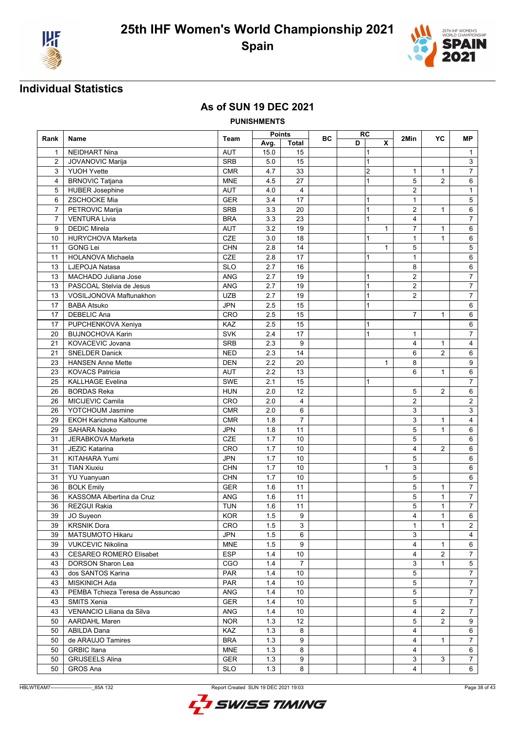# 25th IHF Women's World Championship 2021

## Spain

### Individual Statistics

### As of SUN 19 DEC 2021

**PUNISHMENTS**

| Rank | Name | Team | Points | | BC | RC | | 2Min | YC | MP |
|---|---|---|---|---|---|---|---|---|---|---|
| | | | Avg. | Total | | D | X | | | |
| 1 | NEIDHART Nina | AUT | 15.0 | 15 | | | 1 | | | 1 |
| 2 | JOVANOVIC Marija | SRB | 5.0 | 15 | | | 1 | | | 3 |
| 3 | YUOH Yvette | CMR | 4.7 | 33 | | | 2 | 1 | 1 | 7 |
| 4 | BRNOVIC Tatjana | MNE | 4.5 | 27 | | | 1 | 5 | 2 | 6 |
| 5 | HUBER Josephine | AUT | 4.0 | 4 | | | | 2 | | 1 |
| 6 | ZSCHOCKE Mia | GER | 3.4 | 17 | | | 1 | 1 | | 5 |
| 7 | PETROVIC Marija | SRB | 3.3 | 20 | | | 1 | 2 | 1 | 6 |
| 7 | VENTURA Livia | BRA | 3.3 | 23 | | | 1 | 4 | | 7 |
| 9 | DEDIC Mirela | AUT | 3.2 | 19 | | | 1 | 7 | 1 | 6 |
| 10 | HURYCHOVA Marketa | CZE | 3.0 | 18 | | | 1 | 1 | 1 | 6 |
| 11 | GONG Lei | CHN | 2.8 | 14 | | | 1 | 5 | | 5 |
| 11 | HOLANOVA Michaela | CZE | 2.8 | 17 | | | 1 | 1 | | 6 |
| 13 | LJEPOJA Natasa | SLO | 2.7 | 16 | | | | 8 | | 6 |
| 13 | MACHADO Juliana Jose | ANG | 2.7 | 19 | | | 1 | 2 | | 7 |
| 13 | PASCOAL Stelvia de Jesus | ANG | 2.7 | 19 | | | 1 | 2 | | 7 |
| 13 | VOSILJONOVA Maftunakhon | UZB | 2.7 | 19 | | | 1 | 2 | | 7 |
| 17 | BABA Atsuko | JPN | 2.5 | 15 | | | 1 | | | 6 |
| 17 | DEBELIC Ana | CRO | 2.5 | 15 | | | | 7 | 1 | 6 |
| 17 | PUPCHENKOVA Xeniya | KAZ | 2.5 | 15 | | | 1 | | | 6 |
| 20 | BUJNOCHOVA Karin | SVK | 2.4 | 17 | | | 1 | 1 | | 7 |
| 21 | KOVACEVIC Jovana | SRB | 2.3 | 9 | | | | 4 | 1 | 4 |
| 21 | SNELDER Danick | NED | 2.3 | 14 | | | | 6 | 2 | 6 |
| 23 | HANSEN Anne Mette | DEN | 2.2 | 20 | | | 1 | 8 | | 9 |
| 23 | KOVACS Patricia | AUT | 2.2 | 13 | | | | 6 | 1 | 6 |
| 25 | KALLHAGE Evelina | SWE | 2.1 | 15 | | | 1 | | | 7 |
| 26 | BORDAS Reka | HUN | 2.0 | 12 | | | | 5 | 2 | 6 |
| 26 | MICIJEVIC Camila | CRO | 2.0 | 4 | | | | 2 | | 2 |
| 26 | YOTCHOUM Jasmine | CMR | 2.0 | 6 | | | | 3 | | 3 |
| 29 | EKOH Karichma Kaltoume | CMR | 1.8 | 7 | | | | 3 | 1 | 4 |
| 29 | SAHARA Naoko | JPN | 1.8 | 11 | | | | 5 | 1 | 6 |
| 31 | JERABKOVA Marketa | CZE | 1.7 | 10 | | | | 5 | | 6 |
| 31 | JEZIC Katarina | CRO | 1.7 | 10 | | | | 4 | 2 | 6 |
| 31 | KITAHARA Yumi | JPN | 1.7 | 10 | | | | 5 | | 6 |
| 31 | TIAN Xiuxiu | CHN | 1.7 | 10 | | | 1 | 3 | | 6 |
| 31 | YU Yuanyuan | CHN | 1.7 | 10 | | | | 5 | | 6 |
| 36 | BOLK Emily | GER | 1.6 | 11 | | | | 5 | 1 | 7 |
| 36 | KASSOMA Albertina da Cruz | ANG | 1.6 | 11 | | | | 5 | 1 | 7 |
| 36 | REZGUI Rakia | TUN | 1.6 | 11 | | | | 5 | 1 | 7 |
| 39 | JO Suyeon | KOR | 1.5 | 9 | | | | 4 | 1 | 6 |
| 39 | KRSNIK Dora | CRO | 1.5 | 3 | | | | 1 | 1 | 2 |
| 39 | MATSUMOTO Hikaru | JPN | 1.5 | 6 | | | | 3 | | 4 |
| 39 | VUKCEVIC Nikolina | MNE | 1.5 | 9 | | | | 4 | 1 | 6 |
| 43 | CESAREO ROMERO Elisabet | ESP | 1.4 | 10 | | | | 4 | 2 | 7 |
| 43 | DORSON Sharon Lea | CGO | 1.4 | 7 | | | | 3 | 1 | 5 |
| 43 | dos SANTOS Karina | PAR | 1.4 | 10 | | | | 5 | | 7 |
| 43 | MISKINICH Ada | PAR | 1.4 | 10 | | | | 5 | | 7 |
| 43 | PEMBA Tchieza Teresa de Assuncao | ANG | 1.4 | 10 | | | | 5 | | 7 |
| 43 | SMITS Xenia | GER | 1.4 | 10 | | | | 5 | | 7 |
| 43 | VENANCIO Liliana da Silva | ANG | 1.4 | 10 | | | | 4 | 2 | 7 |
| 50 | AARDAHL Maren | NOR | 1.3 | 12 | | | | 5 | 2 | 9 |
| 50 | ABILDA Dana | KAZ | 1.3 | 8 | | | | 4 | | 6 |
| 50 | de ARAUJO Tamires | BRA | 1.3 | 9 | | | | 4 | 1 | 7 |
| 50 | GRBIC Itana | MNE | 1.3 | 8 | | | | 4 | | 6 |
| 50 | GRIJSEELS Alina | GER | 1.3 | 9 | | | | 3 | 3 | 7 |
| 50 | GROS Ana | SLO | 1.3 | 8 | | | | 4 | | 6 |

HBLWTEAM7-------------------------_85A 132 Report Created SUN 19 DEC 2021 19:03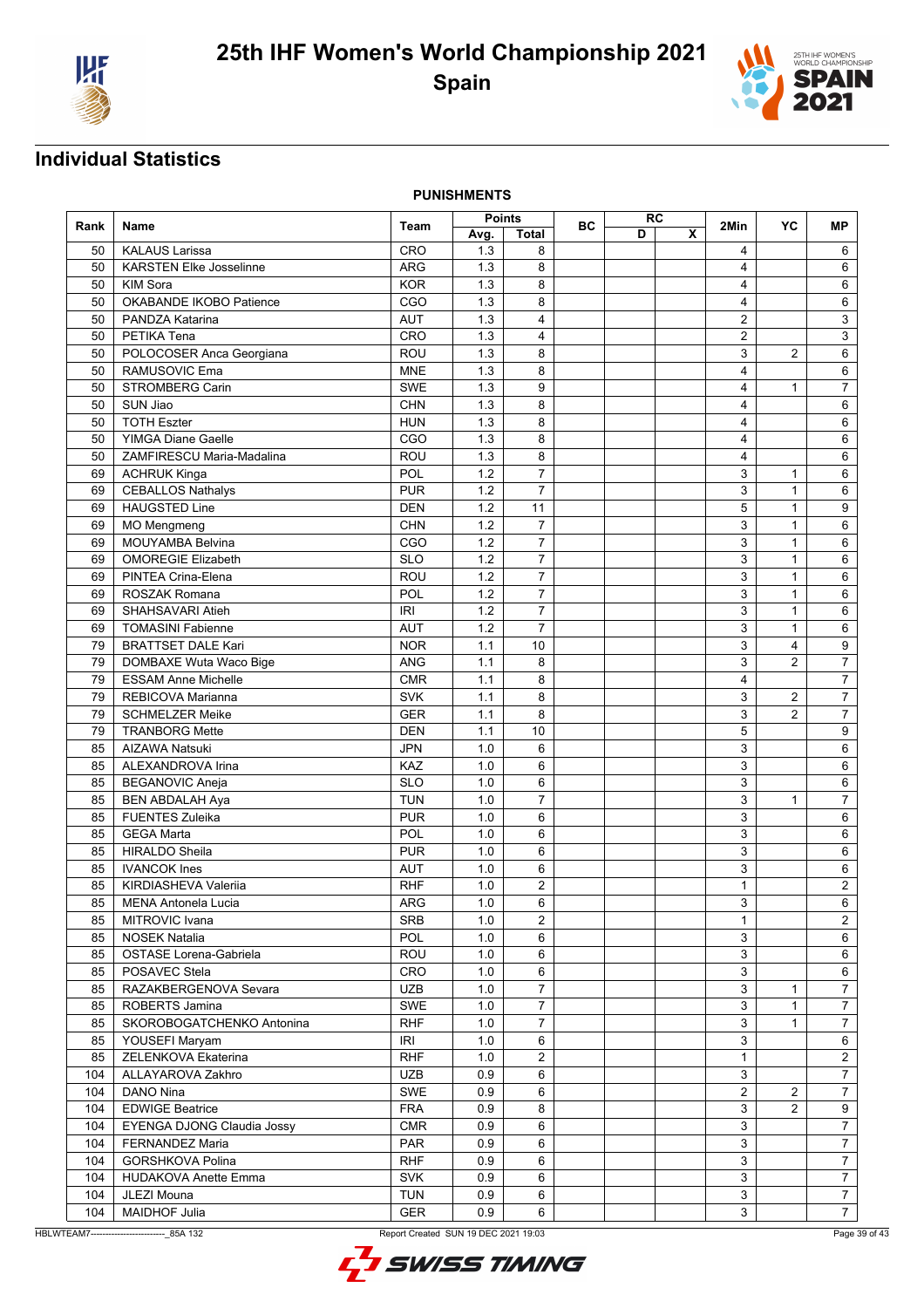# 25th IHF Women's World Championship 2021

## Spain

## Individual Statistics

### PUNISHMENTS

| Rank | Name | Team | Points | | BC | RC | | 2Min | YC | MP |
|---|---|---|---|---|---|---|---|---|---|---|
| | | | Avg. | Total | | D | X | | | |
| 50 | KALAUS Larissa | CRO | 1.3 | 8 | | | | 4 | | 6 |
| 50 | KARSTEN Elke Josselinne | ARG | 1.3 | 8 | | | | 4 | | 6 |
| 50 | KIM Sora | KOR | 1.3 | 8 | | | | 4 | | 6 |
| 50 | OKABANDE IKOBO Patience | CGO | 1.3 | 8 | | | | 4 | | 6 |
| 50 | PANDZA Katarina | AUT | 1.3 | 4 | | | | 2 | | 3 |
| 50 | PETIKA Tena | CRO | 1.3 | 4 | | | | 2 | | 3 |
| 50 | POLOCOSER Anca Georgiana | ROU | 1.3 | 8 | | | | 3 | 2 | 6 |
| 50 | RAMUSOVIC Ema | MNE | 1.3 | 8 | | | | 4 | | 6 |
| 50 | STROMBERG Carin | SWE | 1.3 | 9 | | | | 4 | 1 | 7 |
| 50 | SUN Jiao | CHN | 1.3 | 8 | | | | 4 | | 6 |
| 50 | TOTH Eszter | HUN | 1.3 | 8 | | | | 4 | | 6 |
| 50 | YIMGA Diane Gaelle | CGO | 1.3 | 8 | | | | 4 | | 6 |
| 50 | ZAMFIRESCU Maria-Madalina | ROU | 1.3 | 8 | | | | 4 | | 6 |
| 69 | ACHRUK Kinga | POL | 1.2 | 7 | | | | 3 | 1 | 6 |
| 69 | CEBALLOS Nathalys | PUR | 1.2 | 7 | | | | 3 | 1 | 6 |
| 69 | HAUGSTED Line | DEN | 1.2 | 11 | | | | 5 | 1 | 9 |
| 69 | MO Mengmeng | CHN | 1.2 | 7 | | | | 3 | 1 | 6 |
| 69 | MOUYAMBA Belvina | CGO | 1.2 | 7 | | | | 3 | 1 | 6 |
| 69 | OMOREGIE Elizabeth | SLO | 1.2 | 7 | | | | 3 | 1 | 6 |
| 69 | PINTEA Crina-Elena | ROU | 1.2 | 7 | | | | 3 | 1 | 6 |
| 69 | ROSZAK Romana | POL | 1.2 | 7 | | | | 3 | 1 | 6 |
| 69 | SHAHSAVARI Atieh | IRI | 1.2 | 7 | | | | 3 | 1 | 6 |
| 69 | TOMASINI Fabienne | AUT | 1.2 | 7 | | | | 3 | 1 | 6 |
| 79 | BRATTSET DALE Kari | NOR | 1.1 | 10 | | | | 3 | 4 | 9 |
| 79 | DOMBAXE Wuta Waco Bige | ANG | 1.1 | 8 | | | | 3 | 2 | 7 |
| 79 | ESSAM Anne Michelle | CMR | 1.1 | 8 | | | | 4 | | 7 |
| 79 | REBICOVA Marianna | SVK | 1.1 | 8 | | | | 3 | 2 | 7 |
| 79 | SCHMELZER Meike | GER | 1.1 | 8 | | | | 3 | 2 | 7 |
| 79 | TRANBORG Mette | DEN | 1.1 | 10 | | | | 5 | | 9 |
| 85 | AIZAWA Natsuki | JPN | 1.0 | 6 | | | | 3 | | 6 |
| 85 | ALEXANDROVA Irina | KAZ | 1.0 | 6 | | | | 3 | | 6 |
| 85 | BEGANOVIC Aneja | SLO | 1.0 | 6 | | | | 3 | | 6 |
| 85 | BEN ABDALAH Aya | TUN | 1.0 | 7 | | | | 3 | 1 | 7 |
| 85 | FUENTES Zuleika | PUR | 1.0 | 6 | | | | 3 | | 6 |
| 85 | GEGA Marta | POL | 1.0 | 6 | | | | 3 | | 6 |
| 85 | HIRALDO Sheila | PUR | 1.0 | 6 | | | | 3 | | 6 |
| 85 | IVANCOK Ines | AUT | 1.0 | 6 | | | | 3 | | 6 |
| 85 | KIRDIASHEVA Valeriia | RHF | 1.0 | 2 | | | | 1 | | 2 |
| 85 | MENA Antonela Lucia | ARG | 1.0 | 6 | | | | 3 | | 6 |
| 85 | MITROVIC Ivana | SRB | 1.0 | 2 | | | | 1 | | 2 |
| 85 | NOSEK Natalia | POL | 1.0 | 6 | | | | 3 | | 6 |
| 85 | OSTASE Lorena-Gabriela | ROU | 1.0 | 6 | | | | 3 | | 6 |
| 85 | POSAVEC Stela | CRO | 1.0 | 6 | | | | 3 | | 6 |
| 85 | RAZAKBERGENOVA Sevara | UZB | 1.0 | 7 | | | | 3 | 1 | 7 |
| 85 | ROBERTS Jamina | SWE | 1.0 | 7 | | | | 3 | 1 | 7 |
| 85 | SKOROBOGATCHENKO Antonina | RHF | 1.0 | 7 | | | | 3 | 1 | 7 |
| 85 | YOUSEFI Maryam | IRI | 1.0 | 6 | | | | 3 | | 6 |
| 85 | ZELENKOVA Ekaterina | RHF | 1.0 | 2 | | | | 1 | | 2 |
| 104 | ALLAYAROVA Zakhro | UZB | 0.9 | 6 | | | | 3 | | 7 |
| 104 | DANO Nina | SWE | 0.9 | 6 | | | | 2 | 2 | 7 |
| 104 | EDWIGE Beatrice | FRA | 0.9 | 8 | | | | 3 | 2 | 9 |
| 104 | EYENGA DJONG Claudia Jossy | CMR | 0.9 | 6 | | | | 3 | | 7 |
| 104 | FERNANDEZ Maria | PAR | 0.9 | 6 | | | | 3 | | 7 |
| 104 | GORSHKOVA Polina | RHF | 0.9 | 6 | | | | 3 | | 7 |
| 104 | HUDAKOVA Anette Emma | SVK | 0.9 | 6 | | | | 3 | | 7 |
| 104 | JLEZI Mouna | TUN | 0.9 | 6 | | | | 3 | | 7 |
| 104 | MAIDHOF Julia | GER | 0.9 | 6 | | | | 3 | | 7 |

HBLWTEAM7-------------------------_85A 132 Report Created SUN 19 DEC 2021 19:03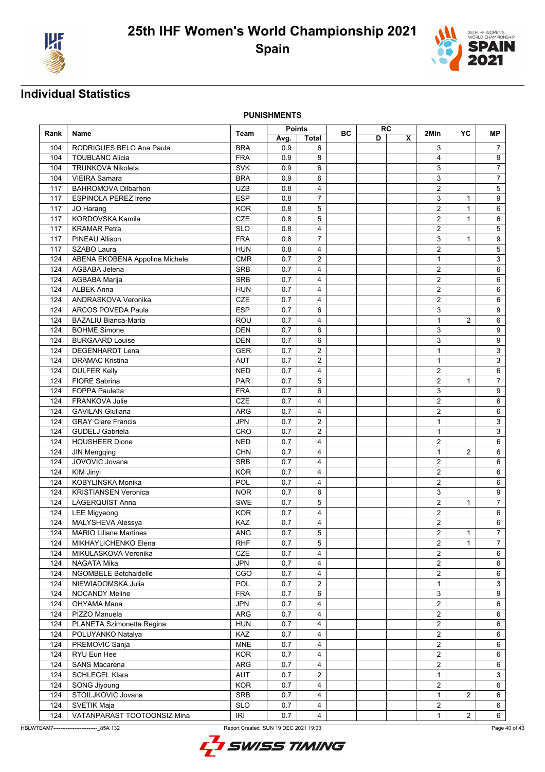# 25th IHF Women's World Championship 2021

## Spain

## Individual Statistics

### PUNISHMENTS

| Rank | Name | Team | Points | | BC | RC | | 2Min | YC | MP |
|---|---|---|---|---|---|---|---|---|---|---|
| | | | Avg. | Total | | D | X | | | |
| 104 | RODRIGUES BELO Ana Paula | BRA | 0.9 | 6 | | | | 3 | | 7 |
| 104 | TOUBLANC Alicia | FRA | 0.9 | 8 | | | | 4 | | 9 |
| 104 | TRUNKOVA Nikoleta | SVK | 0.9 | 6 | | | | 3 | | 7 |
| 104 | VIEIRA Samara | BRA | 0.9 | 6 | | | | 3 | | 7 |
| 117 | BAHROMOVA Dilbarhon | UZB | 0.8 | 4 | | | | 2 | | 5 |
| 117 | ESPINOLA PEREZ Irene | ESP | 0.8 | 7 | | | | 3 | 1 | 9 |
| 117 | JO Harang | KOR | 0.8 | 5 | | | | 2 | 1 | 6 |
| 117 | KORDOVSKA Kamila | CZE | 0.8 | 5 | | | | 2 | 1 | 6 |
| 117 | KRAMAR Petra | SLO | 0.8 | 4 | | | | 2 | | 5 |
| 117 | PINEAU Allison | FRA | 0.8 | 7 | | | | 3 | 1 | 9 |
| 117 | SZABO Laura | HUN | 0.8 | 4 | | | | 2 | | 5 |
| 124 | ABENA EKOBENA Appoline Michele | CMR | 0.7 | 2 | | | | 1 | | 3 |
| 124 | AGBABA Jelena | SRB | 0.7 | 4 | | | | 2 | | 6 |
| 124 | AGBABA Marija | SRB | 0.7 | 4 | | | | 2 | | 6 |
| 124 | ALBEK Anna | HUN | 0.7 | 4 | | | | 2 | | 6 |
| 124 | ANDRASKOVA Veronika | CZE | 0.7 | 4 | | | | 2 | | 6 |
| 124 | ARCOS POVEDA Paula | ESP | 0.7 | 6 | | | | 3 | | 9 |
| 124 | BAZALIU Bianca-Maria | ROU | 0.7 | 4 | | | | 1 | 2 | 6 |
| 124 | BOHME Simone | DEN | 0.7 | 6 | | | | 3 | | 9 |
| 124 | BURGAARD Louise | DEN | 0.7 | 6 | | | | 3 | | 9 |
| 124 | DEGENHARDT Lena | GER | 0.7 | 2 | | | | 1 | | 3 |
| 124 | DRAMAC Kristina | AUT | 0.7 | 2 | | | | 1 | | 3 |
| 124 | DULFER Kelly | NED | 0.7 | 4 | | | | 2 | | 6 |
| 124 | FIORE Sabrina | PAR | 0.7 | 5 | | | | 2 | 1 | 7 |
| 124 | FOPPA Pauletta | FRA | 0.7 | 6 | | | | 3 | | 9 |
| 124 | FRANKOVA Julie | CZE | 0.7 | 4 | | | | 2 | | 6 |
| 124 | GAVILAN Giuliana | ARG | 0.7 | 4 | | | | 2 | | 6 |
| 124 | GRAY Clare Francis | JPN | 0.7 | 2 | | | | 1 | | 3 |
| 124 | GUDELJ Gabriela | CRO | 0.7 | 2 | | | | 1 | | 3 |
| 124 | HOUSHEER Dione | NED | 0.7 | 4 | | | | 2 | | 6 |
| 124 | JIN Mengqing | CHN | 0.7 | 4 | | | | 1 | 2 | 6 |
| 124 | JOVOVIC Jovana | SRB | 0.7 | 4 | | | | 2 | | 6 |
| 124 | KIM Jinyi | KOR | 0.7 | 4 | | | | 2 | | 6 |
| 124 | KOBYLINSKA Monika | POL | 0.7 | 4 | | | | 2 | | 6 |
| 124 | KRISTIANSEN Veronica | NOR | 0.7 | 6 | | | | 3 | | 9 |
| 124 | LAGERQUIST Anna | SWE | 0.7 | 5 | | | | 2 | 1 | 7 |
| 124 | LEE Migyeong | KOR | 0.7 | 4 | | | | 2 | | 6 |
| 124 | MALYSHEVA Alessya | KAZ | 0.7 | 4 | | | | 2 | | 6 |
| 124 | MARIO Liliane Martines | ANG | 0.7 | 5 | | | | 2 | 1 | 7 |
| 124 | MIKHAYLICHENKO Elena | RHF | 0.7 | 5 | | | | 2 | 1 | 7 |
| 124 | MIKULASKOVA Veronika | CZE | 0.7 | 4 | | | | 2 | | 6 |
| 124 | NAGATA Mika | JPN | 0.7 | 4 | | | | 2 | | 6 |
| 124 | NGOMBELE Betchaidelle | CGO | 0.7 | 4 | | | | 2 | | 6 |
| 124 | NIEWIADOMSKA Julia | POL | 0.7 | 2 | | | | 1 | | 3 |
| 124 | NOCANDY Meline | FRA | 0.7 | 6 | | | | 3 | | 9 |
| 124 | OHYAMA Mana | JPN | 0.7 | 4 | | | | 2 | | 6 |
| 124 | PIZZO Manuela | ARG | 0.7 | 4 | | | | 2 | | 6 |
| 124 | PLANETA Szimonetta Regina | HUN | 0.7 | 4 | | | | 2 | | 6 |
| 124 | POLUYANKO Natalya | KAZ | 0.7 | 4 | | | | 2 | | 6 |
| 124 | PREMOVIC Sanja | MNE | 0.7 | 4 | | | | 2 | | 6 |
| 124 | RYU Eun Hee | KOR | 0.7 | 4 | | | | 2 | | 6 |
| 124 | SANS Macarena | ARG | 0.7 | 4 | | | | 2 | | 6 |
| 124 | SCHLEGEL Klara | AUT | 0.7 | 2 | | | | 1 | | 3 |
| 124 | SONG Jiyoung | KOR | 0.7 | 4 | | | | 2 | | 6 |
| 124 | STOILJKOVIC Jovana | SRB | 0.7 | 4 | | | | 1 | 2 | 6 |
| 124 | SVETIK Maja | SLO | 0.7 | 4 | | | | 2 | | 6 |
| 124 | VATANPARAST TOOTOONSIZ Mina | IRI | 0.7 | 4 | | | | 1 | 2 | 6 |

HBLWTEAM7-------------------------_85A 132 Report Created SUN 19 DEC 2021 19:03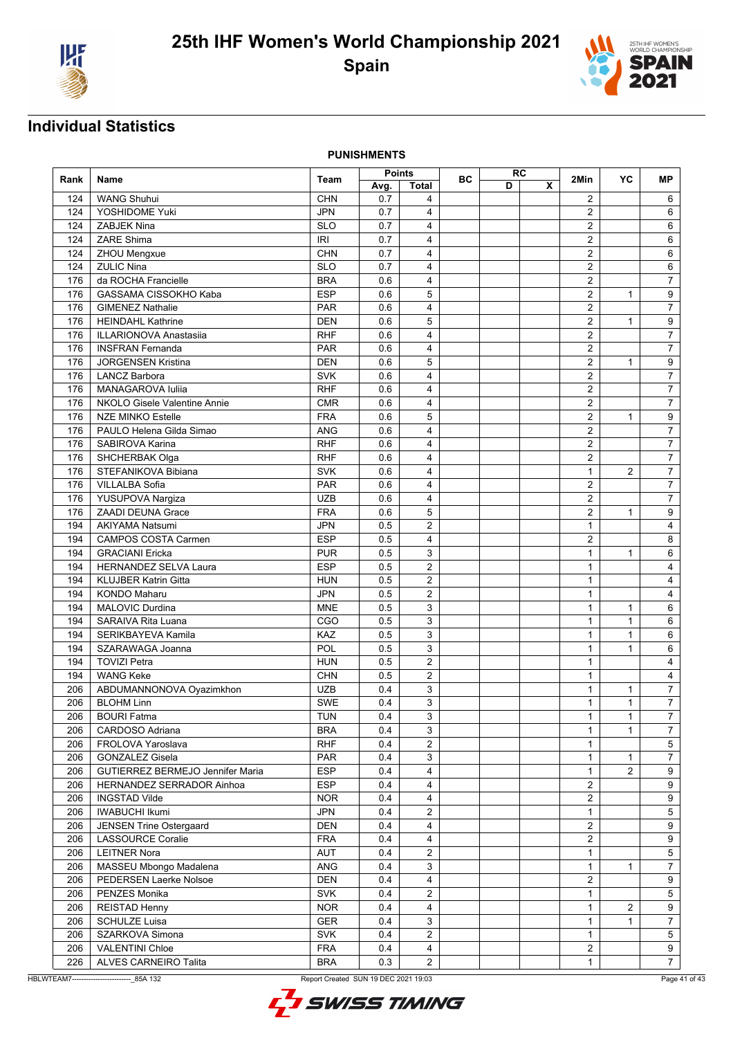# 25th IHF Women's World Championship 2021

## Spain

## Individual Statistics

### PUNISHMENTS

| Rank | Name | Team | Points | | BC | RC | | 2Min | YC | MP |
|---|---|---|---|---|---|---|---|---|---|---|
| | | | Avg. | Total | | D | X | | | |
| 124 | WANG Shuhui | CHN | 0.7 | 4 | | | | 2 | | 6 |
| 124 | YOSHIDOME Yuki | JPN | 0.7 | 4 | | | | 2 | | 6 |
| 124 | ZABJEK Nina | SLO | 0.7 | 4 | | | | 2 | | 6 |
| 124 | ZARE Shima | IRI | 0.7 | 4 | | | | 2 | | 6 |
| 124 | ZHOU Mengxue | CHN | 0.7 | 4 | | | | 2 | | 6 |
| 124 | ZULIC Nina | SLO | 0.7 | 4 | | | | 2 | | 6 |
| 176 | da ROCHA Francielle | BRA | 0.6 | 4 | | | | 2 | | 7 |
| 176 | GASSAMA CISSOKHO Kaba | ESP | 0.6 | 5 | | | | 2 | 1 | 9 |
| 176 | GIMENEZ Nathalie | PAR | 0.6 | 4 | | | | 2 | | 7 |
| 176 | HEINDAHL Kathrine | DEN | 0.6 | 5 | | | | 2 | 1 | 9 |
| 176 | ILLARIONOVA Anastasiia | RHF | 0.6 | 4 | | | | 2 | | 7 |
| 176 | INSFRAN Fernanda | PAR | 0.6 | 4 | | | | 2 | | 7 |
| 176 | JORGENSEN Kristina | DEN | 0.6 | 5 | | | | 2 | 1 | 9 |
| 176 | LANCZ Barbora | SVK | 0.6 | 4 | | | | 2 | | 7 |
| 176 | MANAGAROVA Iuliia | RHF | 0.6 | 4 | | | | 2 | | 7 |
| 176 | NKOLO Gisele Valentine Annie | CMR | 0.6 | 4 | | | | 2 | | 7 |
| 176 | NZE MINKO Estelle | FRA | 0.6 | 5 | | | | 2 | 1 | 9 |
| 176 | PAULO Helena Gilda Simao | ANG | 0.6 | 4 | | | | 2 | | 7 |
| 176 | SABIROVA Karina | RHF | 0.6 | 4 | | | | 2 | | 7 |
| 176 | SHCHERBAK Olga | RHF | 0.6 | 4 | | | | 2 | | 7 |
| 176 | STEFANIKOVA Bibiana | SVK | 0.6 | 4 | | | | 1 | 2 | 7 |
| 176 | VILLALBA Sofia | PAR | 0.6 | 4 | | | | 2 | | 7 |
| 176 | YUSUPOVA Nargiza | UZB | 0.6 | 4 | | | | 2 | | 7 |
| 176 | ZAADI DEUNA Grace | FRA | 0.6 | 5 | | | | 2 | 1 | 9 |
| 194 | AKIYAMA Natsumi | JPN | 0.5 | 2 | | | | 1 | | 4 |
| 194 | CAMPOS COSTA Carmen | ESP | 0.5 | 4 | | | | 2 | | 8 |
| 194 | GRACIANI Ericka | PUR | 0.5 | 3 | | | | 1 | 1 | 6 |
| 194 | HERNANDEZ SELVA Laura | ESP | 0.5 | 2 | | | | 1 | | 4 |
| 194 | KLUJBER Katrin Gitta | HUN | 0.5 | 2 | | | | 1 | | 4 |
| 194 | KONDO Maharu | JPN | 0.5 | 2 | | | | 1 | | 4 |
| 194 | MALOVIC Durdina | MNE | 0.5 | 3 | | | | 1 | 1 | 6 |
| 194 | SARAIVA Rita Luana | CGO | 0.5 | 3 | | | | 1 | 1 | 6 |
| 194 | SERIKBAYEVA Kamila | KAZ | 0.5 | 3 | | | | 1 | 1 | 6 |
| 194 | SZARAWAGA Joanna | POL | 0.5 | 3 | | | | 1 | 1 | 6 |
| 194 | TOVIZI Petra | HUN | 0.5 | 2 | | | | 1 | | 4 |
| 194 | WANG Keke | CHN | 0.5 | 2 | | | | 1 | | 4 |
| 206 | ABDUMANNONOVA Oyazimkhon | UZB | 0.4 | 3 | | | | 1 | 1 | 7 |
| 206 | BLOHM Linn | SWE | 0.4 | 3 | | | | 1 | 1 | 7 |
| 206 | BOURI Fatma | TUN | 0.4 | 3 | | | | 1 | 1 | 7 |
| 206 | CARDOSO Adriana | BRA | 0.4 | 3 | | | | 1 | 1 | 7 |
| 206 | FROLOVA Yaroslava | RHF | 0.4 | 2 | | | | 1 | | 5 |
| 206 | GONZALEZ Gisela | PAR | 0.4 | 3 | | | | 1 | 1 | 7 |
| 206 | GUTIERREZ BERMEJO Jennifer Maria | ESP | 0.4 | 4 | | | | 1 | 2 | 9 |
| 206 | HERNANDEZ SERRADOR Ainhoa | ESP | 0.4 | 4 | | | | 2 | | 9 |
| 206 | INGSTAD Vilde | NOR | 0.4 | 4 | | | | 2 | | 9 |
| 206 | IWABUCHI Ikumi | JPN | 0.4 | 2 | | | | 1 | | 5 |
| 206 | JENSEN Trine Ostergaard | DEN | 0.4 | 4 | | | | 2 | | 9 |
| 206 | LASSOURCE Coralie | FRA | 0.4 | 4 | | | | 2 | | 9 |
| 206 | LEITNER Nora | AUT | 0.4 | 2 | | | | 1 | | 5 |
| 206 | MASSEU Mbongo Madalena | ANG | 0.4 | 3 | | | | 1 | 1 | 7 |
| 206 | PEDERSEN Laerke Nolsoe | DEN | 0.4 | 4 | | | | 2 | | 9 |
| 206 | PENZES Monika | SVK | 0.4 | 2 | | | | 1 | | 5 |
| 206 | REISTAD Henny | NOR | 0.4 | 4 | | | | 1 | 2 | 9 |
| 206 | SCHULZE Luisa | GER | 0.4 | 3 | | | | 1 | 1 | 7 |
| 206 | SZARKOVA Simona | SVK | 0.4 | 2 | | | | 1 | | 5 |
| 206 | VALENTINI Chloe | FRA | 0.4 | 4 | | | | 2 | | 9 |
| 226 | ALVES CARNEIRO Talita | BRA | 0.3 | 2 | | | | 1 | | 7 |

HBLWTEAM7-------------------------_85A 132 Report Created SUN 19 DEC 2021 19:03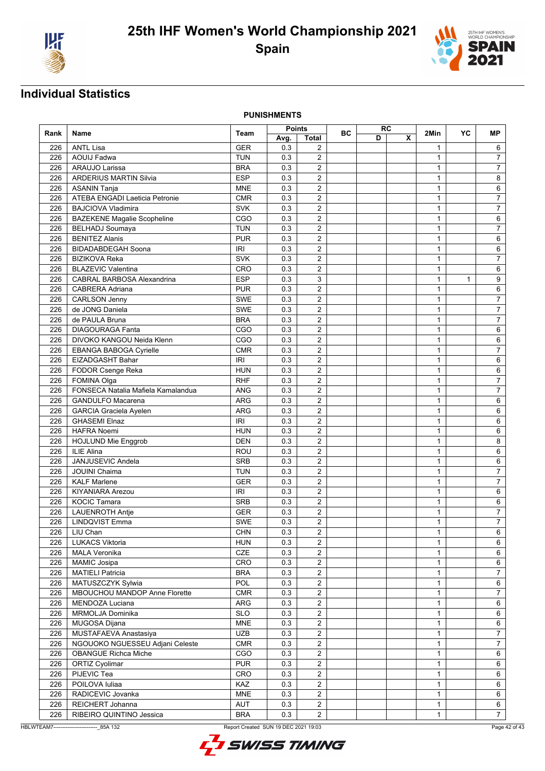## Individual Statistics

### PUNISHMENTS

| Rank | Name | Team | Points | | BC | RC | | 2Min | YC | MP |
|---|---|---|---|---|---|---|---|---|---|---|
| | | | Avg. | Total | | D | X | | | |
| 226 | ANTL Lisa | GER | 0.3 | 2 | | | | 1 | | 6 |
| 226 | AOUIJ Fadwa | TUN | 0.3 | 2 | | | | 1 | | 7 |
| 226 | ARAUJO Larissa | BRA | 0.3 | 2 | | | | 1 | | 7 |
| 226 | ARDERIUS MARTIN Silvia | ESP | 0.3 | 2 | | | | 1 | | 8 |
| 226 | ASANIN Tanja | MNE | 0.3 | 2 | | | | 1 | | 6 |
| 226 | ATEBA ENGADI Laeticia Petronie | CMR | 0.3 | 2 | | | | 1 | | 7 |
| 226 | BAJCIOVA Vladimira | SVK | 0.3 | 2 | | | | 1 | | 7 |
| 226 | BAZEKENE Magalie Scopheline | CGO | 0.3 | 2 | | | | 1 | | 6 |
| 226 | BELHADJ Soumaya | TUN | 0.3 | 2 | | | | 1 | | 7 |
| 226 | BENITEZ Alanis | PUR | 0.3 | 2 | | | | 1 | | 6 |
| 226 | BIDADABDEGAH Soona | IRI | 0.3 | 2 | | | | 1 | | 6 |
| 226 | BIZIKOVA Reka | SVK | 0.3 | 2 | | | | 1 | | 7 |
| 226 | BLAZEVIC Valentina | CRO | 0.3 | 2 | | | | 1 | | 6 |
| 226 | CABRAL BARBOSA Alexandrina | ESP | 0.3 | 3 | | | | 1 | 1 | 9 |
| 226 | CABRERA Adriana | PUR | 0.3 | 2 | | | | 1 | | 6 |
| 226 | CARLSON Jenny | SWE | 0.3 | 2 | | | | 1 | | 7 |
| 226 | de JONG Daniela | SWE | 0.3 | 2 | | | | 1 | | 7 |
| 226 | de PAULA Bruna | BRA | 0.3 | 2 | | | | 1 | | 7 |
| 226 | DIAGOURAGA Fanta | CGO | 0.3 | 2 | | | | 1 | | 6 |
| 226 | DIVOKO KANGOU Neida Klenn | CGO | 0.3 | 2 | | | | 1 | | 6 |
| 226 | EBANGA BABOGA Cyrielle | CMR | 0.3 | 2 | | | | 1 | | 7 |
| 226 | EIZADGASHT Bahar | IRI | 0.3 | 2 | | | | 1 | | 6 |
| 226 | FODOR Csenge Reka | HUN | 0.3 | 2 | | | | 1 | | 6 |
| 226 | FOMINA Olga | RHF | 0.3 | 2 | | | | 1 | | 7 |
| 226 | FONSECA Natalia Mafiela Kamalandua | ANG | 0.3 | 2 | | | | 1 | | 7 |
| 226 | GANDULFO Macarena | ARG | 0.3 | 2 | | | | 1 | | 6 |
| 226 | GARCIA Graciela Ayelen | ARG | 0.3 | 2 | | | | 1 | | 6 |
| 226 | GHASEMI Elnaz | IRI | 0.3 | 2 | | | | 1 | | 6 |
| 226 | HAFRA Noemi | HUN | 0.3 | 2 | | | | 1 | | 6 |
| 226 | HOJLUND Mie Enggrob | DEN | 0.3 | 2 | | | | 1 | | 8 |
| 226 | ILIE Alina | ROU | 0.3 | 2 | | | | 1 | | 6 |
| 226 | JANJUSEVIC Andela | SRB | 0.3 | 2 | | | | 1 | | 6 |
| 226 | JOUINI Chaima | TUN | 0.3 | 2 | | | | 1 | | 7 |
| 226 | KALF Marlene | GER | 0.3 | 2 | | | | 1 | | 7 |
| 226 | KIYANIARA Arezou | IRI | 0.3 | 2 | | | | 1 | | 6 |
| 226 | KOCIC Tamara | SRB | 0.3 | 2 | | | | 1 | | 6 |
| 226 | LAUENROTH Antje | GER | 0.3 | 2 | | | | 1 | | 7 |
| 226 | LINDQVIST Emma | SWE | 0.3 | 2 | | | | 1 | | 7 |
| 226 | LIU Chan | CHN | 0.3 | 2 | | | | 1 | | 6 |
| 226 | LUKACS Viktoria | HUN | 0.3 | 2 | | | | 1 | | 6 |
| 226 | MALA Veronika | CZE | 0.3 | 2 | | | | 1 | | 6 |
| 226 | MAMIC Josipa | CRO | 0.3 | 2 | | | | 1 | | 6 |
| 226 | MATIELI Patricia | BRA | 0.3 | 2 | | | | 1 | | 7 |
| 226 | MATUSZCZYK Sylwia | POL | 0.3 | 2 | | | | 1 | | 6 |
| 226 | MBOUCHOU MANDOP Anne Florette | CMR | 0.3 | 2 | | | | 1 | | 7 |
| 226 | MENDOZA Luciana | ARG | 0.3 | 2 | | | | 1 | | 6 |
| 226 | MRMOLJA Dominika | SLO | 0.3 | 2 | | | | 1 | | 6 |
| 226 | MUGOSA Dijana | MNE | 0.3 | 2 | | | | 1 | | 6 |
| 226 | MUSTAFAEVA Anastasiya | UZB | 0.3 | 2 | | | | 1 | | 7 |
| 226 | NGOUOKO NGUESSEU Adjani Celeste | CMR | 0.3 | 2 | | | | 1 | | 7 |
| 226 | OBANGUE Richca Miche | CGO | 0.3 | 2 | | | | 1 | | 6 |
| 226 | ORTIZ Cyolimar | PUR | 0.3 | 2 | | | | 1 | | 6 |
| 226 | PIJEVIC Tea | CRO | 0.3 | 2 | | | | 1 | | 6 |
| 226 | POILOVA Iuliaa | KAZ | 0.3 | 2 | | | | 1 | | 6 |
| 226 | RADICEVIC Jovanka | MNE | 0.3 | 2 | | | | 1 | | 6 |
| 226 | REICHERT Johanna | AUT | 0.3 | 2 | | | | 1 | | 6 |
| 226 | RIBEIRO QUINTINO Jessica | BRA | 0.3 | 2 | | | | 1 | | 7 |

HBLWTEAM7------------------------_85A 132 Report Created SUN 19 DEC 2021 19:03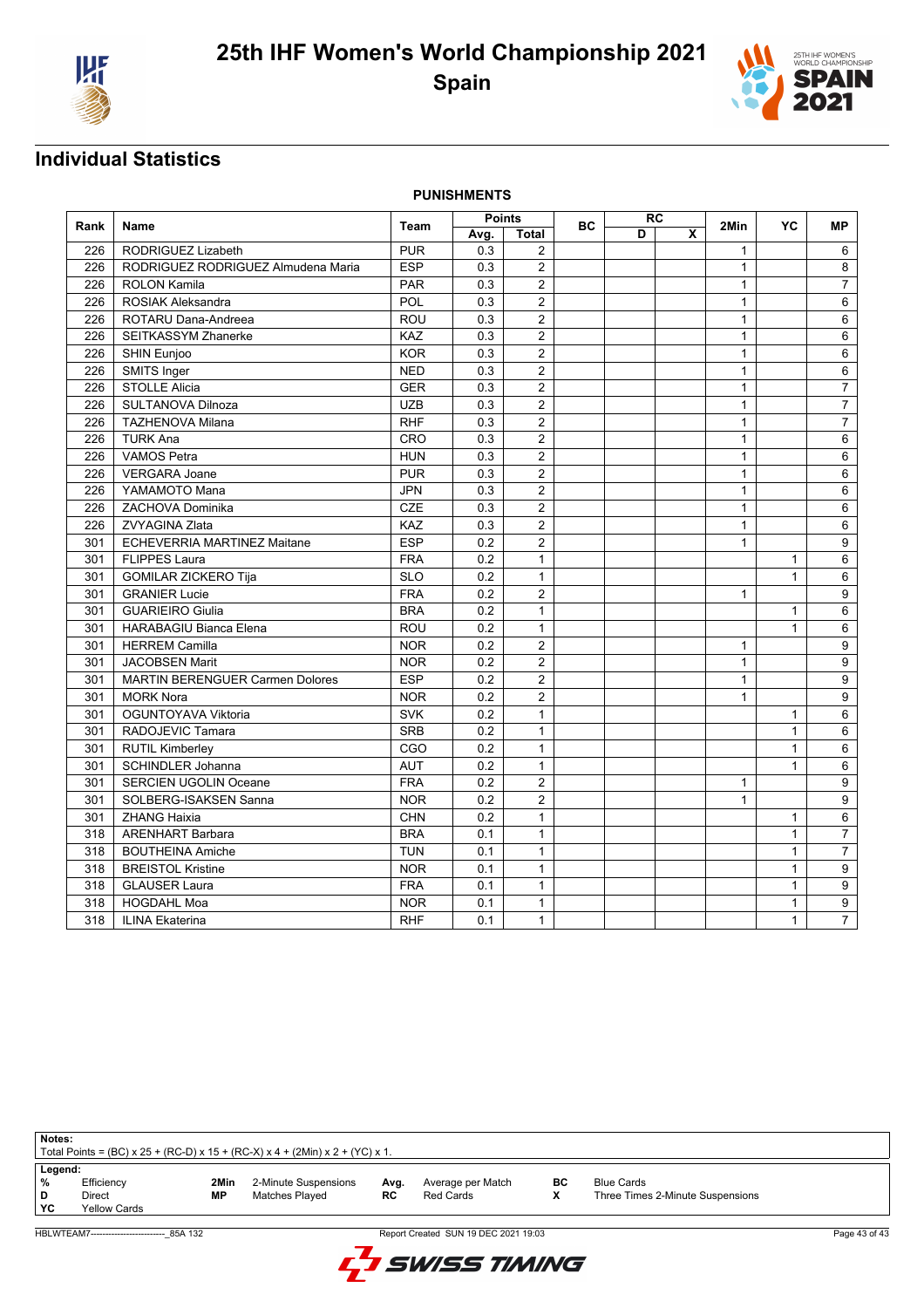# 25th IHF Women's World Championship 2021

## Spain

## Individual Statistics

### PUNISHMENTS

| Rank | Name | Team | Points | | BC | RC | | 2Min | YC | MP |
|---|---|---|---|---|---|---|---|---|---|---|
| | | | Avg. | Total | | D | X | | | |
| 226 | RODRIGUEZ Lizabeth | PUR | 0.3 | 2 | | | | 1 | | 6 |
| 226 | RODRIGUEZ RODRIGUEZ Almudena Maria | ESP | 0.3 | 2 | | | | 1 | | 8 |
| 226 | ROLON Kamila | PAR | 0.3 | 2 | | | | 1 | | 7 |
| 226 | ROSIAK Aleksandra | POL | 0.3 | 2 | | | | 1 | | 6 |
| 226 | ROTARU Dana-Andreea | ROU | 0.3 | 2 | | | | 1 | | 6 |
| 226 | SEITKASSYM Zhanerke | KAZ | 0.3 | 2 | | | | 1 | | 6 |
| 226 | SHIN Eunjoo | KOR | 0.3 | 2 | | | | 1 | | 6 |
| 226 | SMITS Inger | NED | 0.3 | 2 | | | | 1 | | 6 |
| 226 | STOLLE Alicia | GER | 0.3 | 2 | | | | 1 | | 7 |
| 226 | SULTANOVA Dilnoza | UZB | 0.3 | 2 | | | | 1 | | 7 |
| 226 | TAZHENOVA Milana | RHF | 0.3 | 2 | | | | 1 | | 7 |
| 226 | TURK Ana | CRO | 0.3 | 2 | | | | 1 | | 6 |
| 226 | VAMOS Petra | HUN | 0.3 | 2 | | | | 1 | | 6 |
| 226 | VERGARA Joane | PUR | 0.3 | 2 | | | | 1 | | 6 |
| 226 | YAMAMOTO Mana | JPN | 0.3 | 2 | | | | 1 | | 6 |
| 226 | ZACHOVA Dominika | CZE | 0.3 | 2 | | | | 1 | | 6 |
| 226 | ZVYAGINA Zlata | KAZ | 0.3 | 2 | | | | 1 | | 6 |
| 301 | ECHEVERRIA MARTINEZ Maitane | ESP | 0.2 | 2 | | | | 1 | | 9 |
| 301 | FLIPPES Laura | FRA | 0.2 | 1 | | | | | 1 | 6 |
| 301 | GOMILAR ZICKERO Tija | SLO | 0.2 | 1 | | | | | 1 | 6 |
| 301 | GRANIER Lucie | FRA | 0.2 | 2 | | | | 1 | | 9 |
| 301 | GUARIEIRO Giulia | BRA | 0.2 | 1 | | | | | 1 | 6 |
| 301 | HARABAGIU Bianca Elena | ROU | 0.2 | 1 | | | | | 1 | 6 |
| 301 | HERREM Camilla | NOR | 0.2 | 2 | | | | 1 | | 9 |
| 301 | JACOBSEN Marit | NOR | 0.2 | 2 | | | | 1 | | 9 |
| 301 | MARTIN BERENGUER Carmen Dolores | ESP | 0.2 | 2 | | | | 1 | | 9 |
| 301 | MORK Nora | NOR | 0.2 | 2 | | | | 1 | | 9 |
| 301 | OGUNTOYAVA Viktoria | SVK | 0.2 | 1 | | | | | 1 | 6 |
| 301 | RADOJEVIC Tamara | SRB | 0.2 | 1 | | | | | 1 | 6 |
| 301 | RUTIL Kimberley | CGO | 0.2 | 1 | | | | | 1 | 6 |
| 301 | SCHINDLER Johanna | AUT | 0.2 | 1 | | | | | 1 | 6 |
| 301 | SERCIEN UGOLIN Oceane | FRA | 0.2 | 2 | | | | 1 | | 9 |
| 301 | SOLBERG-ISAKSEN Sanna | NOR | 0.2 | 2 | | | | 1 | | 9 |
| 301 | ZHANG Haixia | CHN | 0.2 | 1 | | | | | 1 | 6 |
| 318 | ARENHART Barbara | BRA | 0.1 | 1 | | | | | 1 | 7 |
| 318 | BOUTHEINA Amiche | TUN | 0.1 | 1 | | | | | 1 | 7 |
| 318 | BREISTOL Kristine | NOR | 0.1 | 1 | | | | | 1 | 9 |
| 318 | GLAUSER Laura | FRA | 0.1 | 1 | | | | | 1 | 9 |
| 318 | HOGDAHL Moa | NOR | 0.1 | 1 | | | | | 1 | 9 |
| 318 | ILINA Ekaterina | RHF | 0.1 | 1 | | | | | 1 | 7 |

**Notes:**
Total Points = (BC) x 25 + (RC-D) x 15 + (RC-X) x 4 + (2Min) x 2 + (YC) x 1.

**Legend:**

| | | | | | | | |
|---|---|---|---|---|---|---|---|
| % | Efficiency | 2Min | 2-Minute Suspensions | Avg. | Average per Match | BC | Blue Cards |
| D | Direct | MP | Matches Played | RC | Red Cards | X | Three Times 2-Minute Suspensions |
| YC | Yellow Cards | | | | | | |

HBLWTEAM7-------------------------_85A 132 Report Created SUN 19 DEC 2021 19:03